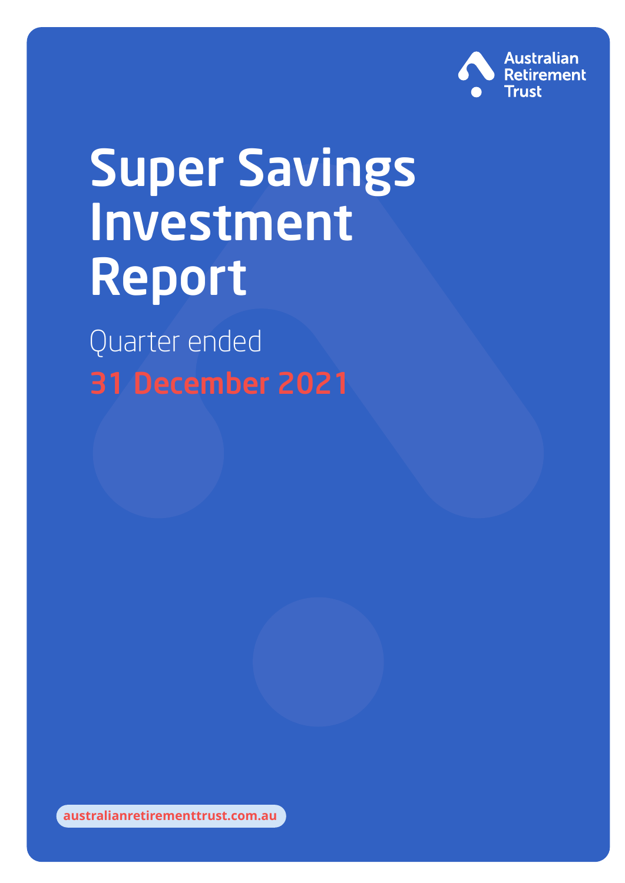Australian Retirement Trust

# Super Savings Investment Report

Quarter ended

**31 December 2021**

australianretirementtrust.com.au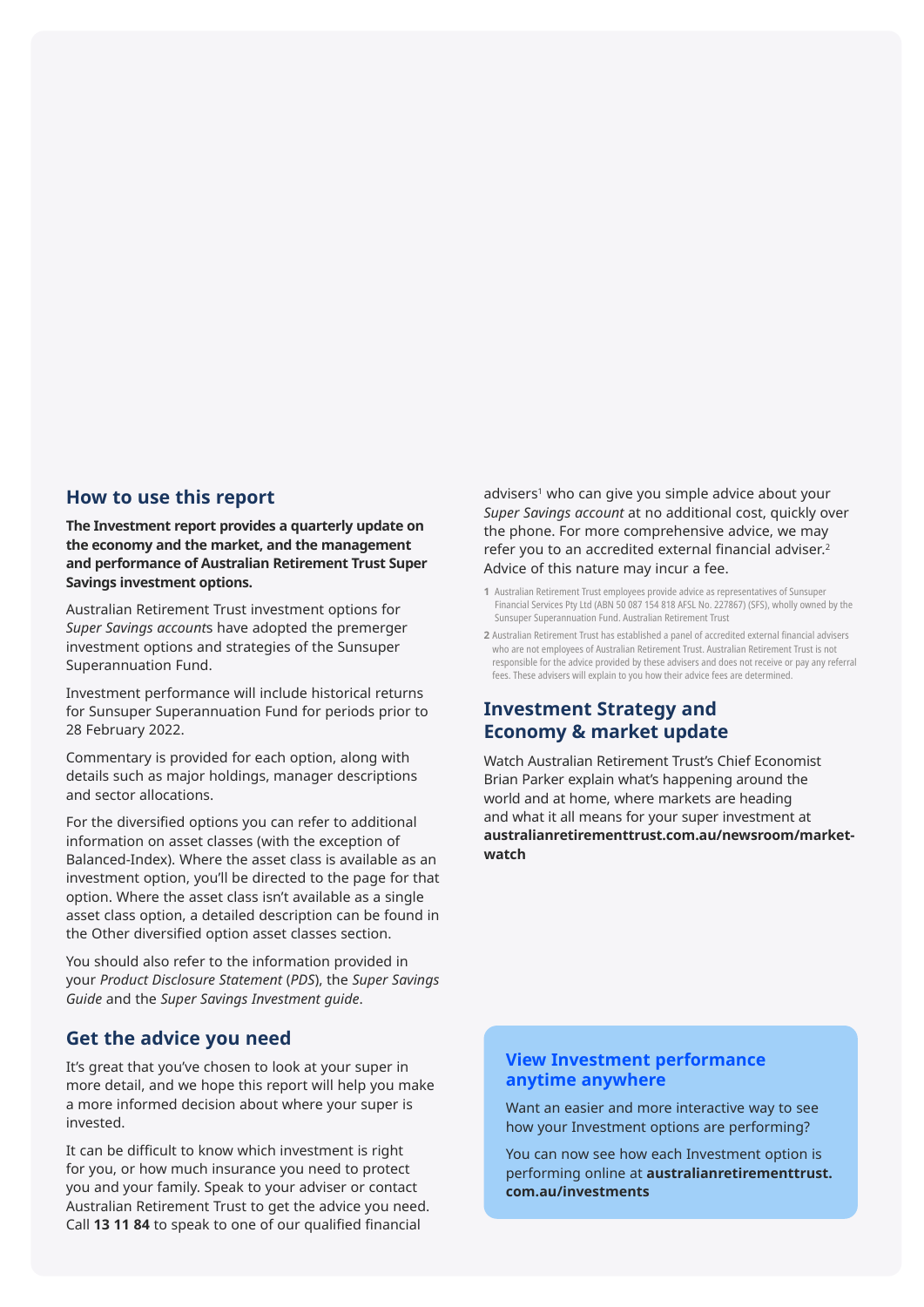## How to use this report

**The Investment report provides a quarterly update on the economy and the market, and the management and performance of Australian Retirement Trust Super Savings investment options.**

Australian Retirement Trust investment options for *Super Savings account*s have adopted the premerger investment options and strategies of the Sunsuper Superannuation Fund.

Investment performance will include historical returns for Sunsuper Superannuation Fund for periods prior to 28 February 2022.

Commentary is provided for each option, along with details such as major holdings, manager descriptions and sector allocations.

For the diversified options you can refer to additional information on asset classes (with the exception of Balanced-Index). Where the asset class is available as an investment option, you'll be directed to the page for that option. Where the asset class isn't available as a single asset class option, a detailed description can be found in the Other diversified option asset classes section.

You should also refer to the information provided in your *Product Disclosure Statement* (*PDS*), the *Super Savings Guide* and the *Super Savings Investment guide*.

## Get the advice you need

It's great that you've chosen to look at your super in more detail, and we hope this report will help you make a more informed decision about where your super is invested.

It can be difficult to know which investment is right for you, or how much insurance you need to protect you and your family. Speak to your adviser or contact Australian Retirement Trust to get the advice you need. Call **13 11 84** to speak to one of our qualified financial advisers[1] who can give you simple advice about your *Super Savings account* at no additional cost, quickly over the phone. For more comprehensive advice, we may refer you to an accredited external financial adviser.[2] Advice of this nature may incur a fee.

1 Australian Retirement Trust employees provide advice as representatives of Sunsuper Financial Services Pty Ltd (ABN 50 087 154 818 AFSL No. 227867) (SFS), wholly owned by the Sunsuper Superannuation Fund. Australian Retirement Trust

2 Australian Retirement Trust has established a panel of accredited external financial advisers who are not employees of Australian Retirement Trust. Australian Retirement Trust is not responsible for the advice provided by these advisers and does not receive or pay any referral fees. These advisers will explain to you how their advice fees are determined.

## Investment Strategy and Economy & market update

Watch Australian Retirement Trust's Chief Economist Brian Parker explain what's happening around the world and at home, where markets are heading and what it all means for your super investment at **australianretirementtrust.com.au/newsroom/market-watch**

### View Investment performance anytime anywhere

Want an easier and more interactive way to see how your Investment options are performing?

You can now see how each Investment option is performing online at **australianretirementtrust.com.au/investments**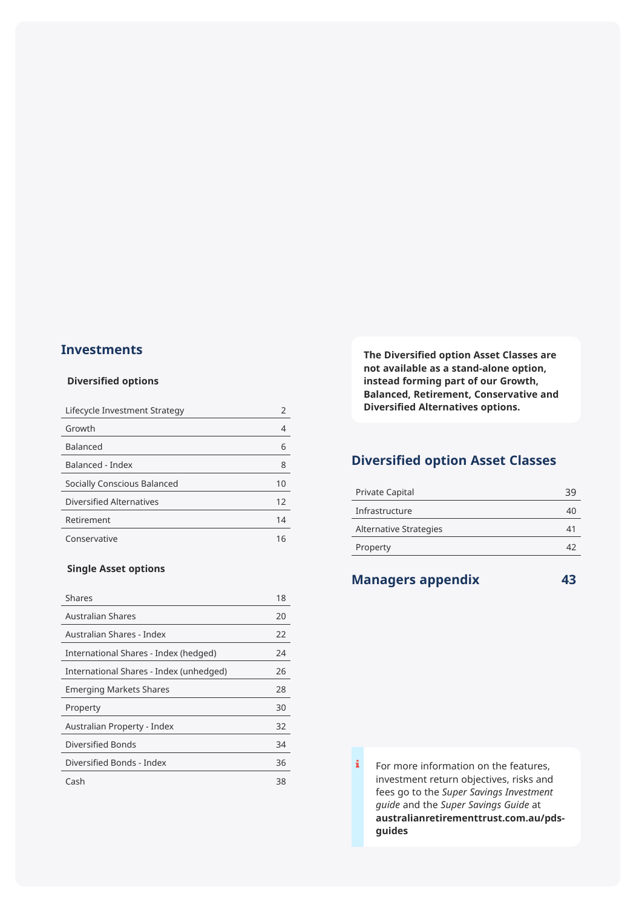## Investments

### Diversified options

| | |
|---|---|
| Lifecycle Investment Strategy | 2 |
| Growth | 4 |
| Balanced | 6 |
| Balanced - Index | 8 |
| Socially Conscious Balanced | 10 |
| Diversified Alternatives | 12 |
| Retirement | 14 |
| Conservative | 16 |

### Single Asset options

| | |
|---|---|
| Shares | 18 |
| Australian Shares | 20 |
| Australian Shares - Index | 22 |
| International Shares - Index (hedged) | 24 |
| International Shares - Index (unhedged) | 26 |
| Emerging Markets Shares | 28 |
| Property | 30 |
| Australian Property - Index | 32 |
| Diversified Bonds | 34 |
| Diversified Bonds - Index | 36 |
| Cash | 38 |

**The Diversified option Asset Classes are not available as a stand-alone option, instead forming part of our Growth, Balanced, Retirement, Conservative and Diversified Alternatives options.**

## Diversified option Asset Classes

| | |
|---|---|
| Private Capital | 39 |
| Infrastructure | 40 |
| Alternative Strategies | 41 |
| Property | 42 |

## Managers appendix 43

For more information on the features, investment return objectives, risks and fees go to the *Super Savings Investment guide* and the *Super Savings Guide* at **australianretirementtrust.com.au/pds-guides**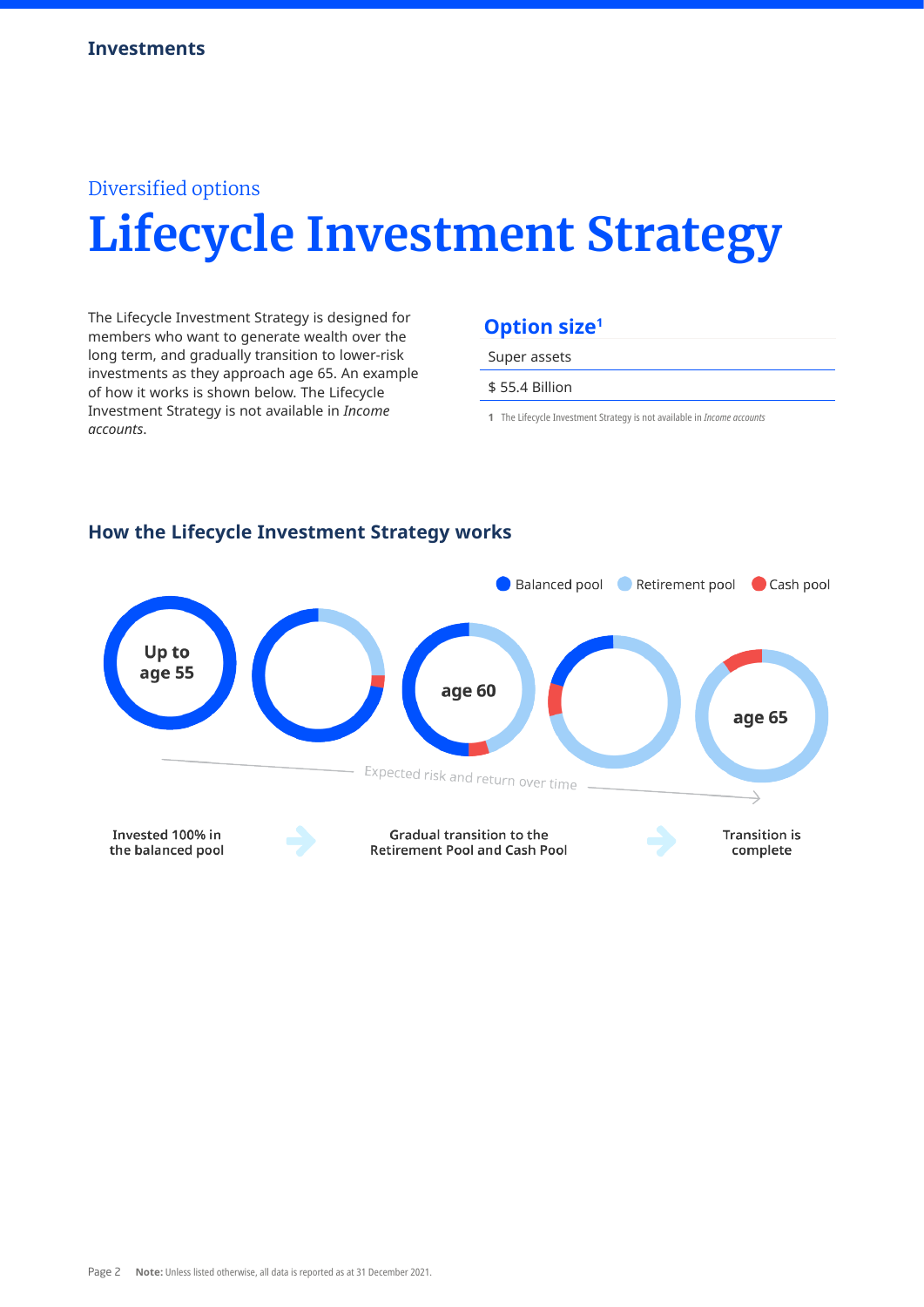Diversified options

# Lifecycle Investment Strategy

The Lifecycle Investment Strategy is designed for members who want to generate wealth over the long term, and gradually transition to lower-risk investments as they approach age 65. An example of how it works is shown below. The Lifecycle Investment Strategy is not available in *Income accounts*.

## Option size[1]

| Super assets |
|---|
| $ 55.4 Billion |

1 The Lifecycle Investment Strategy is not available in *Income accounts*

### How the Lifecycle Investment Strategy works

Balanced pool · Retirement pool · Cash pool

Up to age 55 — age 60 — age 65

Expected risk and return over time

Invested 100% in the balanced pool → Gradual transition to the Retirement Pool and Cash Pool → Transition is complete

**Note:** Unless listed otherwise, all data is reported as at 31 December 2021.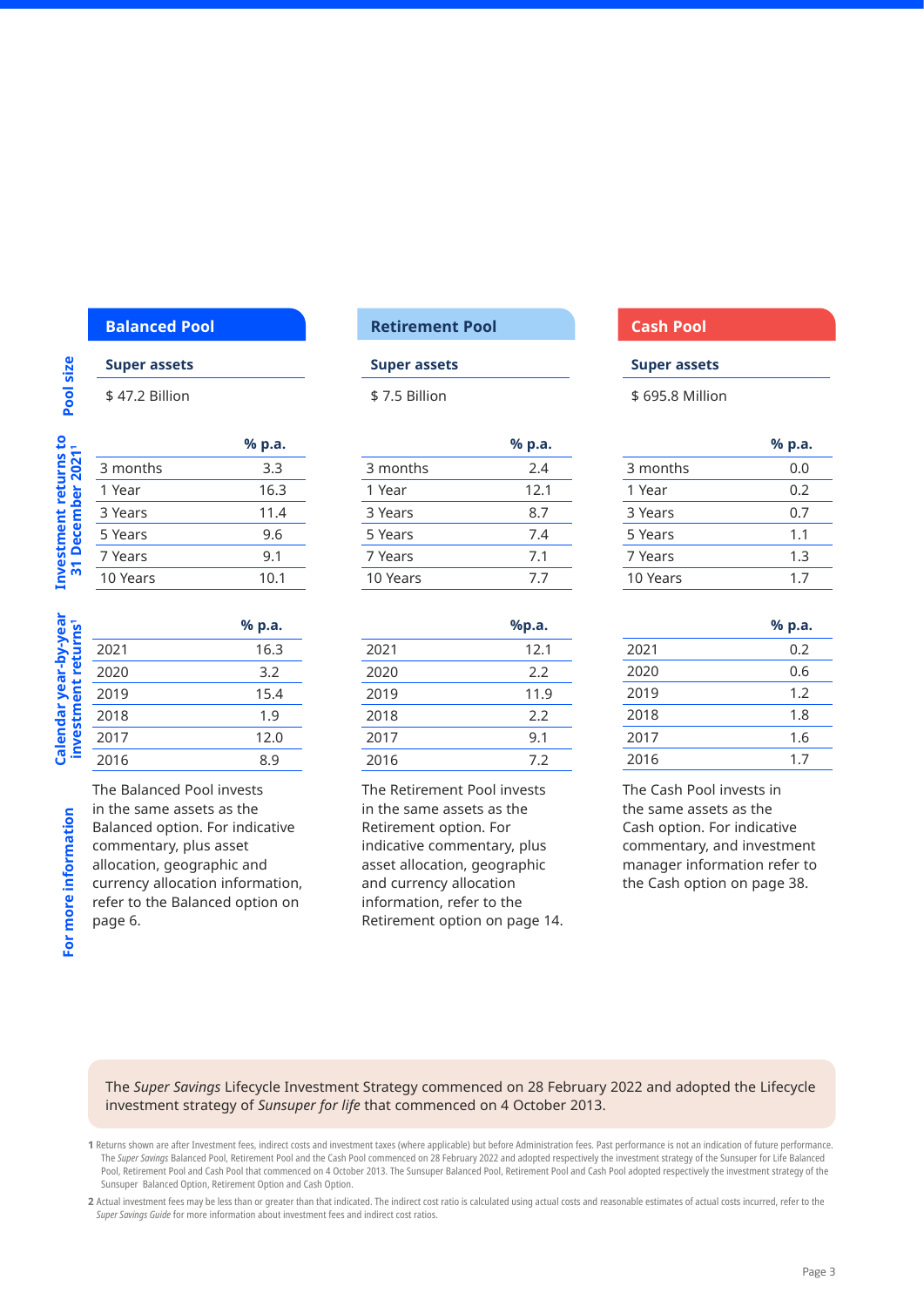## Balanced Pool

**Pool size**

**Super assets**

$ 47.2 Billion

**Investment returns to 31 December 2021[1]**

| | % p.a. |
|---|---|
| 3 months | 3.3 |
| 1 Year | 16.3 |
| 3 Years | 11.4 |
| 5 Years | 9.6 |
| 7 Years | 9.1 |
| 10 Years | 10.1 |

**Calendar year-by-year investment returns[1]**

| | % p.a. |
|---|---|
| 2021 | 16.3 |
| 2020 | 3.2 |
| 2019 | 15.4 |
| 2018 | 1.9 |
| 2017 | 12.0 |
| 2016 | 8.9 |

**For more information**

The Balanced Pool invests in the same assets as the Balanced option. For indicative commentary, plus asset allocation, geographic and currency allocation information, refer to the Balanced option on page 6.

## Retirement Pool

**Pool size**

**Super assets**

$ 7.5 Billion

**Investment returns to 31 December 2021[1]**

| | % p.a. |
|---|---|
| 3 months | 2.4 |
| 1 Year | 12.1 |
| 3 Years | 8.7 |
| 5 Years | 7.4 |
| 7 Years | 7.1 |
| 10 Years | 7.7 |

**Calendar year-by-year investment returns[1]**

| | %p.a. |
|---|---|
| 2021 | 12.1 |
| 2020 | 2.2 |
| 2019 | 11.9 |
| 2018 | 2.2 |
| 2017 | 9.1 |
| 2016 | 7.2 |

**For more information**

The Retirement Pool invests in the same assets as the Retirement option. For indicative commentary, plus asset allocation, geographic and currency allocation information, refer to the Retirement option on page 14.

## Cash Pool

**Pool size**

**Super assets**

$ 695.8 Million

**Investment returns to 31 December 2021[1]**

| | % p.a. |
|---|---|
| 3 months | 0.0 |
| 1 Year | 0.2 |
| 3 Years | 0.7 |
| 5 Years | 1.1 |
| 7 Years | 1.3 |
| 10 Years | 1.7 |

**Calendar year-by-year investment returns[1]**

| | % p.a. |
|---|---|
| 2021 | 0.2 |
| 2020 | 0.6 |
| 2019 | 1.2 |
| 2018 | 1.8 |
| 2017 | 1.6 |
| 2016 | 1.7 |

**For more information**

The Cash Pool invests in the same assets as the Cash option. For indicative commentary, and investment manager information refer to the Cash option on page 38.

The *Super Savings* Lifecycle Investment Strategy commenced on 28 February 2022 and adopted the Lifecycle investment strategy of *Sunsuper for life* that commenced on 4 October 2013.

1 Returns shown are after Investment fees, indirect costs and investment taxes (where applicable) but before Administration fees. Past performance is not an indication of future performance. The *Super Savings* Balanced Pool, Retirement Pool and the Cash Pool commenced on 28 February 2022 and adopted respectively the investment strategy of the Sunsuper for Life Balanced Pool, Retirement Pool and Cash Pool that commenced on 4 October 2013. The Sunsuper Balanced Pool, Retirement Pool and Cash Pool adopted respectively the investment strategy of the Sunsuper Balanced Option, Retirement Option and Cash Option.

2 Actual investment fees may be less than or greater than that indicated. The indirect cost ratio is calculated using actual costs and reasonable estimates of actual costs incurred, refer to the *Super Savings Guide* for more information about investment fees and indirect cost ratios.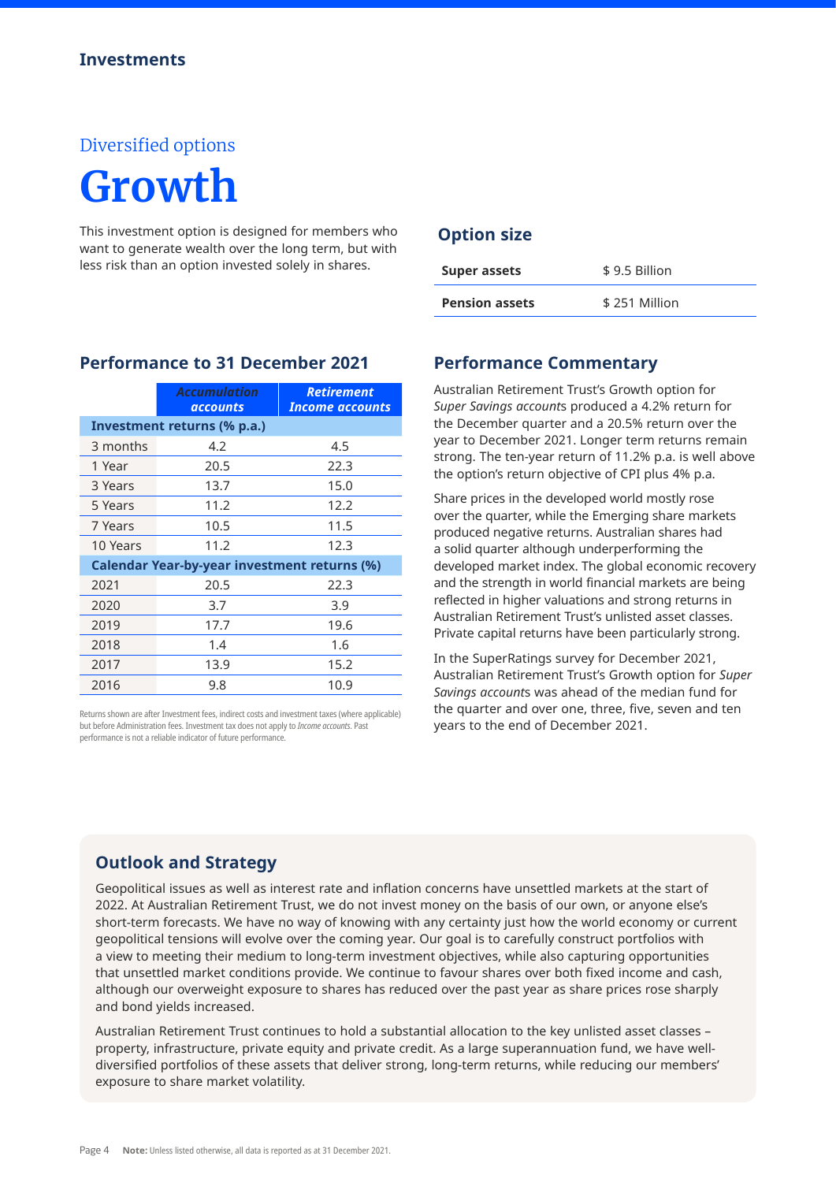## Investments

Diversified options

# Growth

This investment option is designed for members who want to generate wealth over the long term, but with less risk than an option invested solely in shares.

### Option size

| | |
|---|---|
| **Super assets** | $ 9.5 Billion |
| **Pension assets** | $ 251 Million |

### Performance to 31 December 2021

| | *Accumulation accounts* | *Retirement Income accounts* |
|---|---|---|
| **Investment returns (% p.a.)** | | |
| 3 months | 4.2 | 4.5 |
| 1 Year | 20.5 | 22.3 |
| 3 Years | 13.7 | 15.0 |
| 5 Years | 11.2 | 12.2 |
| 7 Years | 10.5 | 11.5 |
| 10 Years | 11.2 | 12.3 |
| **Calendar Year-by-year investment returns (%)** | | |
| 2021 | 20.5 | 22.3 |
| 2020 | 3.7 | 3.9 |
| 2019 | 17.7 | 19.6 |
| 2018 | 1.4 | 1.6 |
| 2017 | 13.9 | 15.2 |
| 2016 | 9.8 | 10.9 |

Returns shown are after Investment fees, indirect costs and investment taxes (where applicable) but before Administration fees. Investment tax does not apply to *Income accounts*. Past performance is not a reliable indicator of future performance.

### Performance Commentary

Australian Retirement Trust's Growth option for *Super Savings account*s produced a 4.2% return for the December quarter and a 20.5% return over the year to December 2021. Longer term returns remain strong. The ten-year return of 11.2% p.a. is well above the option's return objective of CPI plus 4% p.a.

Share prices in the developed world mostly rose over the quarter, while the Emerging share markets produced negative returns. Australian shares had a solid quarter although underperforming the developed market index. The global economic recovery and the strength in world financial markets are being reflected in higher valuations and strong returns in Australian Retirement Trust's unlisted asset classes. Private capital returns have been particularly strong.

In the SuperRatings survey for December 2021, Australian Retirement Trust's Growth option for *Super Savings account*s was ahead of the median fund for the quarter and over one, three, five, seven and ten years to the end of December 2021.

### Outlook and Strategy

Geopolitical issues as well as interest rate and inflation concerns have unsettled markets at the start of 2022. At Australian Retirement Trust, we do not invest money on the basis of our own, or anyone else's short-term forecasts. We have no way of knowing with any certainty just how the world economy or current geopolitical tensions will evolve over the coming year. Our goal is to carefully construct portfolios with a view to meeting their medium to long-term investment objectives, while also capturing opportunities that unsettled market conditions provide. We continue to favour shares over both fixed income and cash, although our overweight exposure to shares has reduced over the past year as share prices rose sharply and bond yields increased.

Australian Retirement Trust continues to hold a substantial allocation to the key unlisted asset classes – property, infrastructure, private equity and private credit. As a large superannuation fund, we have well-diversified portfolios of these assets that deliver strong, long-term returns, while reducing our members' exposure to share market volatility.

**Note:** Unless listed otherwise, all data is reported as at 31 December 2021.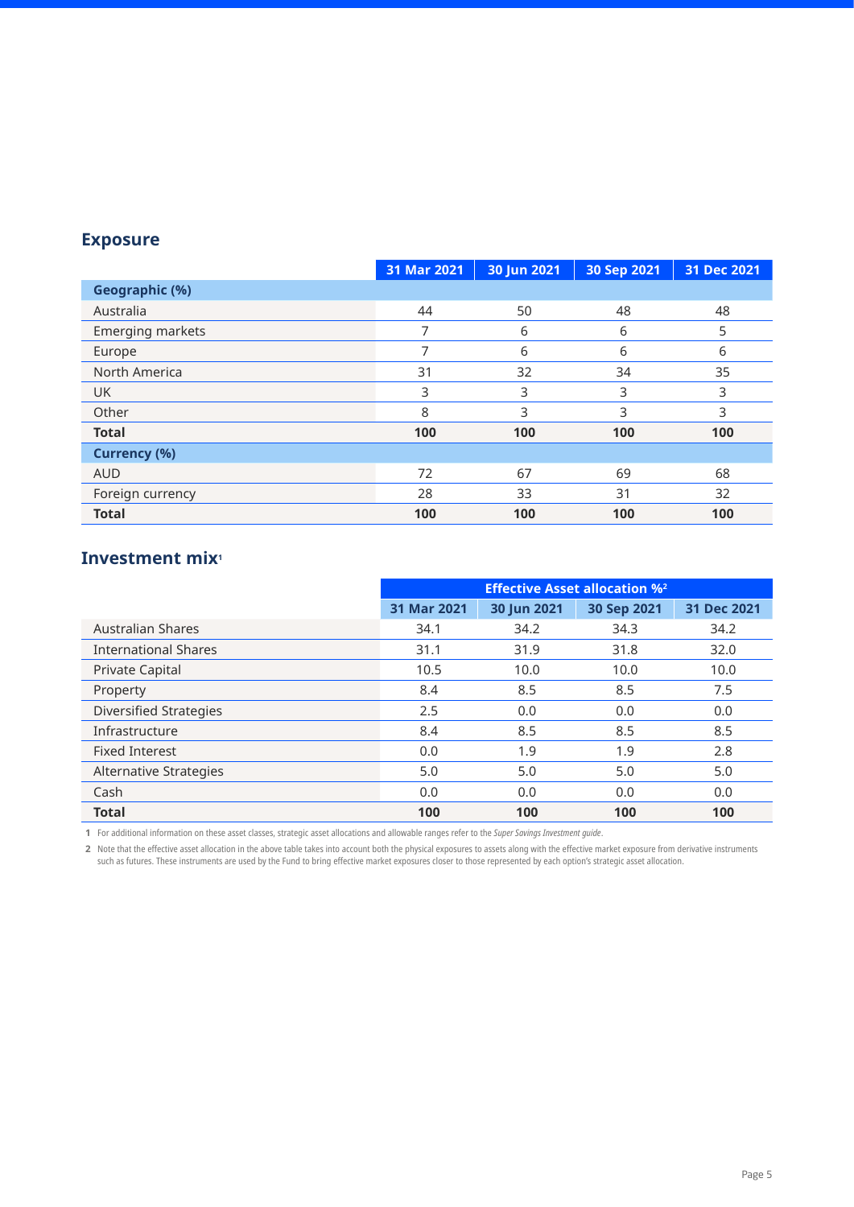## Exposure

| | 31 Mar 2021 | 30 Jun 2021 | 30 Sep 2021 | 31 Dec 2021 |
|---|---|---|---|---|
| **Geographic (%)** | | | | |
| Australia | 44 | 50 | 48 | 48 |
| Emerging markets | 7 | 6 | 6 | 5 |
| Europe | 7 | 6 | 6 | 6 |
| North America | 31 | 32 | 34 | 35 |
| UK | 3 | 3 | 3 | 3 |
| Other | 8 | 3 | 3 | 3 |
| **Total** | **100** | **100** | **100** | **100** |
| **Currency (%)** | | | | |
| AUD | 72 | 67 | 69 | 68 |
| Foreign currency | 28 | 33 | 31 | 32 |
| **Total** | **100** | **100** | **100** | **100** |

## Investment mix[1]

| | Effective Asset allocation %[2] | | | |
|---|---|---|---|---|
| | 31 Mar 2021 | 30 Jun 2021 | 30 Sep 2021 | 31 Dec 2021 |
| Australian Shares | 34.1 | 34.2 | 34.3 | 34.2 |
| International Shares | 31.1 | 31.9 | 31.8 | 32.0 |
| Private Capital | 10.5 | 10.0 | 10.0 | 10.0 |
| Property | 8.4 | 8.5 | 8.5 | 7.5 |
| Diversified Strategies | 2.5 | 0.0 | 0.0 | 0.0 |
| Infrastructure | 8.4 | 8.5 | 8.5 | 8.5 |
| Fixed Interest | 0.0 | 1.9 | 1.9 | 2.8 |
| Alternative Strategies | 5.0 | 5.0 | 5.0 | 5.0 |
| Cash | 0.0 | 0.0 | 0.0 | 0.0 |
| **Total** | **100** | **100** | **100** | **100** |

**1** For additional information on these asset classes, strategic asset allocations and allowable ranges refer to the *Super Savings Investment guide*.

**2** Note that the effective asset allocation in the above table takes into account both the physical exposures to assets along with the effective market exposure from derivative instruments such as futures. These instruments are used by the Fund to bring effective market exposures closer to those represented by each option's strategic asset allocation.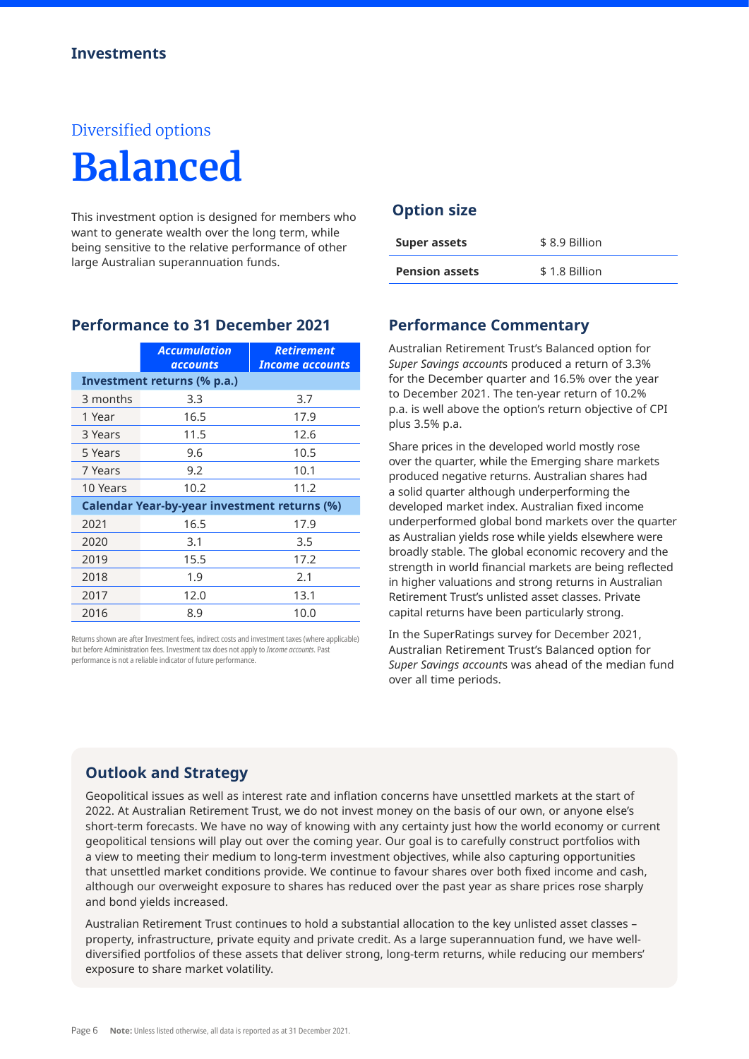Investments

Diversified options

# Balanced

This investment option is designed for members who want to generate wealth over the long term, while being sensitive to the relative performance of other large Australian superannuation funds.

## Option size

| | |
|---|---|
| **Super assets** | $ 8.9 Billion |
| **Pension assets** | $ 1.8 Billion |

## Performance to 31 December 2021

| | *Accumulation accounts* | *Retirement Income accounts* |
|---|---|---|
| **Investment returns (% p.a.)** | | |
| 3 months | 3.3 | 3.7 |
| 1 Year | 16.5 | 17.9 |
| 3 Years | 11.5 | 12.6 |
| 5 Years | 9.6 | 10.5 |
| 7 Years | 9.2 | 10.1 |
| 10 Years | 10.2 | 11.2 |
| **Calendar Year-by-year investment returns (%)** | | |
| 2021 | 16.5 | 17.9 |
| 2020 | 3.1 | 3.5 |
| 2019 | 15.5 | 17.2 |
| 2018 | 1.9 | 2.1 |
| 2017 | 12.0 | 13.1 |
| 2016 | 8.9 | 10.0 |

Returns shown are after Investment fees, indirect costs and investment taxes (where applicable) but before Administration fees. Investment tax does not apply to *Income accounts*. Past performance is not a reliable indicator of future performance.

## Performance Commentary

Australian Retirement Trust's Balanced option for *Super Savings accounts* produced a return of 3.3% for the December quarter and 16.5% over the year to December 2021. The ten-year return of 10.2% p.a. is well above the option's return objective of CPI plus 3.5% p.a.

Share prices in the developed world mostly rose over the quarter, while the Emerging share markets produced negative returns. Australian shares had a solid quarter although underperforming the developed market index. Australian fixed income underperformed global bond markets over the quarter as Australian yields rose while yields elsewhere were broadly stable. The global economic recovery and the strength in world financial markets are being reflected in higher valuations and strong returns in Australian Retirement Trust's unlisted asset classes. Private capital returns have been particularly strong.

In the SuperRatings survey for December 2021, Australian Retirement Trust's Balanced option for *Super Savings accounts* was ahead of the median fund over all time periods.

## Outlook and Strategy

Geopolitical issues as well as interest rate and inflation concerns have unsettled markets at the start of 2022. At Australian Retirement Trust, we do not invest money on the basis of our own, or anyone else's short-term forecasts. We have no way of knowing with any certainty just how the world economy or current geopolitical tensions will play out over the coming year. Our goal is to carefully construct portfolios with a view to meeting their medium to long-term investment objectives, while also capturing opportunities that unsettled market conditions provide. We continue to favour shares over both fixed income and cash, although our overweight exposure to shares has reduced over the past year as share prices rose sharply and bond yields increased.

Australian Retirement Trust continues to hold a substantial allocation to the key unlisted asset classes – property, infrastructure, private equity and private credit. As a large superannuation fund, we have well-diversified portfolios of these assets that deliver strong, long-term returns, while reducing our members' exposure to share market volatility.

**Note:** Unless listed otherwise, all data is reported as at 31 December 2021.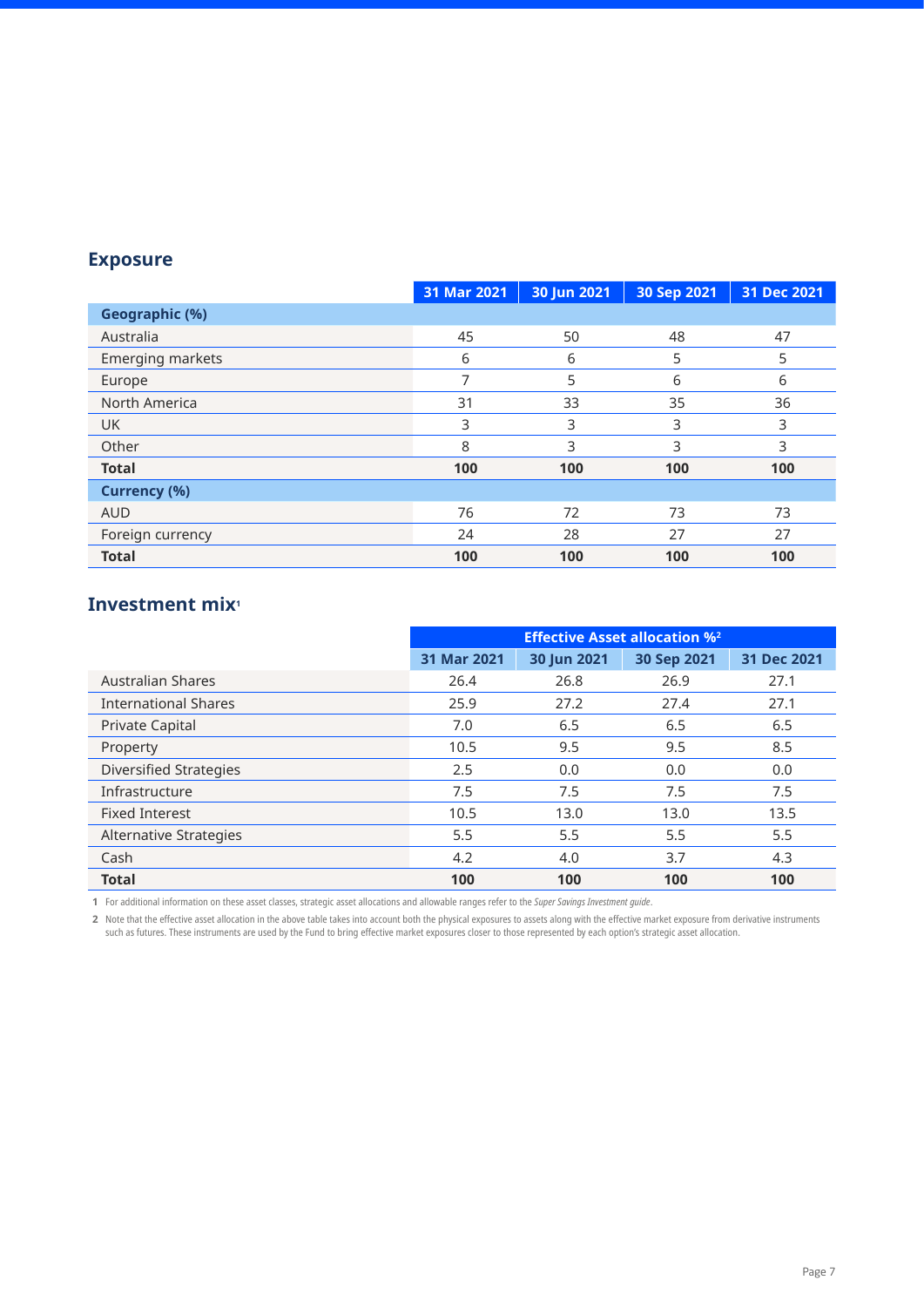## Exposure

| | 31 Mar 2021 | 30 Jun 2021 | 30 Sep 2021 | 31 Dec 2021 |
|---|---|---|---|---|
| **Geographic (%)** | | | | |
| Australia | 45 | 50 | 48 | 47 |
| Emerging markets | 6 | 6 | 5 | 5 |
| Europe | 7 | 5 | 6 | 6 |
| North America | 31 | 33 | 35 | 36 |
| UK | 3 | 3 | 3 | 3 |
| Other | 8 | 3 | 3 | 3 |
| **Total** | **100** | **100** | **100** | **100** |
| **Currency (%)** | | | | |
| AUD | 76 | 72 | 73 | 73 |
| Foreign currency | 24 | 28 | 27 | 27 |
| **Total** | **100** | **100** | **100** | **100** |

## Investment mix[1]

| | Effective Asset allocation %[2] | | | |
|---|---|---|---|---|
| | 31 Mar 2021 | 30 Jun 2021 | 30 Sep 2021 | 31 Dec 2021 |
| Australian Shares | 26.4 | 26.8 | 26.9 | 27.1 |
| International Shares | 25.9 | 27.2 | 27.4 | 27.1 |
| Private Capital | 7.0 | 6.5 | 6.5 | 6.5 |
| Property | 10.5 | 9.5 | 9.5 | 8.5 |
| Diversified Strategies | 2.5 | 0.0 | 0.0 | 0.0 |
| Infrastructure | 7.5 | 7.5 | 7.5 | 7.5 |
| Fixed Interest | 10.5 | 13.0 | 13.0 | 13.5 |
| Alternative Strategies | 5.5 | 5.5 | 5.5 | 5.5 |
| Cash | 4.2 | 4.0 | 3.7 | 4.3 |
| **Total** | **100** | **100** | **100** | **100** |

1 For additional information on these asset classes, strategic asset allocations and allowable ranges refer to the *Super Savings Investment guide*.

2 Note that the effective asset allocation in the above table takes into account both the physical exposures to assets along with the effective market exposure from derivative instruments such as futures. These instruments are used by the Fund to bring effective market exposures closer to those represented by each option's strategic asset allocation.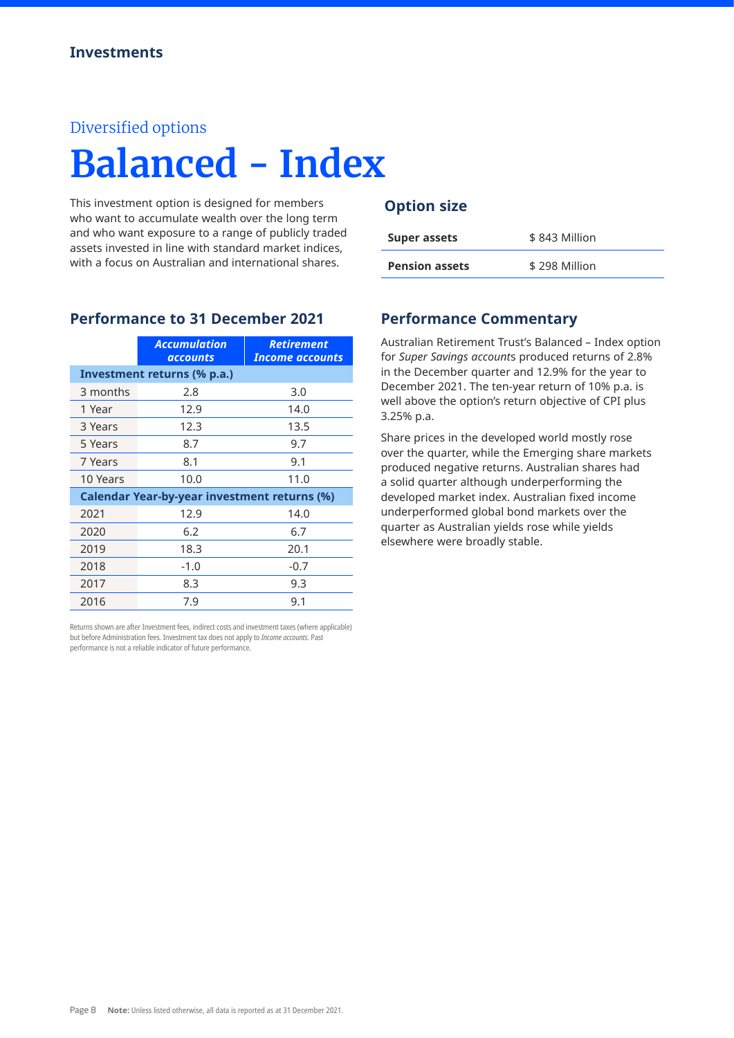**Investments**

Diversified options

# Balanced - Index

This investment option is designed for members who want to accumulate wealth over the long term and who want exposure to a range of publicly traded assets invested in line with standard market indices, with a focus on Australian and international shares.

## Option size

| | |
|---|---|
| **Super assets** | $ 843 Million |
| **Pension assets** | $ 298 Million |

## Performance to 31 December 2021

| | *Accumulation accounts* | *Retirement Income accounts* |
|---|---|---|
| **Investment returns (% p.a.)** | | |
| 3 months | 2.8 | 3.0 |
| 1 Year | 12.9 | 14.0 |
| 3 Years | 12.3 | 13.5 |
| 5 Years | 8.7 | 9.7 |
| 7 Years | 8.1 | 9.1 |
| 10 Years | 10.0 | 11.0 |
| **Calendar Year-by-year investment returns (%)** | | |
| 2021 | 12.9 | 14.0 |
| 2020 | 6.2 | 6.7 |
| 2019 | 18.3 | 20.1 |
| 2018 | -1.0 | -0.7 |
| 2017 | 8.3 | 9.3 |
| 2016 | 7.9 | 9.1 |

Returns shown are after Investment fees, indirect costs and investment taxes (where applicable) but before Administration fees. Investment tax does not apply to *Income accounts*. Past performance is not a reliable indicator of future performance.

## Performance Commentary

Australian Retirement Trust's Balanced – Index option for *Super Savings account*s produced returns of 2.8% in the December quarter and 12.9% for the year to December 2021. The ten-year return of 10% p.a. is well above the option's return objective of CPI plus 3.25% p.a.

Share prices in the developed world mostly rose over the quarter, while the Emerging share markets produced negative returns. Australian shares had a solid quarter although underperforming the developed market index. Australian fixed income underperformed global bond markets over the quarter as Australian yields rose while yields elsewhere were broadly stable.

**Note:** Unless listed otherwise, all data is reported as at 31 December 2021.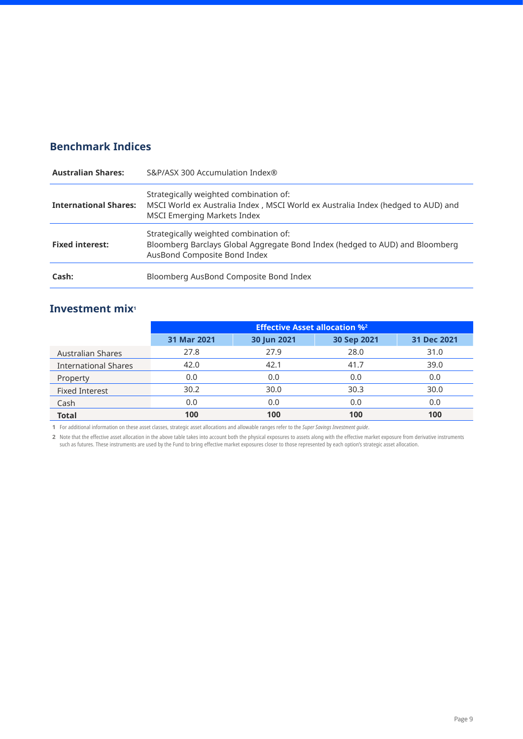## Benchmark Indices

| | |
|---|---|
| **Australian Shares:** | S&P/ASX 300 Accumulation Index® |
| **International Shares:** | Strategically weighted combination of: MSCI World ex Australia Index , MSCI World ex Australia Index (hedged to AUD) and MSCI Emerging Markets Index |
| **Fixed interest:** | Strategically weighted combination of: Bloomberg Barclays Global Aggregate Bond Index (hedged to AUD) and Bloomberg AusBond Composite Bond Index |
| **Cash:** | Bloomberg AusBond Composite Bond Index |

## Investment mix[1]

| | Effective Asset allocation %[2] | | | |
|---|---|---|---|---|
| | 31 Mar 2021 | 30 Jun 2021 | 30 Sep 2021 | 31 Dec 2021 |
| Australian Shares | 27.8 | 27.9 | 28.0 | 31.0 |
| International Shares | 42.0 | 42.1 | 41.7 | 39.0 |
| Property | 0.0 | 0.0 | 0.0 | 0.0 |
| Fixed Interest | 30.2 | 30.0 | 30.3 | 30.0 |
| Cash | 0.0 | 0.0 | 0.0 | 0.0 |
| **Total** | **100** | **100** | **100** | **100** |

**1** For additional information on these asset classes, strategic asset allocations and allowable ranges refer to the *Super Savings Investment guide*.

**2** Note that the effective asset allocation in the above table takes into account both the physical exposures to assets along with the effective market exposure from derivative instruments such as futures. These instruments are used by the Fund to bring effective market exposures closer to those represented by each option's strategic asset allocation.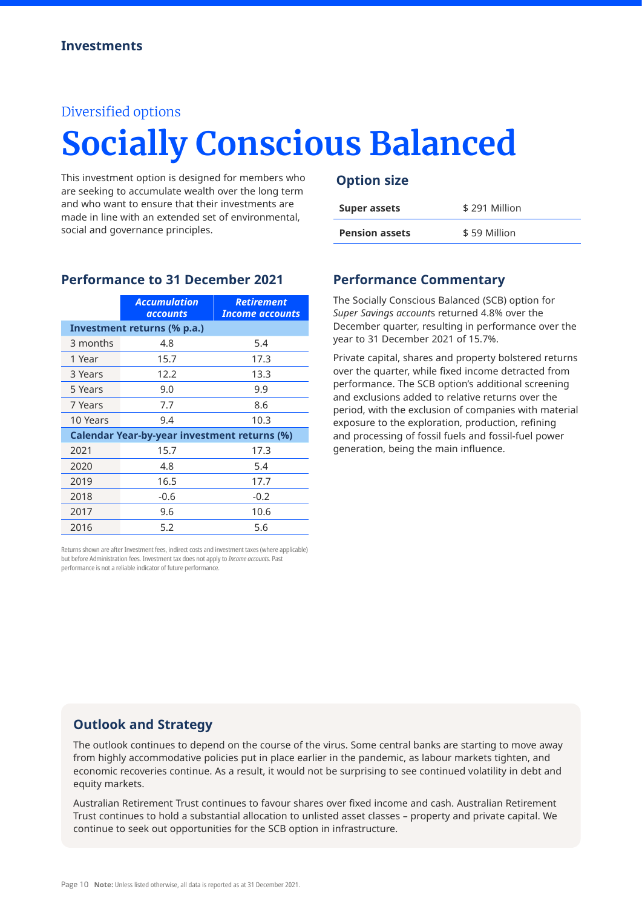Investments

Diversified options

# Socially Conscious Balanced

This investment option is designed for members who are seeking to accumulate wealth over the long term and who want to ensure that their investments are made in line with an extended set of environmental, social and governance principles.

## Option size

| Super assets | $ 291 Million |
|---|---|
| Pension assets | $ 59 Million |

## Performance to 31 December 2021

| | *Accumulation accounts* | *Retirement Income accounts* |
|---|---|---|
| **Investment returns (% p.a.)** | | |
| 3 months | 4.8 | 5.4 |
| 1 Year | 15.7 | 17.3 |
| 3 Years | 12.2 | 13.3 |
| 5 Years | 9.0 | 9.9 |
| 7 Years | 7.7 | 8.6 |
| 10 Years | 9.4 | 10.3 |
| **Calendar Year-by-year investment returns (%)** | | |
| 2021 | 15.7 | 17.3 |
| 2020 | 4.8 | 5.4 |
| 2019 | 16.5 | 17.7 |
| 2018 | -0.6 | -0.2 |
| 2017 | 9.6 | 10.6 |
| 2016 | 5.2 | 5.6 |

Returns shown are after Investment fees, indirect costs and investment taxes (where applicable) but before Administration fees. Investment tax does not apply to *Income accounts*. Past performance is not a reliable indicator of future performance.

## Performance Commentary

The Socially Conscious Balanced (SCB) option for *Super Savings account*s returned 4.8% over the December quarter, resulting in performance over the year to 31 December 2021 of 15.7%.

Private capital, shares and property bolstered returns over the quarter, while fixed income detracted from performance. The SCB option's additional screening and exclusions added to relative returns over the period, with the exclusion of companies with material exposure to the exploration, production, refining and processing of fossil fuels and fossil-fuel power generation, being the main influence.

## Outlook and Strategy

The outlook continues to depend on the course of the virus. Some central banks are starting to move away from highly accommodative policies put in place earlier in the pandemic, as labour markets tighten, and economic recoveries continue. As a result, it would not be surprising to see continued volatility in debt and equity markets.

Australian Retirement Trust continues to favour shares over fixed income and cash. Australian Retirement Trust continues to hold a substantial allocation to unlisted asset classes – property and private capital. We continue to seek out opportunities for the SCB option in infrastructure.

**Note:** Unless listed otherwise, all data is reported as at 31 December 2021.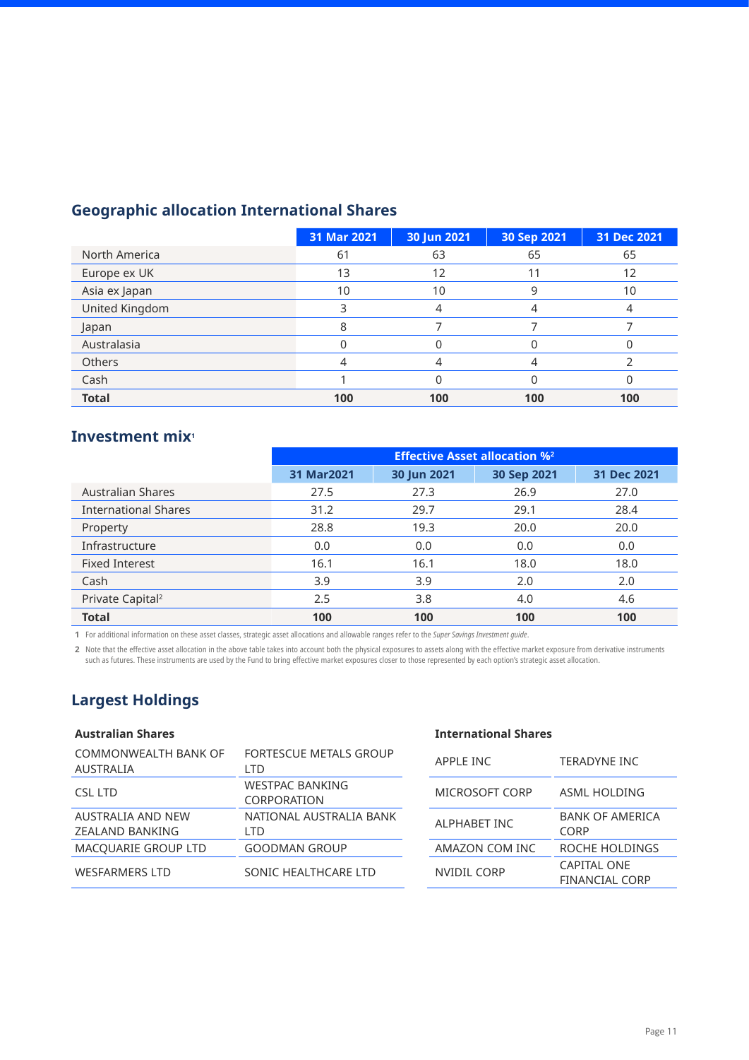## Geographic allocation International Shares

| | 31 Mar 2021 | 30 Jun 2021 | 30 Sep 2021 | 31 Dec 2021 |
|---|---|---|---|---|
| North America | 61 | 63 | 65 | 65 |
| Europe ex UK | 13 | 12 | 11 | 12 |
| Asia ex Japan | 10 | 10 | 9 | 10 |
| United Kingdom | 3 | 4 | 4 | 4 |
| Japan | 8 | 7 | 7 | 7 |
| Australasia | 0 | 0 | 0 | 0 |
| Others | 4 | 4 | 4 | 2 |
| Cash | 1 | 0 | 0 | 0 |
| **Total** | **100** | **100** | **100** | **100** |

## Investment mix[1]

| | Effective Asset allocation %[2] | | | |
|---|---|---|---|---|
| | 31 Mar2021 | 30 Jun 2021 | 30 Sep 2021 | 31 Dec 2021 |
| Australian Shares | 27.5 | 27.3 | 26.9 | 27.0 |
| International Shares | 31.2 | 29.7 | 29.1 | 28.4 |
| Property | 28.8 | 19.3 | 20.0 | 20.0 |
| Infrastructure | 0.0 | 0.0 | 0.0 | 0.0 |
| Fixed Interest | 16.1 | 16.1 | 18.0 | 18.0 |
| Cash | 3.9 | 3.9 | 2.0 | 2.0 |
| Private Capital[2] | 2.5 | 3.8 | 4.0 | 4.6 |
| **Total** | **100** | **100** | **100** | **100** |

1 For additional information on these asset classes, strategic asset allocations and allowable ranges refer to the *Super Savings Investment guide*.

2 Note that the effective asset allocation in the above table takes into account both the physical exposures to assets along with the effective market exposure from derivative instruments such as futures. These instruments are used by the Fund to bring effective market exposures closer to those represented by each option's strategic asset allocation.

## Largest Holdings

**Australian Shares**

| | |
|---|---|
| COMMONWEALTH BANK OF AUSTRALIA | FORTESCUE METALS GROUP LTD |
| CSL LTD | WESTPAC BANKING CORPORATION |
| AUSTRALIA AND NEW ZEALAND BANKING | NATIONAL AUSTRALIA BANK LTD |
| MACQUARIE GROUP LTD | GOODMAN GROUP |
| WESFARMERS LTD | SONIC HEALTHCARE LTD |

**International Shares**

| | |
|---|---|
| APPLE INC | TERADYNE INC |
| MICROSOFT CORP | ASML HOLDING |
| ALPHABET INC | BANK OF AMERICA CORP |
| AMAZON COM INC | ROCHE HOLDINGS |
| NVIDIL CORP | CAPITAL ONE FINANCIAL CORP |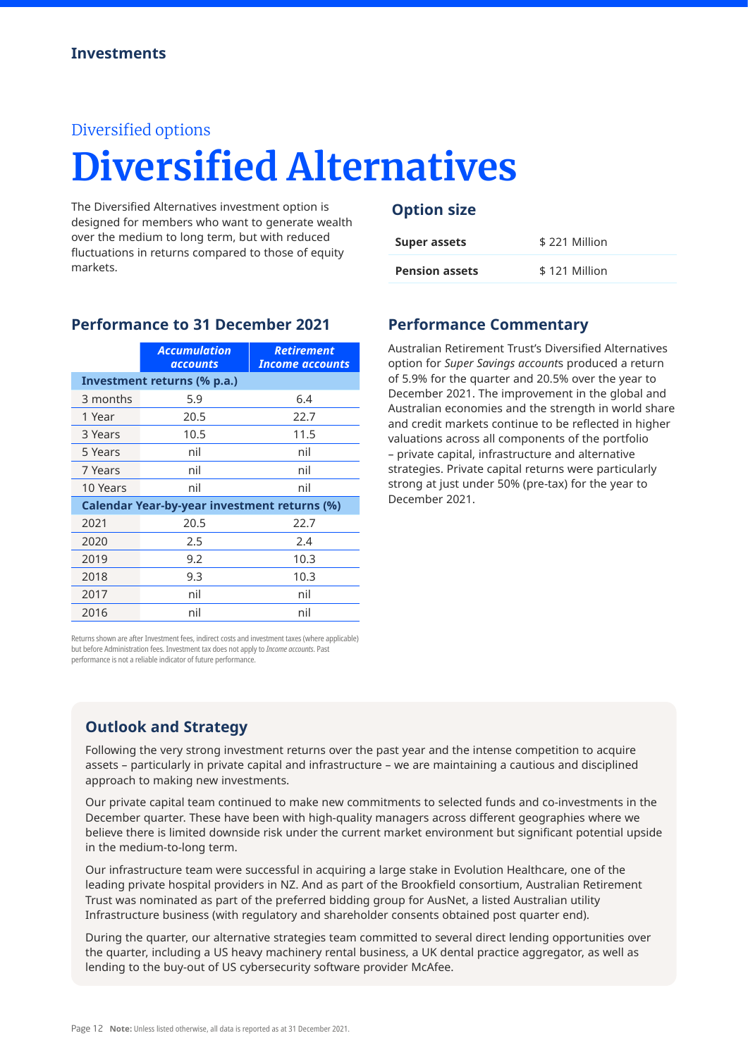Diversified options

# Diversified Alternatives

The Diversified Alternatives investment option is designed for members who want to generate wealth over the medium to long term, but with reduced fluctuations in returns compared to those of equity markets.

## Option size

| | |
|---|---|
| **Super assets** | $ 221 Million |
| **Pension assets** | $ 121 Million |

## Performance to 31 December 2021

| | ***Accumulation accounts*** | ***Retirement Income accounts*** |
|---|---|---|
| **Investment returns (% p.a.)** | | |
| 3 months | 5.9 | 6.4 |
| 1 Year | 20.5 | 22.7 |
| 3 Years | 10.5 | 11.5 |
| 5 Years | nil | nil |
| 7 Years | nil | nil |
| 10 Years | nil | nil |
| **Calendar Year-by-year investment returns (%)** | | |
| 2021 | 20.5 | 22.7 |
| 2020 | 2.5 | 2.4 |
| 2019 | 9.2 | 10.3 |
| 2018 | 9.3 | 10.3 |
| 2017 | nil | nil |
| 2016 | nil | nil |

Returns shown are after Investment fees, indirect costs and investment taxes (where applicable) but before Administration fees. Investment tax does not apply to *Income accounts*. Past performance is not a reliable indicator of future performance.

## Performance Commentary

Australian Retirement Trust's Diversified Alternatives option for *Super Savings account*s produced a return of 5.9% for the quarter and 20.5% over the year to December 2021. The improvement in the global and Australian economies and the strength in world share and credit markets continue to be reflected in higher valuations across all components of the portfolio – private capital, infrastructure and alternative strategies. Private capital returns were particularly strong at just under 50% (pre-tax) for the year to December 2021.

## Outlook and Strategy

Following the very strong investment returns over the past year and the intense competition to acquire assets – particularly in private capital and infrastructure – we are maintaining a cautious and disciplined approach to making new investments.

Our private capital team continued to make new commitments to selected funds and co-investments in the December quarter. These have been with high-quality managers across different geographies where we believe there is limited downside risk under the current market environment but significant potential upside in the medium-to-long term.

Our infrastructure team were successful in acquiring a large stake in Evolution Healthcare, one of the leading private hospital providers in NZ. And as part of the Brookfield consortium, Australian Retirement Trust was nominated as part of the preferred bidding group for AusNet, a listed Australian utility Infrastructure business (with regulatory and shareholder consents obtained post quarter end).

During the quarter, our alternative strategies team committed to several direct lending opportunities over the quarter, including a US heavy machinery rental business, a UK dental practice aggregator, as well as lending to the buy-out of US cybersecurity software provider McAfee.

**Note:** Unless listed otherwise, all data is reported as at 31 December 2021.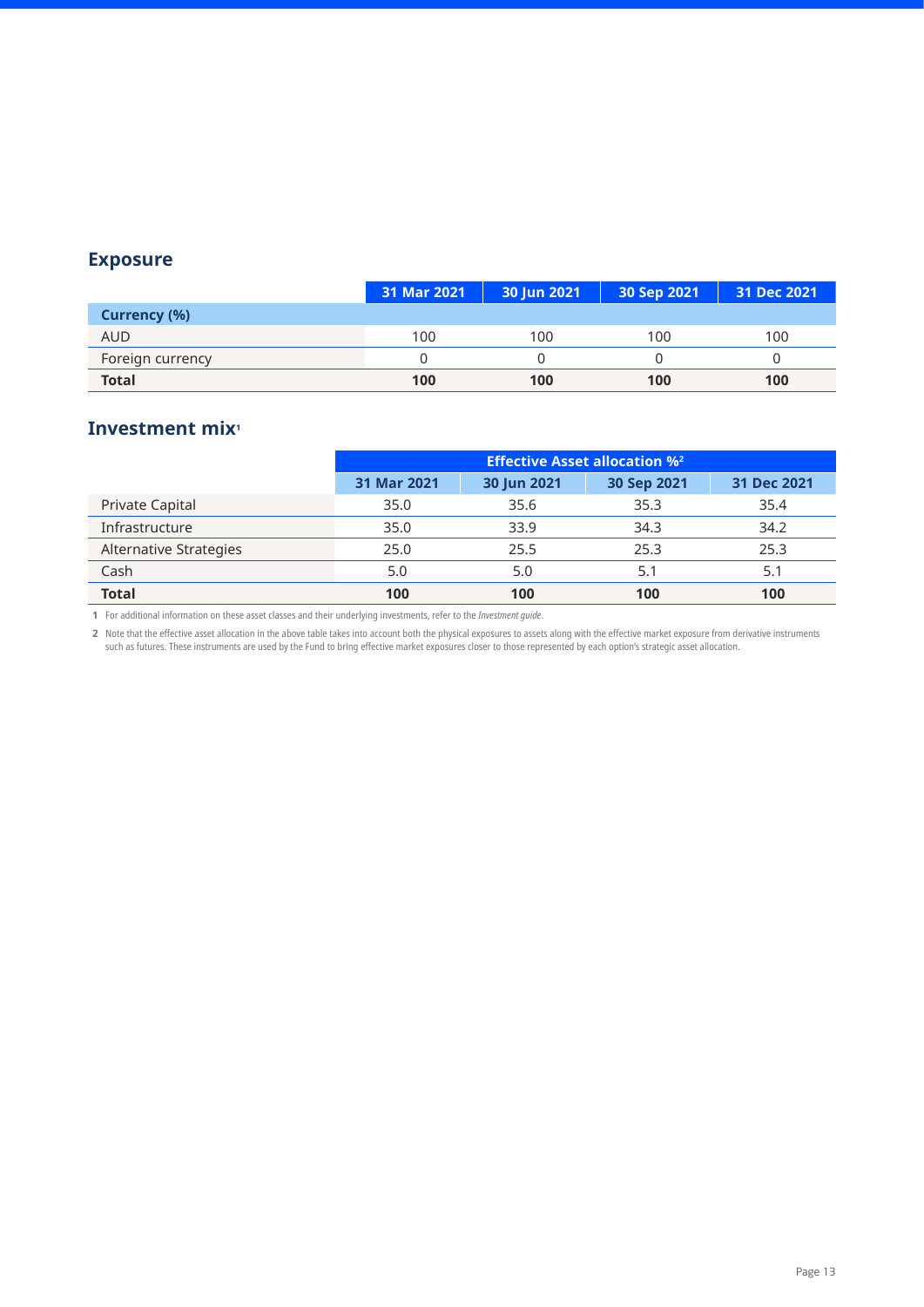## Exposure

| | 31 Mar 2021 | 30 Jun 2021 | 30 Sep 2021 | 31 Dec 2021 |
|---|---|---|---|---|
| **Currency (%)** | | | | |
| AUD | 100 | 100 | 100 | 100 |
| Foreign currency | 0 | 0 | 0 | 0 |
| **Total** | **100** | **100** | **100** | **100** |

## Investment mix[1]

| | Effective Asset allocation %[2] | | | |
|---|---|---|---|---|
| | 31 Mar 2021 | 30 Jun 2021 | 30 Sep 2021 | 31 Dec 2021 |
| Private Capital | 35.0 | 35.6 | 35.3 | 35.4 |
| Infrastructure | 35.0 | 33.9 | 34.3 | 34.2 |
| Alternative Strategies | 25.0 | 25.5 | 25.3 | 25.3 |
| Cash | 5.0 | 5.0 | 5.1 | 5.1 |
| **Total** | **100** | **100** | **100** | **100** |

**1** For additional information on these asset classes and their underlying investments, refer to the *Investment guide*.

**2** Note that the effective asset allocation in the above table takes into account both the physical exposures to assets along with the effective market exposure from derivative instruments such as futures. These instruments are used by the Fund to bring effective market exposures closer to those represented by each option's strategic asset allocation.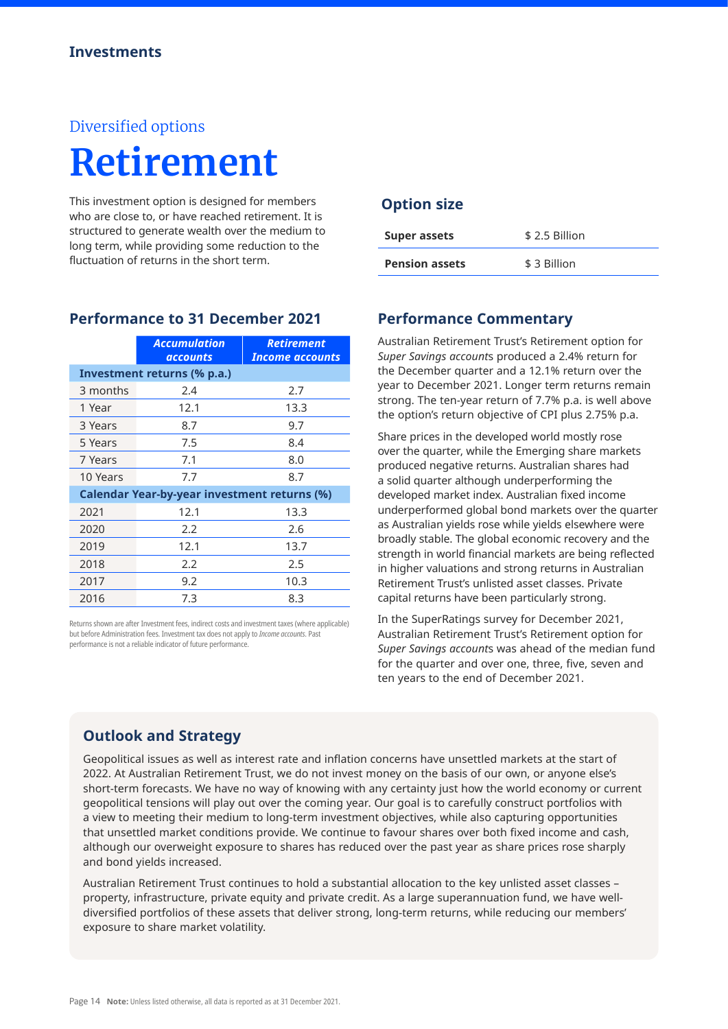Diversified options

# Retirement

This investment option is designed for members who are close to, or have reached retirement. It is structured to generate wealth over the medium to long term, while providing some reduction to the fluctuation of returns in the short term.

## Option size

| | |
|---|---|
| **Super assets** | $ 2.5 Billion |
| **Pension assets** | $ 3 Billion |

## Performance to 31 December 2021

| | ***Accumulation accounts*** | ***Retirement Income accounts*** |
|---|---|---|
| **Investment returns (% p.a.)** | | |
| 3 months | 2.4 | 2.7 |
| 1 Year | 12.1 | 13.3 |
| 3 Years | 8.7 | 9.7 |
| 5 Years | 7.5 | 8.4 |
| 7 Years | 7.1 | 8.0 |
| 10 Years | 7.7 | 8.7 |
| **Calendar Year-by-year investment returns (%)** | | |
| 2021 | 12.1 | 13.3 |
| 2020 | 2.2 | 2.6 |
| 2019 | 12.1 | 13.7 |
| 2018 | 2.2 | 2.5 |
| 2017 | 9.2 | 10.3 |
| 2016 | 7.3 | 8.3 |

Returns shown are after Investment fees, indirect costs and investment taxes (where applicable) but before Administration fees. Investment tax does not apply to *Income accounts*. Past performance is not a reliable indicator of future performance.

## Performance Commentary

Australian Retirement Trust's Retirement option for *Super Savings account*s produced a 2.4% return for the December quarter and a 12.1% return over the year to December 2021. Longer term returns remain strong. The ten-year return of 7.7% p.a. is well above the option's return objective of CPI plus 2.75% p.a.

Share prices in the developed world mostly rose over the quarter, while the Emerging share markets produced negative returns. Australian shares had a solid quarter although underperforming the developed market index. Australian fixed income underperformed global bond markets over the quarter as Australian yields rose while yields elsewhere were broadly stable. The global economic recovery and the strength in world financial markets are being reflected in higher valuations and strong returns in Australian Retirement Trust's unlisted asset classes. Private capital returns have been particularly strong.

In the SuperRatings survey for December 2021, Australian Retirement Trust's Retirement option for *Super Savings account*s was ahead of the median fund for the quarter and over one, three, five, seven and ten years to the end of December 2021.

## Outlook and Strategy

Geopolitical issues as well as interest rate and inflation concerns have unsettled markets at the start of 2022. At Australian Retirement Trust, we do not invest money on the basis of our own, or anyone else's short-term forecasts. We have no way of knowing with any certainty just how the world economy or current geopolitical tensions will play out over the coming year. Our goal is to carefully construct portfolios with a view to meeting their medium to long-term investment objectives, while also capturing opportunities that unsettled market conditions provide. We continue to favour shares over both fixed income and cash, although our overweight exposure to shares has reduced over the past year as share prices rose sharply and bond yields increased.

Australian Retirement Trust continues to hold a substantial allocation to the key unlisted asset classes – property, infrastructure, private equity and private credit. As a large superannuation fund, we have well-diversified portfolios of these assets that deliver strong, long-term returns, while reducing our members' exposure to share market volatility.

**Note:** Unless listed otherwise, all data is reported as at 31 December 2021.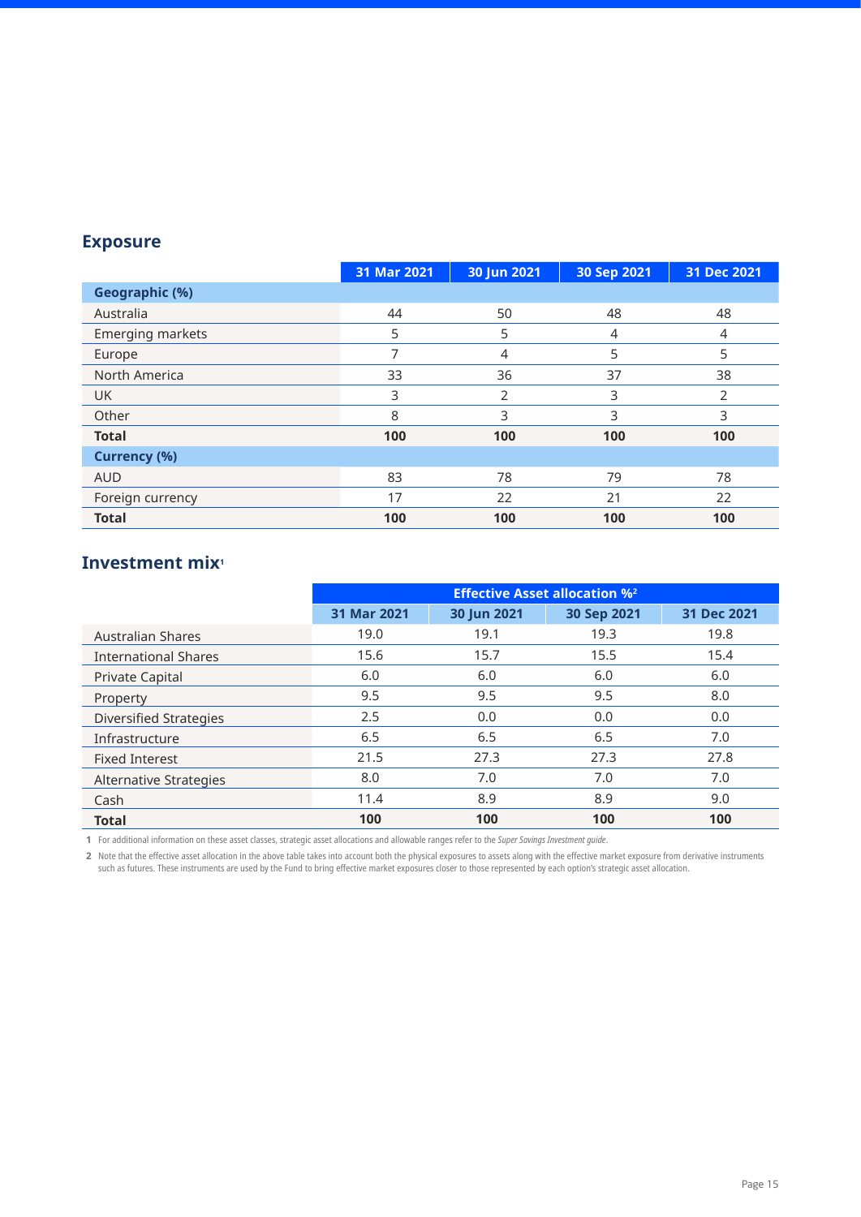## Exposure

| | 31 Mar 2021 | 30 Jun 2021 | 30 Sep 2021 | 31 Dec 2021 |
|---|---|---|---|---|
| **Geographic (%)** | | | | |
| Australia | 44 | 50 | 48 | 48 |
| Emerging markets | 5 | 5 | 4 | 4 |
| Europe | 7 | 4 | 5 | 5 |
| North America | 33 | 36 | 37 | 38 |
| UK | 3 | 2 | 3 | 2 |
| Other | 8 | 3 | 3 | 3 |
| **Total** | **100** | **100** | **100** | **100** |
| **Currency (%)** | | | | |
| AUD | 83 | 78 | 79 | 78 |
| Foreign currency | 17 | 22 | 21 | 22 |
| **Total** | **100** | **100** | **100** | **100** |

## Investment mix[1]

| | Effective Asset allocation %[2] | | | |
|---|---|---|---|---|
| | 31 Mar 2021 | 30 Jun 2021 | 30 Sep 2021 | 31 Dec 2021 |
| Australian Shares | 19.0 | 19.1 | 19.3 | 19.8 |
| International Shares | 15.6 | 15.7 | 15.5 | 15.4 |
| Private Capital | 6.0 | 6.0 | 6.0 | 6.0 |
| Property | 9.5 | 9.5 | 9.5 | 8.0 |
| Diversified Strategies | 2.5 | 0.0 | 0.0 | 0.0 |
| Infrastructure | 6.5 | 6.5 | 6.5 | 7.0 |
| Fixed Interest | 21.5 | 27.3 | 27.3 | 27.8 |
| Alternative Strategies | 8.0 | 7.0 | 7.0 | 7.0 |
| Cash | 11.4 | 8.9 | 8.9 | 9.0 |
| **Total** | **100** | **100** | **100** | **100** |

1 For additional information on these asset classes, strategic asset allocations and allowable ranges refer to the *Super Savings Investment guide*.

2 Note that the effective asset allocation in the above table takes into account both the physical exposures to assets along with the effective market exposure from derivative instruments such as futures. These instruments are used by the Fund to bring effective market exposures closer to those represented by each option's strategic asset allocation.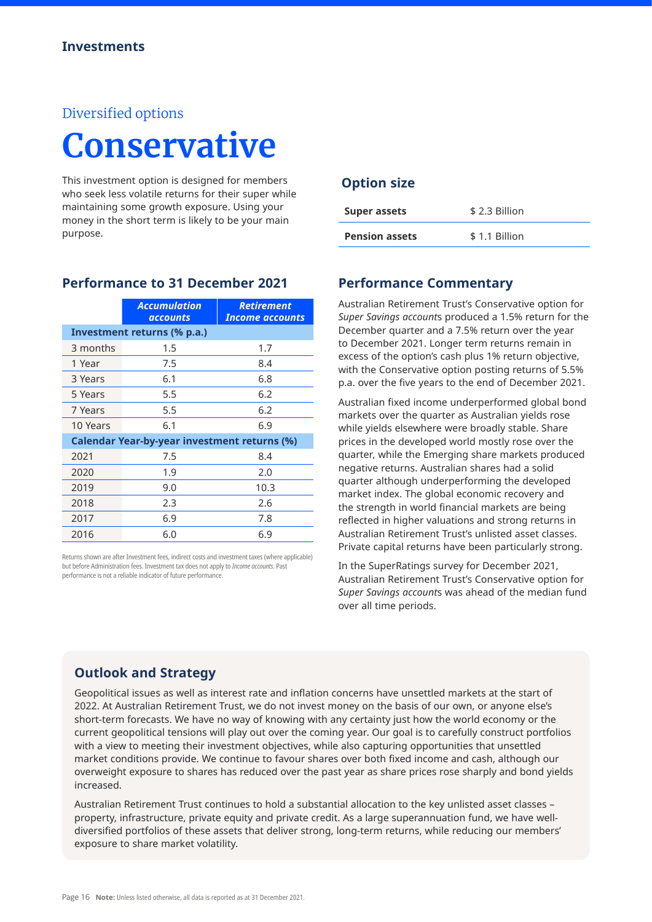Investments

Diversified options

# Conservative

This investment option is designed for members who seek less volatile returns for their super while maintaining some growth exposure. Using your money in the short term is likely to be your main purpose.

## Option size

| | |
|---|---|
| **Super assets** | $ 2.3 Billion |
| **Pension assets** | $ 1.1 Billion |

## Performance to 31 December 2021

| | *Accumulation accounts* | *Retirement Income accounts* |
|---|---|---|
| **Investment returns (% p.a.)** | | |
| 3 months | 1.5 | 1.7 |
| 1 Year | 7.5 | 8.4 |
| 3 Years | 6.1 | 6.8 |
| 5 Years | 5.5 | 6.2 |
| 7 Years | 5.5 | 6.2 |
| 10 Years | 6.1 | 6.9 |
| **Calendar Year-by-year investment returns (%)** | | |
| 2021 | 7.5 | 8.4 |
| 2020 | 1.9 | 2.0 |
| 2019 | 9.0 | 10.3 |
| 2018 | 2.3 | 2.6 |
| 2017 | 6.9 | 7.8 |
| 2016 | 6.0 | 6.9 |

Returns shown are after Investment fees, indirect costs and investment taxes (where applicable) but before Administration fees. Investment tax does not apply to *Income accounts*. Past performance is not a reliable indicator of future performance.

## Performance Commentary

Australian Retirement Trust's Conservative option for *Super Savings account*s produced a 1.5% return for the December quarter and a 7.5% return over the year to December 2021. Longer term returns remain in excess of the option's cash plus 1% return objective, with the Conservative option posting returns of 5.5% p.a. over the five years to the end of December 2021.

Australian fixed income underperformed global bond markets over the quarter as Australian yields rose while yields elsewhere were broadly stable. Share prices in the developed world mostly rose over the quarter, while the Emerging share markets produced negative returns. Australian shares had a solid quarter although underperforming the developed market index. The global economic recovery and the strength in world financial markets are being reflected in higher valuations and strong returns in Australian Retirement Trust's unlisted asset classes. Private capital returns have been particularly strong.

In the SuperRatings survey for December 2021, Australian Retirement Trust's Conservative option for *Super Savings account*s was ahead of the median fund over all time periods.

## Outlook and Strategy

Geopolitical issues as well as interest rate and inflation concerns have unsettled markets at the start of 2022. At Australian Retirement Trust, we do not invest money on the basis of our own, or anyone else's short-term forecasts. We have no way of knowing with any certainty just how the world economy or the current geopolitical tensions will play out over the coming year. Our goal is to carefully construct portfolios with a view to meeting their investment objectives, while also capturing opportunities that unsettled market conditions provide. We continue to favour shares over both fixed income and cash, although our overweight exposure to shares has reduced over the past year as share prices rose sharply and bond yields increased.

Australian Retirement Trust continues to hold a substantial allocation to the key unlisted asset classes – property, infrastructure, private equity and private credit. As a large superannuation fund, we have well-diversified portfolios of these assets that deliver strong, long-term returns, while reducing our members' exposure to share market volatility.

**Note:** Unless listed otherwise, all data is reported as at 31 December 2021.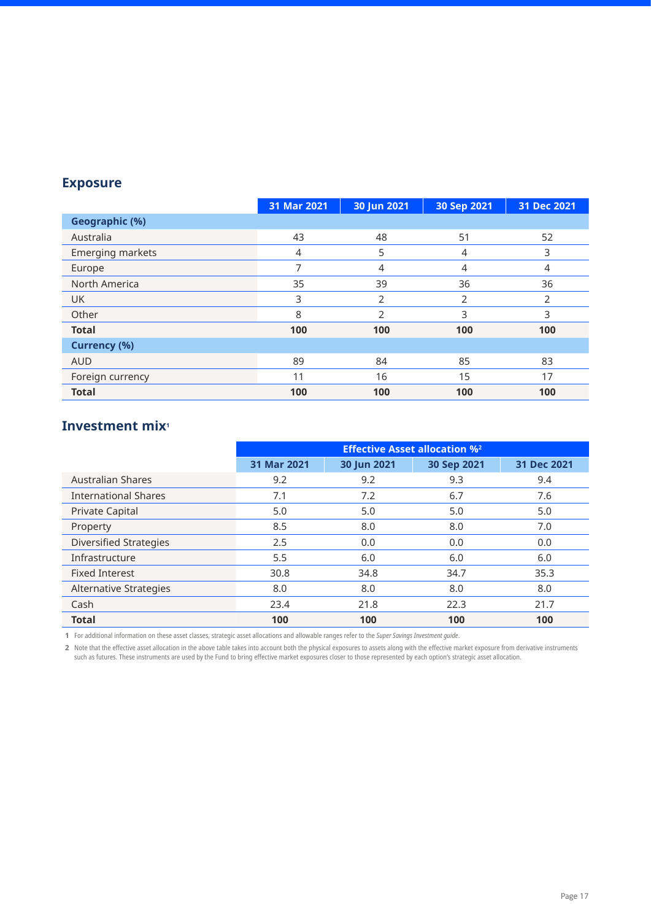## Exposure

| | 31 Mar 2021 | 30 Jun 2021 | 30 Sep 2021 | 31 Dec 2021 |
|---|---|---|---|---|
| **Geographic (%)** | | | | |
| Australia | 43 | 48 | 51 | 52 |
| Emerging markets | 4 | 5 | 4 | 3 |
| Europe | 7 | 4 | 4 | 4 |
| North America | 35 | 39 | 36 | 36 |
| UK | 3 | 2 | 2 | 2 |
| Other | 8 | 2 | 3 | 3 |
| **Total** | **100** | **100** | **100** | **100** |
| **Currency (%)** | | | | |
| AUD | 89 | 84 | 85 | 83 |
| Foreign currency | 11 | 16 | 15 | 17 |
| **Total** | **100** | **100** | **100** | **100** |

## Investment mix[1]

| | Effective Asset allocation %[2] | | | |
|---|---|---|---|---|
| | 31 Mar 2021 | 30 Jun 2021 | 30 Sep 2021 | 31 Dec 2021 |
| Australian Shares | 9.2 | 9.2 | 9.3 | 9.4 |
| International Shares | 7.1 | 7.2 | 6.7 | 7.6 |
| Private Capital | 5.0 | 5.0 | 5.0 | 5.0 |
| Property | 8.5 | 8.0 | 8.0 | 7.0 |
| Diversified Strategies | 2.5 | 0.0 | 0.0 | 0.0 |
| Infrastructure | 5.5 | 6.0 | 6.0 | 6.0 |
| Fixed Interest | 30.8 | 34.8 | 34.7 | 35.3 |
| Alternative Strategies | 8.0 | 8.0 | 8.0 | 8.0 |
| Cash | 23.4 | 21.8 | 22.3 | 21.7 |
| **Total** | **100** | **100** | **100** | **100** |

1 For additional information on these asset classes, strategic asset allocations and allowable ranges refer to the *Super Savings Investment guide*.

2 Note that the effective asset allocation in the above table takes into account both the physical exposures to assets along with the effective market exposure from derivative instruments such as futures. These instruments are used by the Fund to bring effective market exposures closer to those represented by each option's strategic asset allocation.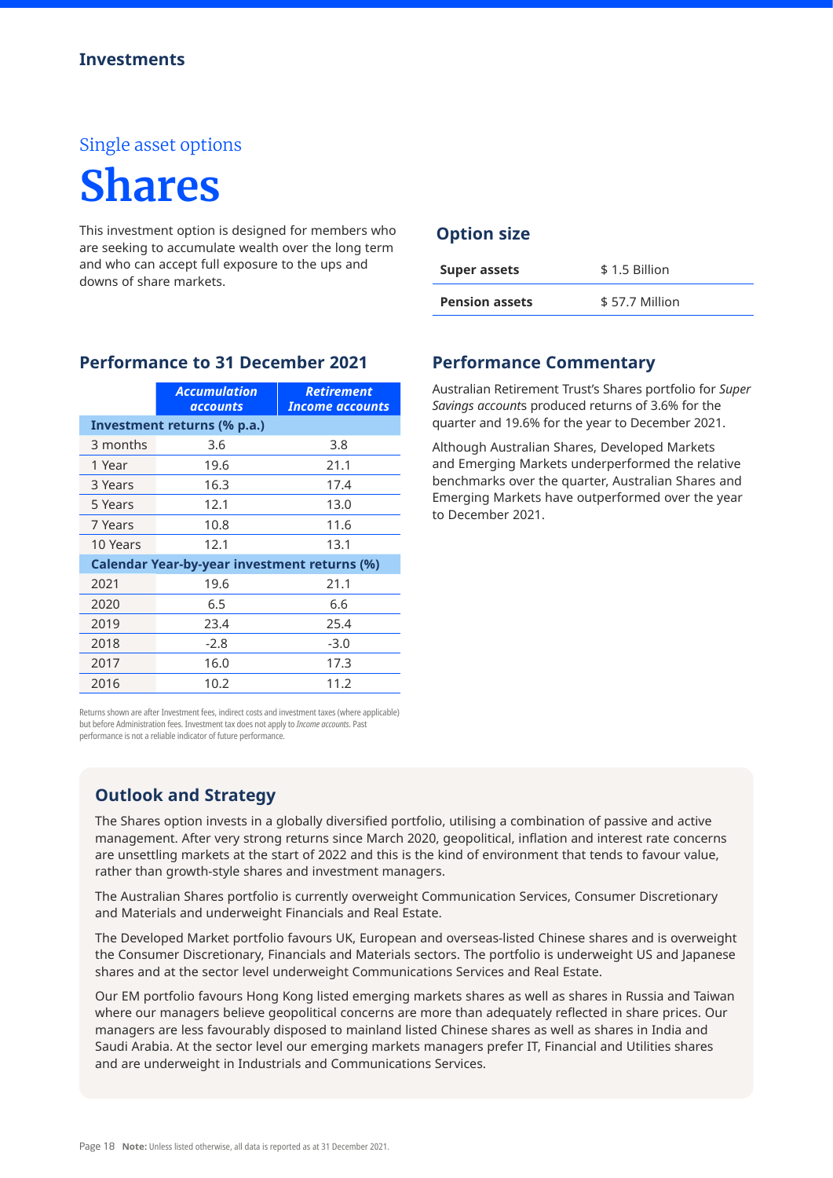Investments

Single asset options

# Shares

This investment option is designed for members who are seeking to accumulate wealth over the long term and who can accept full exposure to the ups and downs of share markets.

## Option size

| | |
|---|---|
| **Super assets** | $ 1.5 Billion |
| **Pension assets** | $ 57.7 Million |

## Performance to 31 December 2021

| | *Accumulation accounts* | *Retirement Income accounts* |
|---|---|---|
| **Investment returns (% p.a.)** | | |
| 3 months | 3.6 | 3.8 |
| 1 Year | 19.6 | 21.1 |
| 3 Years | 16.3 | 17.4 |
| 5 Years | 12.1 | 13.0 |
| 7 Years | 10.8 | 11.6 |
| 10 Years | 12.1 | 13.1 |
| **Calendar Year-by-year investment returns (%)** | | |
| 2021 | 19.6 | 21.1 |
| 2020 | 6.5 | 6.6 |
| 2019 | 23.4 | 25.4 |
| 2018 | -2.8 | -3.0 |
| 2017 | 16.0 | 17.3 |
| 2016 | 10.2 | 11.2 |

Returns shown are after Investment fees, indirect costs and investment taxes (where applicable) but before Administration fees. Investment tax does not apply to *Income accounts*. Past performance is not a reliable indicator of future performance.

## Performance Commentary

Australian Retirement Trust's Shares portfolio for *Super Savings account*s produced returns of 3.6% for the quarter and 19.6% for the year to December 2021.

Although Australian Shares, Developed Markets and Emerging Markets underperformed the relative benchmarks over the quarter, Australian Shares and Emerging Markets have outperformed over the year to December 2021.

## Outlook and Strategy

The Shares option invests in a globally diversified portfolio, utilising a combination of passive and active management. After very strong returns since March 2020, geopolitical, inflation and interest rate concerns are unsettling markets at the start of 2022 and this is the kind of environment that tends to favour value, rather than growth-style shares and investment managers.

The Australian Shares portfolio is currently overweight Communication Services, Consumer Discretionary and Materials and underweight Financials and Real Estate.

The Developed Market portfolio favours UK, European and overseas-listed Chinese shares and is overweight the Consumer Discretionary, Financials and Materials sectors. The portfolio is underweight US and Japanese shares and at the sector level underweight Communications Services and Real Estate.

Our EM portfolio favours Hong Kong listed emerging markets shares as well as shares in Russia and Taiwan where our managers believe geopolitical concerns are more than adequately reflected in share prices. Our managers are less favourably disposed to mainland listed Chinese shares as well as shares in India and Saudi Arabia. At the sector level our emerging markets managers prefer IT, Financial and Utilities shares and are underweight in Industrials and Communications Services.

**Note:** Unless listed otherwise, all data is reported as at 31 December 2021.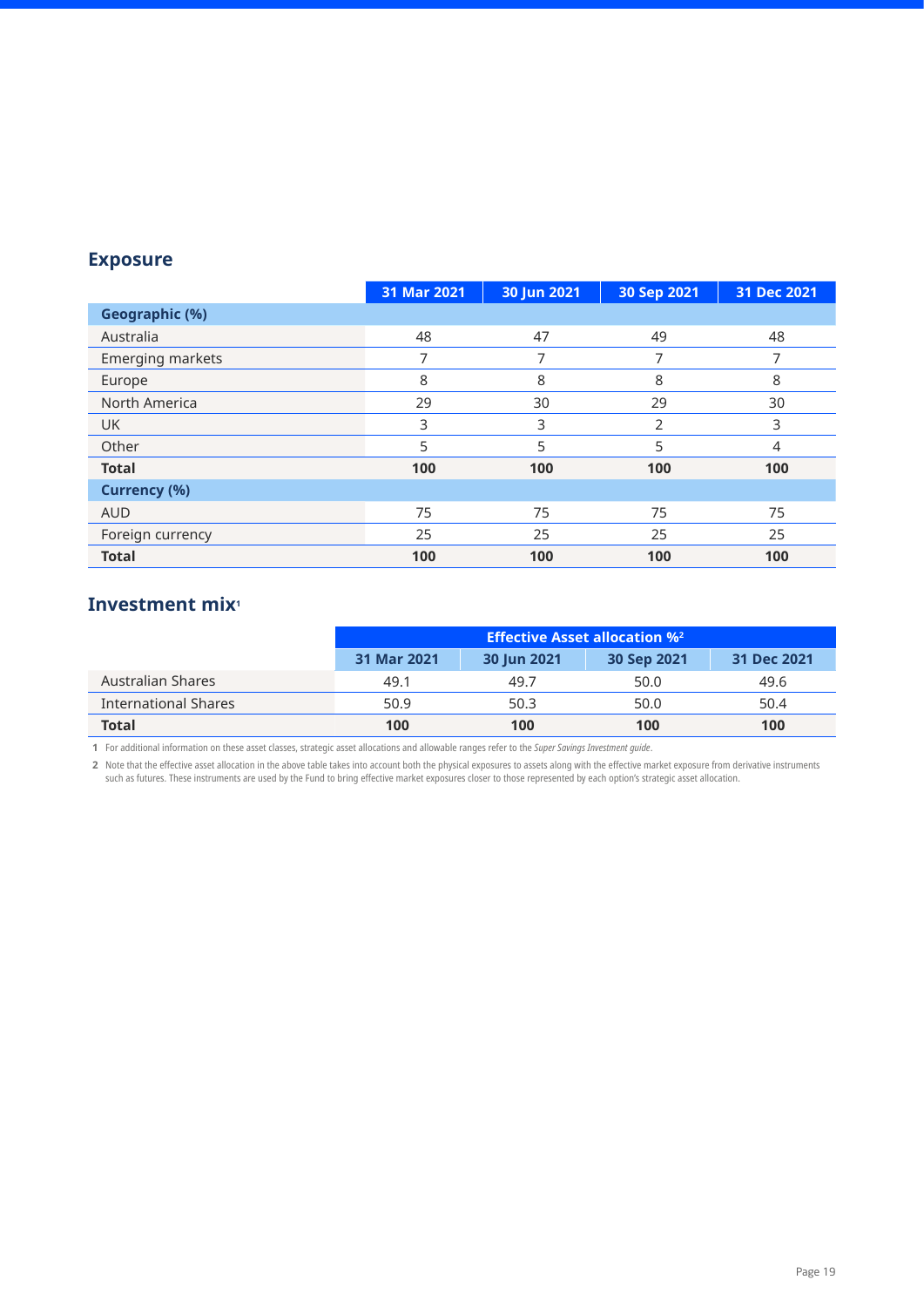## Exposure

| | 31 Mar 2021 | 30 Jun 2021 | 30 Sep 2021 | 31 Dec 2021 |
|---|---|---|---|---|
| **Geographic (%)** | | | | |
| Australia | 48 | 47 | 49 | 48 |
| Emerging markets | 7 | 7 | 7 | 7 |
| Europe | 8 | 8 | 8 | 8 |
| North America | 29 | 30 | 29 | 30 |
| UK | 3 | 3 | 2 | 3 |
| Other | 5 | 5 | 5 | 4 |
| **Total** | **100** | **100** | **100** | **100** |
| **Currency (%)** | | | | |
| AUD | 75 | 75 | 75 | 75 |
| Foreign currency | 25 | 25 | 25 | 25 |
| **Total** | **100** | **100** | **100** | **100** |

## Investment mix[1]

| | Effective Asset allocation %[2] | | | |
|---|---|---|---|---|
| | 31 Mar 2021 | 30 Jun 2021 | 30 Sep 2021 | 31 Dec 2021 |
| Australian Shares | 49.1 | 49.7 | 50.0 | 49.6 |
| International Shares | 50.9 | 50.3 | 50.0 | 50.4 |
| **Total** | **100** | **100** | **100** | **100** |

**1** For additional information on these asset classes, strategic asset allocations and allowable ranges refer to the *Super Savings Investment guide*.

**2** Note that the effective asset allocation in the above table takes into account both the physical exposures to assets along with the effective market exposure from derivative instruments such as futures. These instruments are used by the Fund to bring effective market exposures closer to those represented by each option's strategic asset allocation.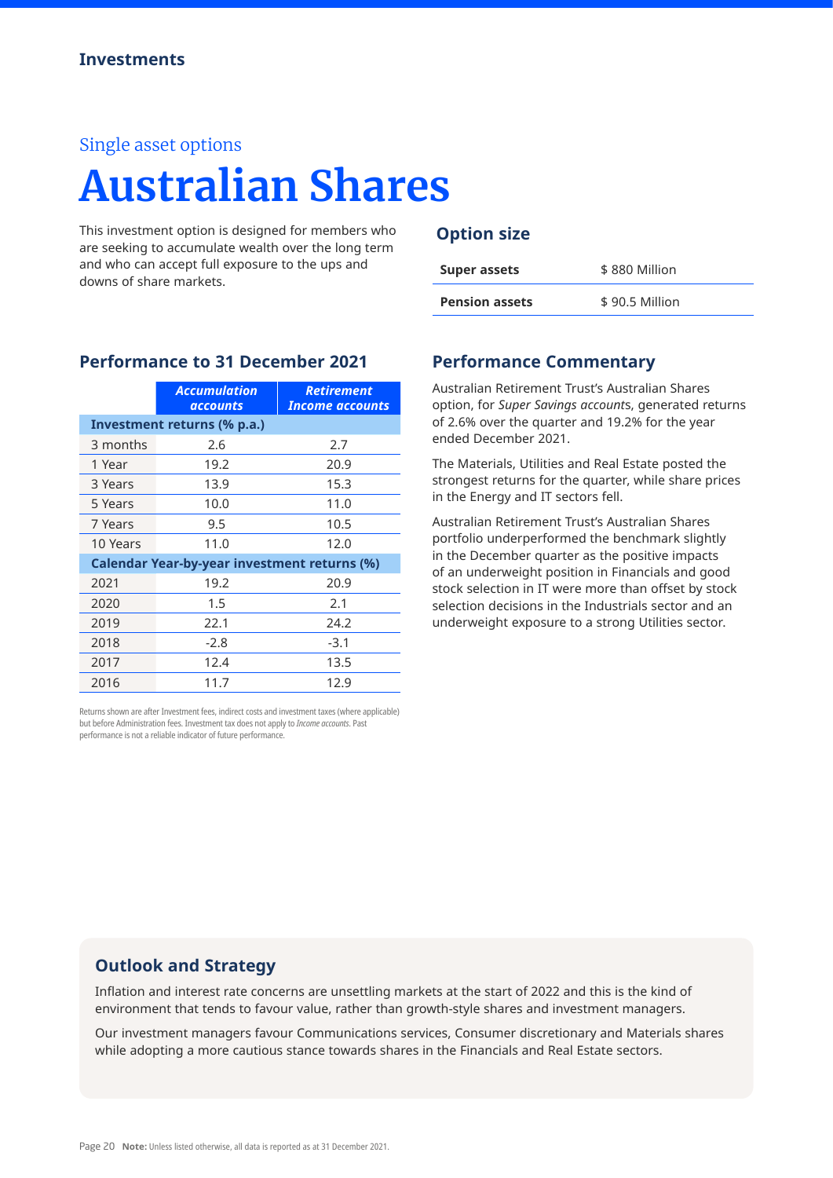Single asset options

# Australian Shares

This investment option is designed for members who are seeking to accumulate wealth over the long term and who can accept full exposure to the ups and downs of share markets.

## Option size

| | |
|---|---|
| **Super assets** | $ 880 Million |
| **Pension assets** | $ 90.5 Million |

## Performance to 31 December 2021

| | ***Accumulation accounts*** | ***Retirement Income accounts*** |
|---|---|---|
| **Investment returns (% p.a.)** | | |
| 3 months | 2.6 | 2.7 |
| 1 Year | 19.2 | 20.9 |
| 3 Years | 13.9 | 15.3 |
| 5 Years | 10.0 | 11.0 |
| 7 Years | 9.5 | 10.5 |
| 10 Years | 11.0 | 12.0 |
| **Calendar Year-by-year investment returns (%)** | | |
| 2021 | 19.2 | 20.9 |
| 2020 | 1.5 | 2.1 |
| 2019 | 22.1 | 24.2 |
| 2018 | -2.8 | -3.1 |
| 2017 | 12.4 | 13.5 |
| 2016 | 11.7 | 12.9 |

Returns shown are after Investment fees, indirect costs and investment taxes (where applicable) but before Administration fees. Investment tax does not apply to *Income accounts*. Past performance is not a reliable indicator of future performance.

## Performance Commentary

Australian Retirement Trust's Australian Shares option, for *Super Savings accounts*, generated returns of 2.6% over the quarter and 19.2% for the year ended December 2021.

The Materials, Utilities and Real Estate posted the strongest returns for the quarter, while share prices in the Energy and IT sectors fell.

Australian Retirement Trust's Australian Shares portfolio underperformed the benchmark slightly in the December quarter as the positive impacts of an underweight position in Financials and good stock selection in IT were more than offset by stock selection decisions in the Industrials sector and an underweight exposure to a strong Utilities sector.

## Outlook and Strategy

Inflation and interest rate concerns are unsettling markets at the start of 2022 and this is the kind of environment that tends to favour value, rather than growth-style shares and investment managers.

Our investment managers favour Communications services, Consumer discretionary and Materials shares while adopting a more cautious stance towards shares in the Financials and Real Estate sectors.

**Note:** Unless listed otherwise, all data is reported as at 31 December 2021.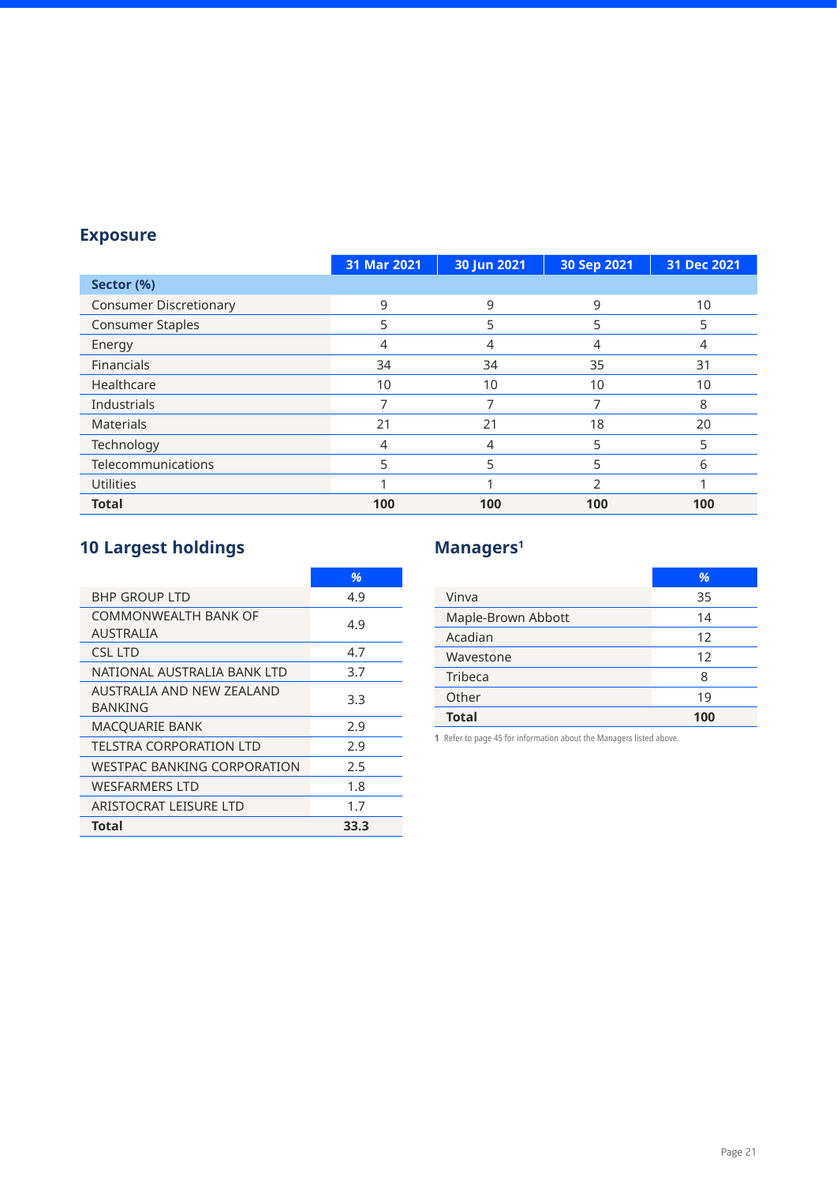## Exposure

| | 31 Mar 2021 | 30 Jun 2021 | 30 Sep 2021 | 31 Dec 2021 |
|---|---|---|---|---|
| **Sector (%)** | | | | |
| Consumer Discretionary | 9 | 9 | 9 | 10 |
| Consumer Staples | 5 | 5 | 5 | 5 |
| Energy | 4 | 4 | 4 | 4 |
| Financials | 34 | 34 | 35 | 31 |
| Healthcare | 10 | 10 | 10 | 10 |
| Industrials | 7 | 7 | 7 | 8 |
| Materials | 21 | 21 | 18 | 20 |
| Technology | 4 | 4 | 5 | 5 |
| Telecommunications | 5 | 5 | 5 | 6 |
| Utilities | 1 | 1 | 2 | 1 |
| **Total** | **100** | **100** | **100** | **100** |

## 10 Largest holdings

| | % |
|---|---|
| BHP GROUP LTD | 4.9 |
| COMMONWEALTH BANK OF AUSTRALIA | 4.9 |
| CSL LTD | 4.7 |
| NATIONAL AUSTRALIA BANK LTD | 3.7 |
| AUSTRALIA AND NEW ZEALAND BANKING | 3.3 |
| MACQUARIE BANK | 2.9 |
| TELSTRA CORPORATION LTD | 2.9 |
| WESTPAC BANKING CORPORATION | 2.5 |
| WESFARMERS LTD | 1.8 |
| ARISTOCRAT LEISURE LTD | 1.7 |
| **Total** | **33.3** |

## Managers[1]

| | % |
|---|---|
| Vinva | 35 |
| Maple-Brown Abbott | 14 |
| Acadian | 12 |
| Wavestone | 12 |
| Tribeca | 8 |
| Other | 19 |
| **Total** | **100** |

**1** Refer to page 45 for information about the Managers listed above.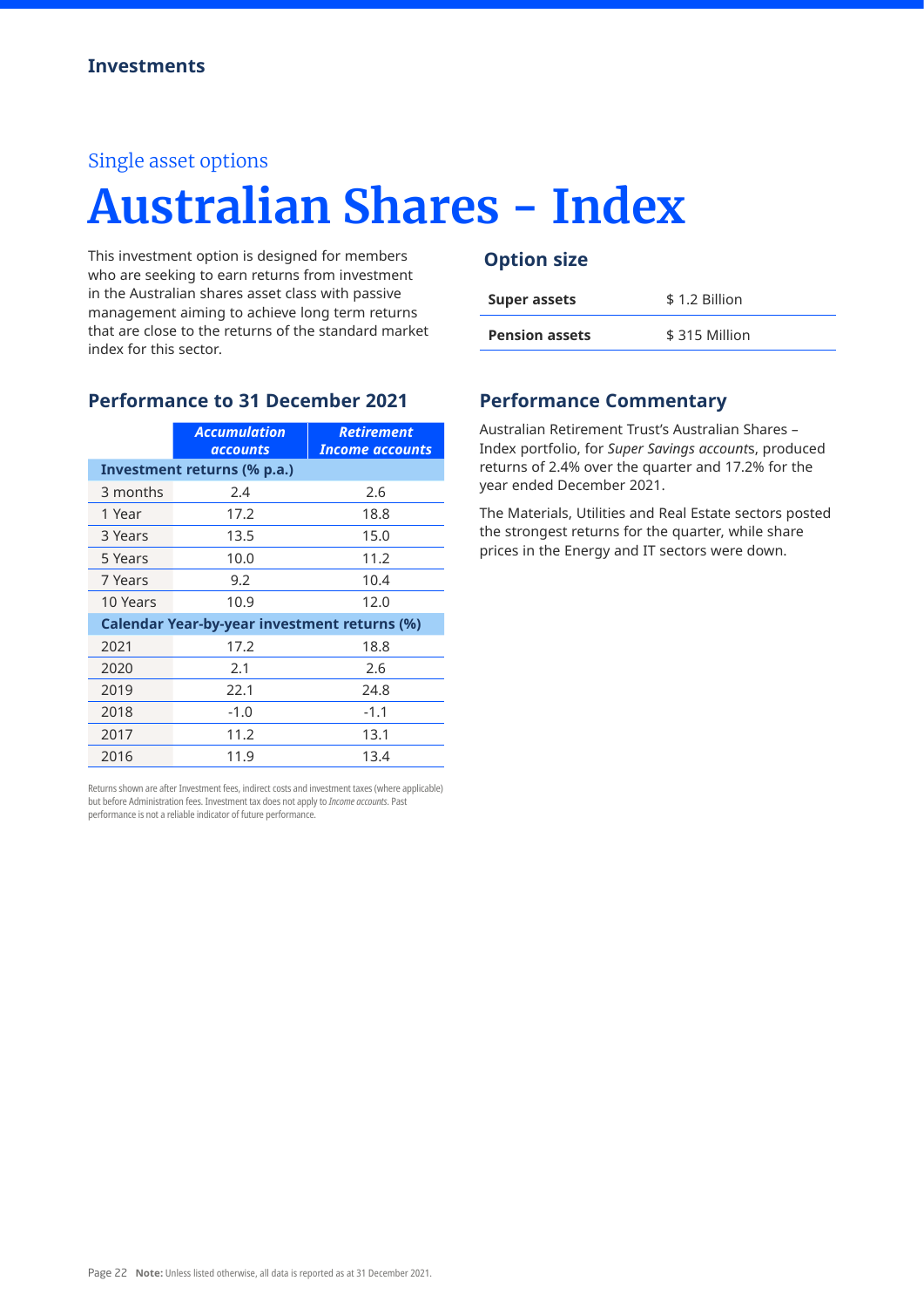Single asset options

# Australian Shares - Index

This investment option is designed for members who are seeking to earn returns from investment in the Australian shares asset class with passive management aiming to achieve long term returns that are close to the returns of the standard market index for this sector.

## Option size

| Super assets | $ 1.2 Billion |
|---|---|
| **Pension assets** | $ 315 Million |

## Performance to 31 December 2021

| | *Accumulation accounts* | *Retirement Income accounts* |
|---|---|---|
| **Investment returns (% p.a.)** | | |
| 3 months | 2.4 | 2.6 |
| 1 Year | 17.2 | 18.8 |
| 3 Years | 13.5 | 15.0 |
| 5 Years | 10.0 | 11.2 |
| 7 Years | 9.2 | 10.4 |
| 10 Years | 10.9 | 12.0 |
| **Calendar Year-by-year investment returns (%)** | | |
| 2021 | 17.2 | 18.8 |
| 2020 | 2.1 | 2.6 |
| 2019 | 22.1 | 24.8 |
| 2018 | -1.0 | -1.1 |
| 2017 | 11.2 | 13.1 |
| 2016 | 11.9 | 13.4 |

Returns shown are after Investment fees, indirect costs and investment taxes (where applicable) but before Administration fees. Investment tax does not apply to *Income accounts*. Past performance is not a reliable indicator of future performance.

## Performance Commentary

Australian Retirement Trust's Australian Shares – Index portfolio, for *Super Savings accounts*, produced returns of 2.4% over the quarter and 17.2% for the year ended December 2021.

The Materials, Utilities and Real Estate sectors posted the strongest returns for the quarter, while share prices in the Energy and IT sectors were down.

**Note:** Unless listed otherwise, all data is reported as at 31 December 2021.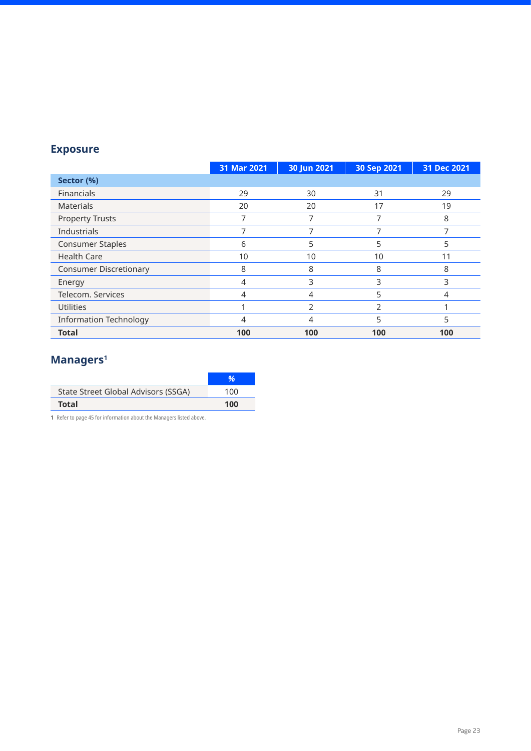## Exposure

| | 31 Mar 2021 | 30 Jun 2021 | 30 Sep 2021 | 31 Dec 2021 |
|---|---|---|---|---|
| **Sector (%)** | | | | |
| Financials | 29 | 30 | 31 | 29 |
| Materials | 20 | 20 | 17 | 19 |
| Property Trusts | 7 | 7 | 7 | 8 |
| Industrials | 7 | 7 | 7 | 7 |
| Consumer Staples | 6 | 5 | 5 | 5 |
| Health Care | 10 | 10 | 10 | 11 |
| Consumer Discretionary | 8 | 8 | 8 | 8 |
| Energy | 4 | 3 | 3 | 3 |
| Telecom. Services | 4 | 4 | 5 | 4 |
| Utilities | 1 | 2 | 2 | 1 |
| Information Technology | 4 | 4 | 5 | 5 |
| **Total** | **100** | **100** | **100** | **100** |

## Managers[1]

| | % |
|---|---|
| State Street Global Advisors (SSGA) | 100 |
| **Total** | **100** |

**1** Refer to page 45 for information about the Managers listed above.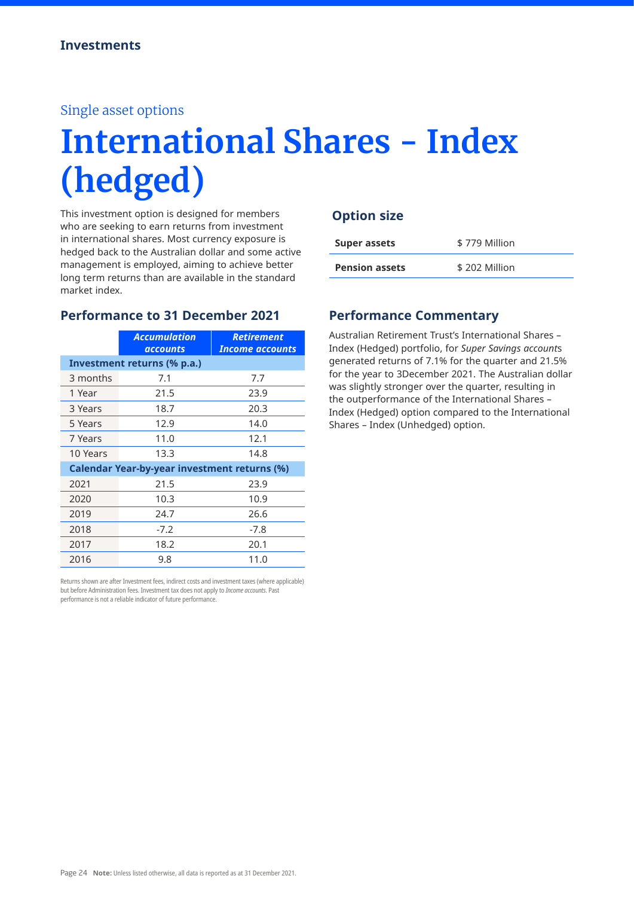Single asset options

# International Shares - Index (hedged)

This investment option is designed for members who are seeking to earn returns from investment in international shares. Most currency exposure is hedged back to the Australian dollar and some active management is employed, aiming to achieve better long term returns than are available in the standard market index.

## Option size

| | |
|---|---|
| **Super assets** | $ 779 Million |
| **Pension assets** | $ 202 Million |

## Performance to 31 December 2021

| | *Accumulation accounts* | *Retirement Income accounts* |
|---|---|---|
| **Investment returns (% p.a.)** | | |
| 3 months | 7.1 | 7.7 |
| 1 Year | 21.5 | 23.9 |
| 3 Years | 18.7 | 20.3 |
| 5 Years | 12.9 | 14.0 |
| 7 Years | 11.0 | 12.1 |
| 10 Years | 13.3 | 14.8 |
| **Calendar Year-by-year investment returns (%)** | | |
| 2021 | 21.5 | 23.9 |
| 2020 | 10.3 | 10.9 |
| 2019 | 24.7 | 26.6 |
| 2018 | -7.2 | -7.8 |
| 2017 | 18.2 | 20.1 |
| 2016 | 9.8 | 11.0 |

Returns shown are after Investment fees, indirect costs and investment taxes (where applicable) but before Administration fees. Investment tax does not apply to *Income accounts*. Past performance is not a reliable indicator of future performance.

## Performance Commentary

Australian Retirement Trust's International Shares – Index (Hedged) portfolio, for *Super Savings account*s generated returns of 7.1% for the quarter and 21.5% for the year to 3December 2021. The Australian dollar was slightly stronger over the quarter, resulting in the outperformance of the International Shares – Index (Hedged) option compared to the International Shares – Index (Unhedged) option.

**Note:** Unless listed otherwise, all data is reported as at 31 December 2021.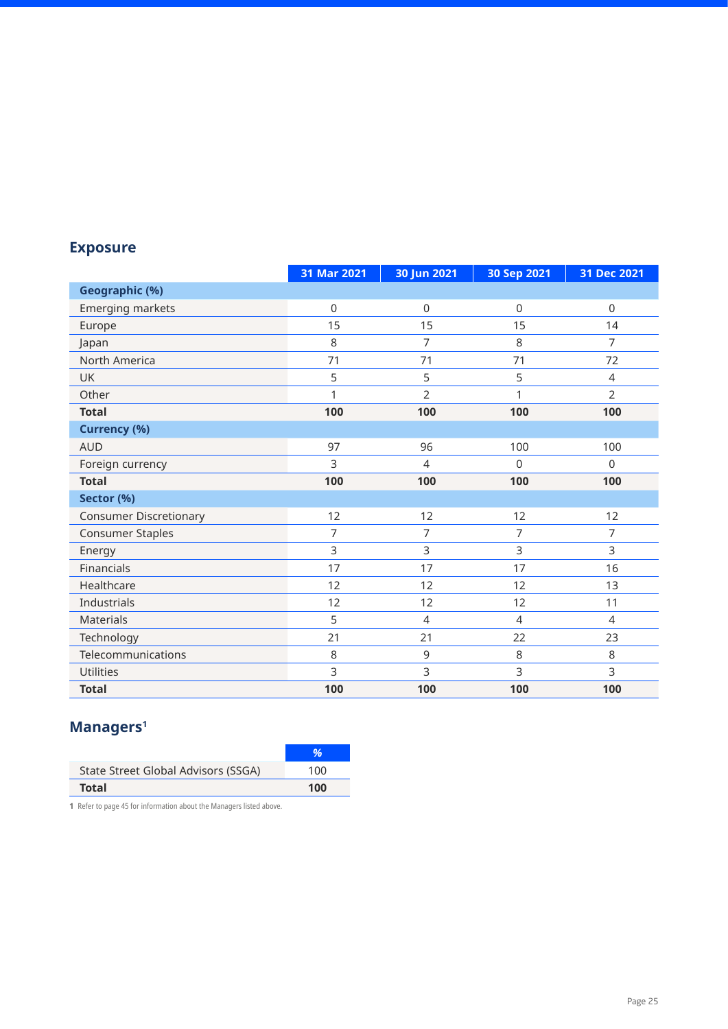## Exposure

| | 31 Mar 2021 | 30 Jun 2021 | 30 Sep 2021 | 31 Dec 2021 |
|---|---|---|---|---|
| **Geographic (%)** | | | | |
| Emerging markets | 0 | 0 | 0 | 0 |
| Europe | 15 | 15 | 15 | 14 |
| Japan | 8 | 7 | 8 | 7 |
| North America | 71 | 71 | 71 | 72 |
| UK | 5 | 5 | 5 | 4 |
| Other | 1 | 2 | 1 | 2 |
| **Total** | **100** | **100** | **100** | **100** |
| **Currency (%)** | | | | |
| AUD | 97 | 96 | 100 | 100 |
| Foreign currency | 3 | 4 | 0 | 0 |
| **Total** | **100** | **100** | **100** | **100** |
| **Sector (%)** | | | | |
| Consumer Discretionary | 12 | 12 | 12 | 12 |
| Consumer Staples | 7 | 7 | 7 | 7 |
| Energy | 3 | 3 | 3 | 3 |
| Financials | 17 | 17 | 17 | 16 |
| Healthcare | 12 | 12 | 12 | 13 |
| Industrials | 12 | 12 | 12 | 11 |
| Materials | 5 | 4 | 4 | 4 |
| Technology | 21 | 21 | 22 | 23 |
| Telecommunications | 8 | 9 | 8 | 8 |
| Utilities | 3 | 3 | 3 | 3 |
| **Total** | **100** | **100** | **100** | **100** |

## Managers[1]

| | % |
|---|---|
| State Street Global Advisors (SSGA) | 100 |
| **Total** | **100** |

**1** Refer to page 45 for information about the Managers listed above.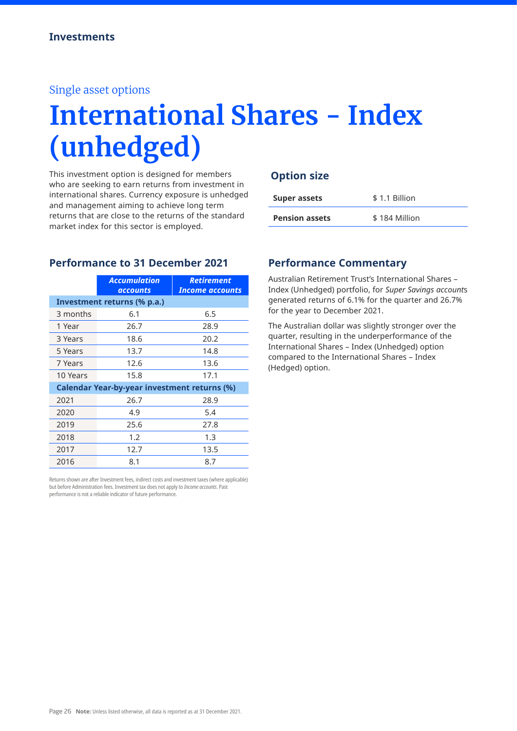Single asset options

# International Shares - Index (unhedged)

This investment option is designed for members who are seeking to earn returns from investment in international shares. Currency exposure is unhedged and management aiming to achieve long term returns that are close to the returns of the standard market index for this sector is employed.

## Option size

| | |
|---|---|
| **Super assets** | $ 1.1 Billion |
| **Pension assets** | $ 184 Million |

## Performance to 31 December 2021

| | ***Accumulation accounts*** | ***Retirement Income accounts*** |
|---|---|---|
| **Investment returns (% p.a.)** | | |
| 3 months | 6.1 | 6.5 |
| 1 Year | 26.7 | 28.9 |
| 3 Years | 18.6 | 20.2 |
| 5 Years | 13.7 | 14.8 |
| 7 Years | 12.6 | 13.6 |
| 10 Years | 15.8 | 17.1 |
| **Calendar Year-by-year investment returns (%)** | | |
| 2021 | 26.7 | 28.9 |
| 2020 | 4.9 | 5.4 |
| 2019 | 25.6 | 27.8 |
| 2018 | 1.2 | 1.3 |
| 2017 | 12.7 | 13.5 |
| 2016 | 8.1 | 8.7 |

Returns shown are after Investment fees, indirect costs and investment taxes (where applicable) but before Administration fees. Investment tax does not apply to *Income accounts*. Past performance is not a reliable indicator of future performance.

## Performance Commentary

Australian Retirement Trust's International Shares – Index (Unhedged) portfolio, for *Super Savings account*s generated returns of 6.1% for the quarter and 26.7% for the year to December 2021.

The Australian dollar was slightly stronger over the quarter, resulting in the underperformance of the International Shares – Index (Unhedged) option compared to the International Shares – Index (Hedged) option.

**Note:** Unless listed otherwise, all data is reported as at 31 December 2021.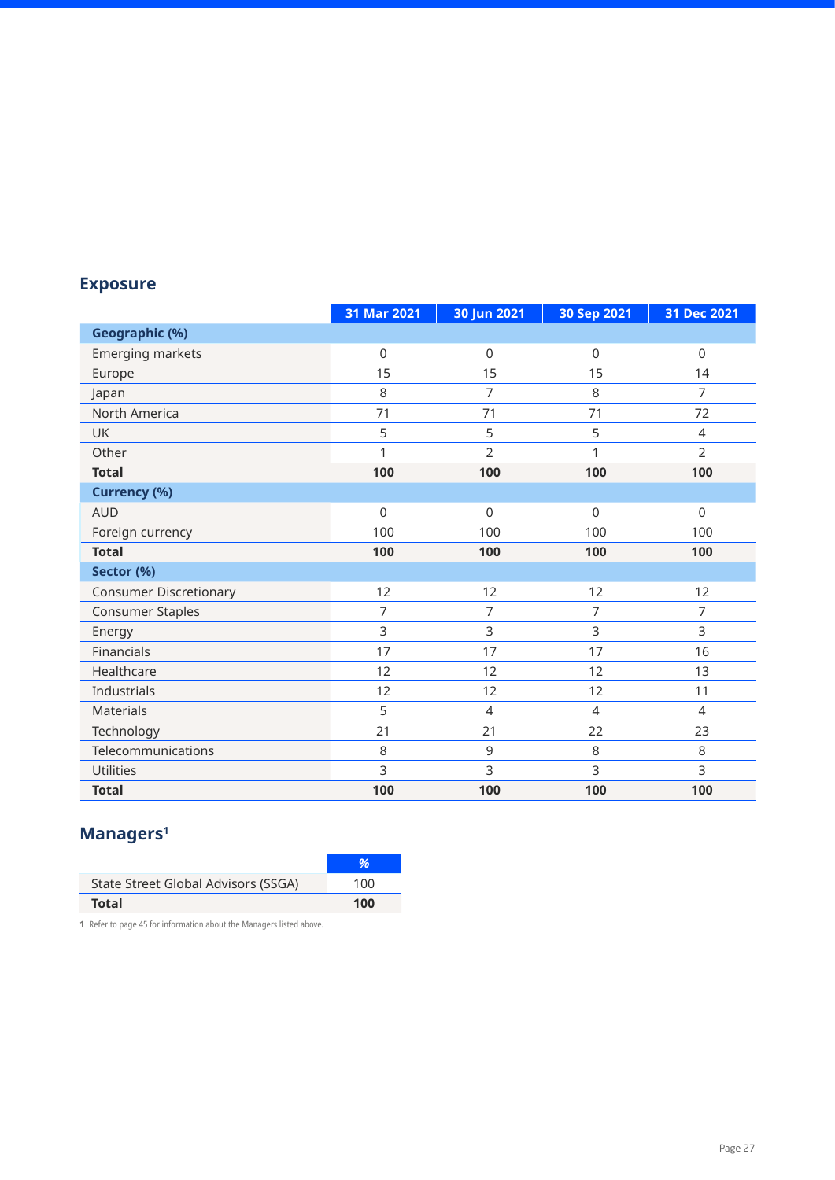## Exposure

| | 31 Mar 2021 | 30 Jun 2021 | 30 Sep 2021 | 31 Dec 2021 |
|---|---|---|---|---|
| **Geographic (%)** | | | | |
| Emerging markets | 0 | 0 | 0 | 0 |
| Europe | 15 | 15 | 15 | 14 |
| Japan | 8 | 7 | 8 | 7 |
| North America | 71 | 71 | 71 | 72 |
| UK | 5 | 5 | 5 | 4 |
| Other | 1 | 2 | 1 | 2 |
| **Total** | **100** | **100** | **100** | **100** |
| **Currency (%)** | | | | |
| AUD | 0 | 0 | 0 | 0 |
| Foreign currency | 100 | 100 | 100 | 100 |
| **Total** | **100** | **100** | **100** | **100** |
| **Sector (%)** | | | | |
| Consumer Discretionary | 12 | 12 | 12 | 12 |
| Consumer Staples | 7 | 7 | 7 | 7 |
| Energy | 3 | 3 | 3 | 3 |
| Financials | 17 | 17 | 17 | 16 |
| Healthcare | 12 | 12 | 12 | 13 |
| Industrials | 12 | 12 | 12 | 11 |
| Materials | 5 | 4 | 4 | 4 |
| Technology | 21 | 21 | 22 | 23 |
| Telecommunications | 8 | 9 | 8 | 8 |
| Utilities | 3 | 3 | 3 | 3 |
| **Total** | **100** | **100** | **100** | **100** |

## Managers[1]

| | % |
|---|---|
| State Street Global Advisors (SSGA) | 100 |
| **Total** | **100** |

**1** Refer to page 45 for information about the Managers listed above.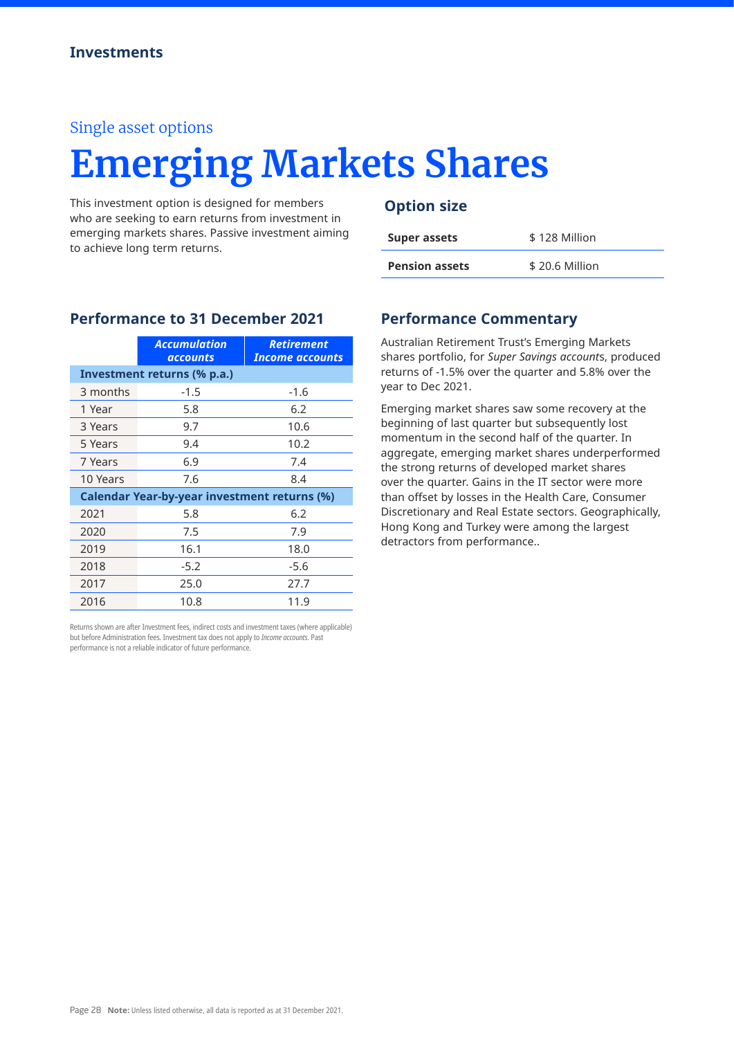**Investments**

Single asset options

# Emerging Markets Shares

This investment option is designed for members who are seeking to earn returns from investment in emerging markets shares. Passive investment aiming to achieve long term returns.

## Option size

| | |
|---|---|
| **Super assets** | $ 128 Million |
| **Pension assets** | $ 20.6 Million |

## Performance to 31 December 2021

| | *Accumulation accounts* | *Retirement Income accounts* |
|---|---|---|
| **Investment returns (% p.a.)** | | |
| 3 months | -1.5 | -1.6 |
| 1 Year | 5.8 | 6.2 |
| 3 Years | 9.7 | 10.6 |
| 5 Years | 9.4 | 10.2 |
| 7 Years | 6.9 | 7.4 |
| 10 Years | 7.6 | 8.4 |
| **Calendar Year-by-year investment returns (%)** | | |
| 2021 | 5.8 | 6.2 |
| 2020 | 7.5 | 7.9 |
| 2019 | 16.1 | 18.0 |
| 2018 | -5.2 | -5.6 |
| 2017 | 25.0 | 27.7 |
| 2016 | 10.8 | 11.9 |

Returns shown are after Investment fees, indirect costs and investment taxes (where applicable) but before Administration fees. Investment tax does not apply to *Income accounts*. Past performance is not a reliable indicator of future performance.

## Performance Commentary

Australian Retirement Trust's Emerging Markets shares portfolio, for *Super Savings account*s, produced returns of -1.5% over the quarter and 5.8% over the year to Dec 2021.

Emerging market shares saw some recovery at the beginning of last quarter but subsequently lost momentum in the second half of the quarter. In aggregate, emerging market shares underperformed the strong returns of developed market shares over the quarter. Gains in the IT sector were more than offset by losses in the Health Care, Consumer Discretionary and Real Estate sectors. Geographically, Hong Kong and Turkey were among the largest detractors from performance..

**Note:** Unless listed otherwise, all data is reported as at 31 December 2021.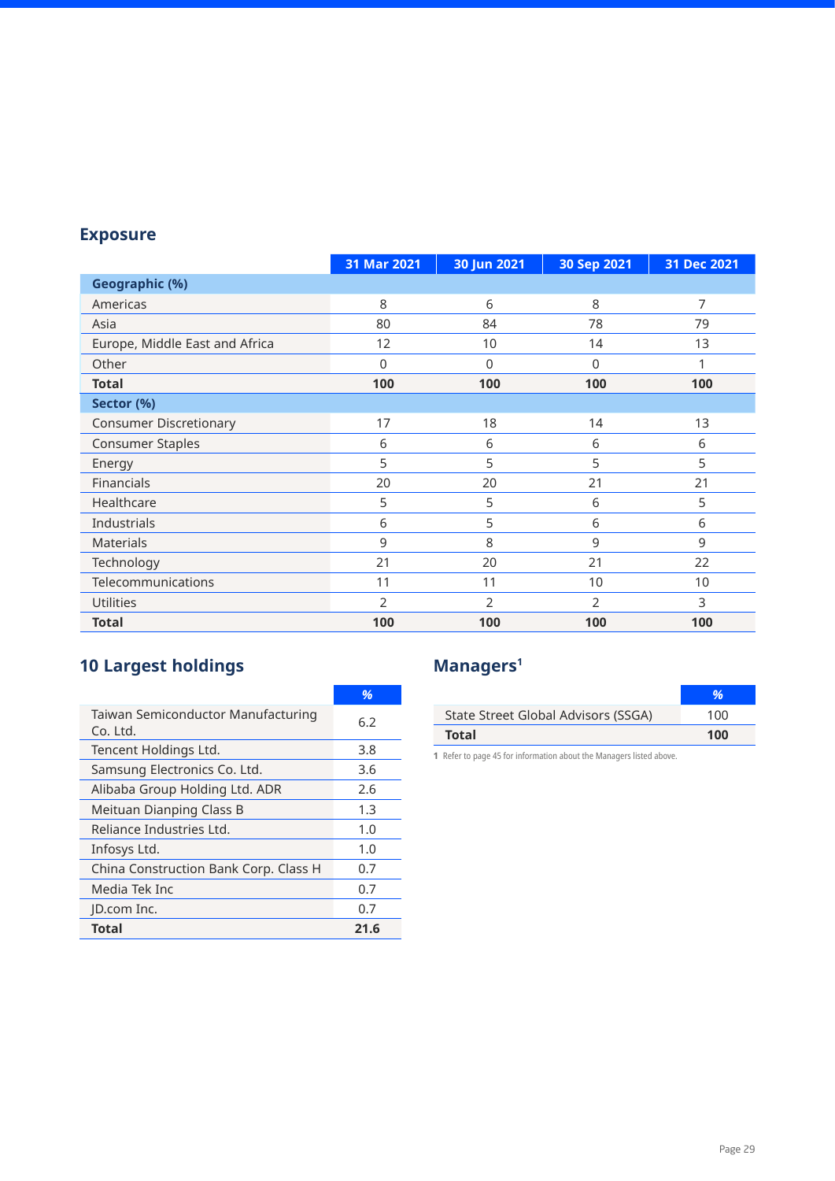## Exposure

| | 31 Mar 2021 | 30 Jun 2021 | 30 Sep 2021 | 31 Dec 2021 |
|---|---|---|---|---|
| **Geographic (%)** | | | | |
| Americas | 8 | 6 | 8 | 7 |
| Asia | 80 | 84 | 78 | 79 |
| Europe, Middle East and Africa | 12 | 10 | 14 | 13 |
| Other | 0 | 0 | 0 | 1 |
| **Total** | **100** | **100** | **100** | **100** |
| **Sector (%)** | | | | |
| Consumer Discretionary | 17 | 18 | 14 | 13 |
| Consumer Staples | 6 | 6 | 6 | 6 |
| Energy | 5 | 5 | 5 | 5 |
| Financials | 20 | 20 | 21 | 21 |
| Healthcare | 5 | 5 | 6 | 5 |
| Industrials | 6 | 5 | 6 | 6 |
| Materials | 9 | 8 | 9 | 9 |
| Technology | 21 | 20 | 21 | 22 |
| Telecommunications | 11 | 11 | 10 | 10 |
| Utilities | 2 | 2 | 2 | 3 |
| **Total** | **100** | **100** | **100** | **100** |

## 10 Largest holdings

| | % |
|---|---|
| Taiwan Semiconductor Manufacturing Co. Ltd. | 6.2 |
| Tencent Holdings Ltd. | 3.8 |
| Samsung Electronics Co. Ltd. | 3.6 |
| Alibaba Group Holding Ltd. ADR | 2.6 |
| Meituan Dianping Class B | 1.3 |
| Reliance Industries Ltd. | 1.0 |
| Infosys Ltd. | 1.0 |
| China Construction Bank Corp. Class H | 0.7 |
| Media Tek Inc | 0.7 |
| JD.com Inc. | 0.7 |
| **Total** | **21.6** |

## Managers[1]

| | % |
|---|---|
| State Street Global Advisors (SSGA) | 100 |
| **Total** | **100** |

1 Refer to page 45 for information about the Managers listed above.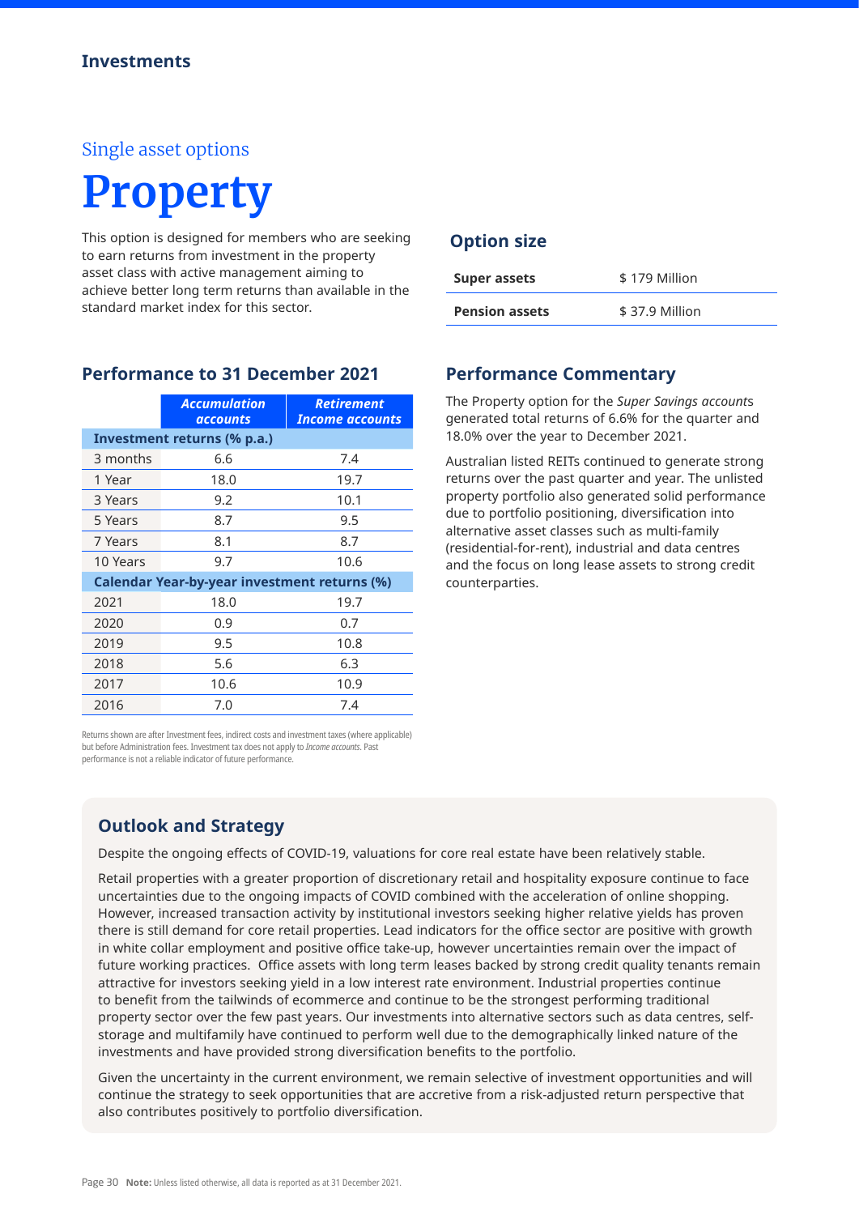**Investments**

Single asset options

# Property

This option is designed for members who are seeking to earn returns from investment in the property asset class with active management aiming to achieve better long term returns than available in the standard market index for this sector.

## Option size

| | |
|---|---|
| **Super assets** | $ 179 Million |
| **Pension assets** | $ 37.9 Million |

## Performance to 31 December 2021

| | *Accumulation accounts* | *Retirement Income accounts* |
|---|---|---|
| **Investment returns (% p.a.)** | | |
| 3 months | 6.6 | 7.4 |
| 1 Year | 18.0 | 19.7 |
| 3 Years | 9.2 | 10.1 |
| 5 Years | 8.7 | 9.5 |
| 7 Years | 8.1 | 8.7 |
| 10 Years | 9.7 | 10.6 |
| **Calendar Year-by-year investment returns (%)** | | |
| 2021 | 18.0 | 19.7 |
| 2020 | 0.9 | 0.7 |
| 2019 | 9.5 | 10.8 |
| 2018 | 5.6 | 6.3 |
| 2017 | 10.6 | 10.9 |
| 2016 | 7.0 | 7.4 |

Returns shown are after Investment fees, indirect costs and investment taxes (where applicable) but before Administration fees. Investment tax does not apply to *Income accounts*. Past performance is not a reliable indicator of future performance.

## Performance Commentary

The Property option for the *Super Savings account*s generated total returns of 6.6% for the quarter and 18.0% over the year to December 2021.

Australian listed REITs continued to generate strong returns over the past quarter and year. The unlisted property portfolio also generated solid performance due to portfolio positioning, diversification into alternative asset classes such as multi-family (residential-for-rent), industrial and data centres and the focus on long lease assets to strong credit counterparties.

## Outlook and Strategy

Despite the ongoing effects of COVID-19, valuations for core real estate have been relatively stable.

Retail properties with a greater proportion of discretionary retail and hospitality exposure continue to face uncertainties due to the ongoing impacts of COVID combined with the acceleration of online shopping. However, increased transaction activity by institutional investors seeking higher relative yields has proven there is still demand for core retail properties. Lead indicators for the office sector are positive with growth in white collar employment and positive office take-up, however uncertainties remain over the impact of future working practices. Office assets with long term leases backed by strong credit quality tenants remain attractive for investors seeking yield in a low interest rate environment. Industrial properties continue to benefit from the tailwinds of ecommerce and continue to be the strongest performing traditional property sector over the few past years. Our investments into alternative sectors such as data centres, self-storage and multifamily have continued to perform well due to the demographically linked nature of the investments and have provided strong diversification benefits to the portfolio.

Given the uncertainty in the current environment, we remain selective of investment opportunities and will continue the strategy to seek opportunities that are accretive from a risk-adjusted return perspective that also contributes positively to portfolio diversification.

**Note:** Unless listed otherwise, all data is reported as at 31 December 2021.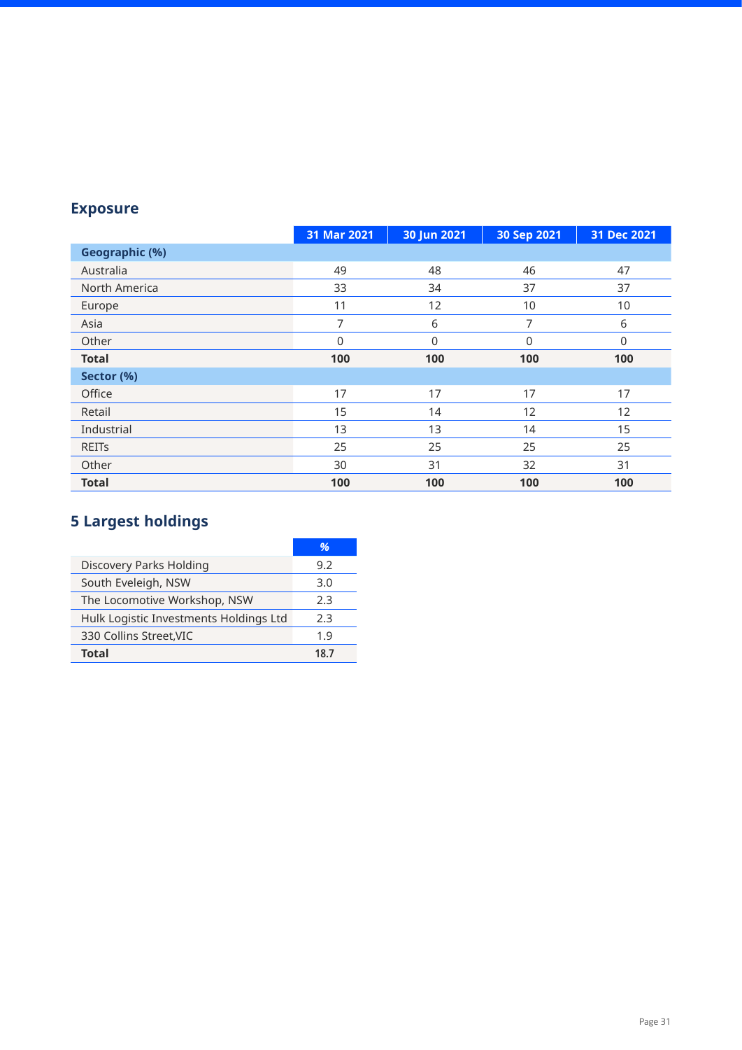## Exposure

| | 31 Mar 2021 | 30 Jun 2021 | 30 Sep 2021 | 31 Dec 2021 |
|---|---|---|---|---|
| **Geographic (%)** | | | | |
| Australia | 49 | 48 | 46 | 47 |
| North America | 33 | 34 | 37 | 37 |
| Europe | 11 | 12 | 10 | 10 |
| Asia | 7 | 6 | 7 | 6 |
| Other | 0 | 0 | 0 | 0 |
| **Total** | **100** | **100** | **100** | **100** |
| **Sector (%)** | | | | |
| Office | 17 | 17 | 17 | 17 |
| Retail | 15 | 14 | 12 | 12 |
| Industrial | 13 | 13 | 14 | 15 |
| REITs | 25 | 25 | 25 | 25 |
| Other | 30 | 31 | 32 | 31 |
| **Total** | **100** | **100** | **100** | **100** |

## 5 Largest holdings

| | % |
|---|---|
| Discovery Parks Holding | 9.2 |
| South Eveleigh, NSW | 3.0 |
| The Locomotive Workshop, NSW | 2.3 |
| Hulk Logistic Investments Holdings Ltd | 2.3 |
| 330 Collins Street,VIC | 1.9 |
| **Total** | **18.7** |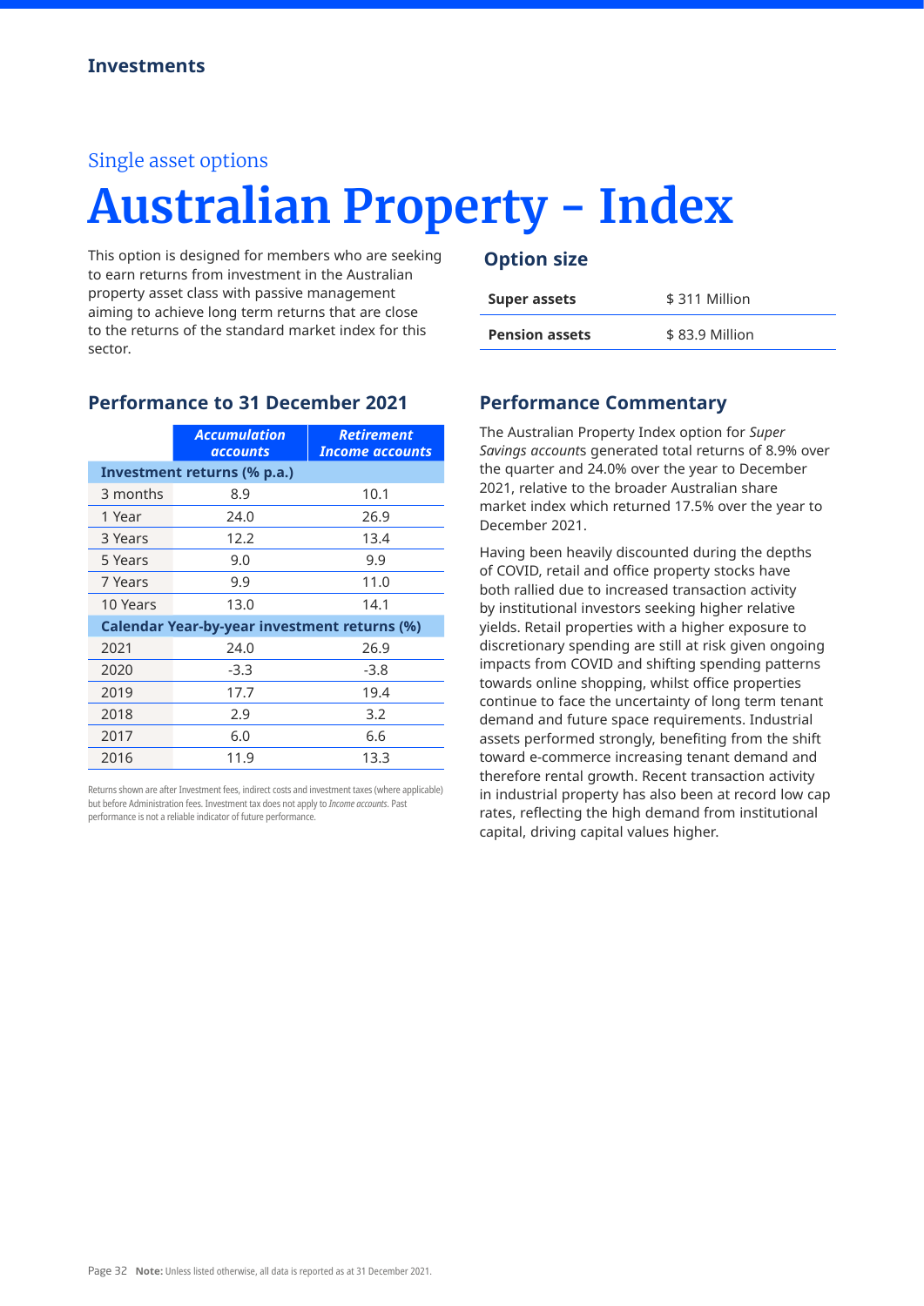Single asset options

# Australian Property - Index

This option is designed for members who are seeking to earn returns from investment in the Australian property asset class with passive management aiming to achieve long term returns that are close to the returns of the standard market index for this sector.

## Option size

| | |
|---|---|
| **Super assets** | $ 311 Million |
| **Pension assets** | $ 83.9 Million |

## Performance to 31 December 2021

| | *Accumulation accounts* | *Retirement Income accounts* |
|---|---|---|
| **Investment returns (% p.a.)** | | |
| 3 months | 8.9 | 10.1 |
| 1 Year | 24.0 | 26.9 |
| 3 Years | 12.2 | 13.4 |
| 5 Years | 9.0 | 9.9 |
| 7 Years | 9.9 | 11.0 |
| 10 Years | 13.0 | 14.1 |
| **Calendar Year-by-year investment returns (%)** | | |
| 2021 | 24.0 | 26.9 |
| 2020 | -3.3 | -3.8 |
| 2019 | 17.7 | 19.4 |
| 2018 | 2.9 | 3.2 |
| 2017 | 6.0 | 6.6 |
| 2016 | 11.9 | 13.3 |

Returns shown are after Investment fees, indirect costs and investment taxes (where applicable) but before Administration fees. Investment tax does not apply to *Income accounts*. Past performance is not a reliable indicator of future performance.

## Performance Commentary

The Australian Property Index option for *Super Savings account*s generated total returns of 8.9% over the quarter and 24.0% over the year to December 2021, relative to the broader Australian share market index which returned 17.5% over the year to December 2021.

Having been heavily discounted during the depths of COVID, retail and office property stocks have both rallied due to increased transaction activity by institutional investors seeking higher relative yields. Retail properties with a higher exposure to discretionary spending are still at risk given ongoing impacts from COVID and shifting spending patterns towards online shopping, whilst office properties continue to face the uncertainty of long term tenant demand and future space requirements. Industrial assets performed strongly, benefiting from the shift toward e-commerce increasing tenant demand and therefore rental growth. Recent transaction activity in industrial property has also been at record low cap rates, reflecting the high demand from institutional capital, driving capital values higher.

**Note:** Unless listed otherwise, all data is reported as at 31 December 2021.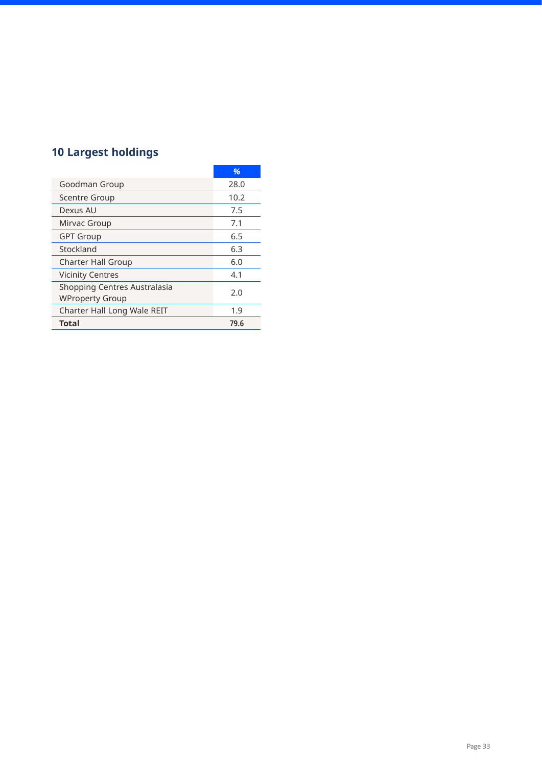## 10 Largest holdings

| | % |
|---|---|
| Goodman Group | 28.0 |
| Scentre Group | 10.2 |
| Dexus AU | 7.5 |
| Mirvac Group | 7.1 |
| GPT Group | 6.5 |
| Stockland | 6.3 |
| Charter Hall Group | 6.0 |
| Vicinity Centres | 4.1 |
| Shopping Centres Australasia WProperty Group | 2.0 |
| Charter Hall Long Wale REIT | 1.9 |
| **Total** | **79.6** |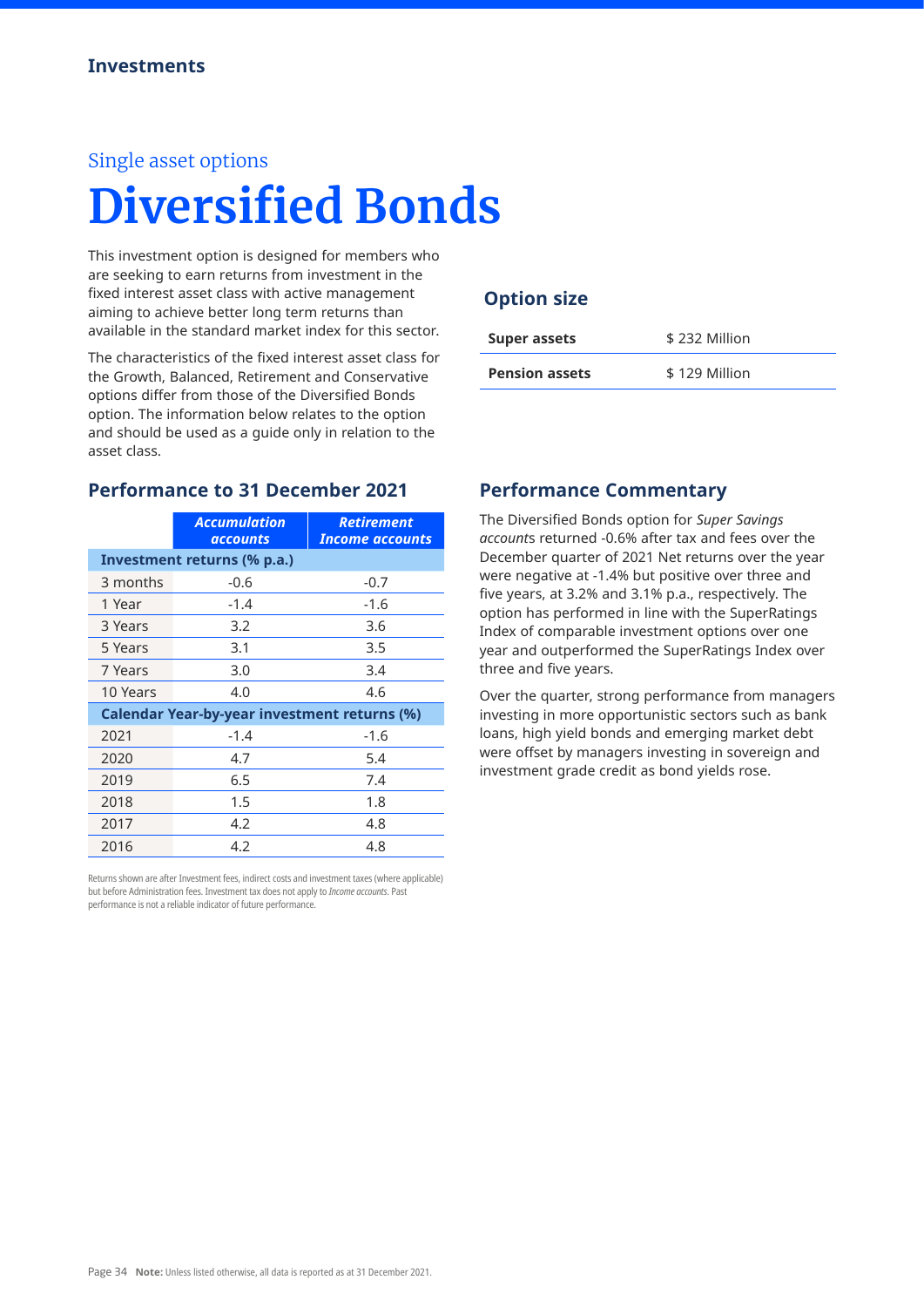Investments

Single asset options

# Diversified Bonds

This investment option is designed for members who are seeking to earn returns from investment in the fixed interest asset class with active management aiming to achieve better long term returns than available in the standard market index for this sector.

The characteristics of the fixed interest asset class for the Growth, Balanced, Retirement and Conservative options differ from those of the Diversified Bonds option. The information below relates to the option and should be used as a guide only in relation to the asset class.

## Option size

| | |
|---|---|
| **Super assets** | $ 232 Million |
| **Pension assets** | $ 129 Million |

## Performance to 31 December 2021

| | *Accumulation accounts* | *Retirement Income accounts* |
|---|---|---|
| **Investment returns (% p.a.)** | | |
| 3 months | -0.6 | -0.7 |
| 1 Year | -1.4 | -1.6 |
| 3 Years | 3.2 | 3.6 |
| 5 Years | 3.1 | 3.5 |
| 7 Years | 3.0 | 3.4 |
| 10 Years | 4.0 | 4.6 |
| **Calendar Year-by-year investment returns (%)** | | |
| 2021 | -1.4 | -1.6 |
| 2020 | 4.7 | 5.4 |
| 2019 | 6.5 | 7.4 |
| 2018 | 1.5 | 1.8 |
| 2017 | 4.2 | 4.8 |
| 2016 | 4.2 | 4.8 |

Returns shown are after Investment fees, indirect costs and investment taxes (where applicable) but before Administration fees. Investment tax does not apply to *Income accounts*. Past performance is not a reliable indicator of future performance.

## Performance Commentary

The Diversified Bonds option for *Super Savings account*s returned -0.6% after tax and fees over the December quarter of 2021 Net returns over the year were negative at -1.4% but positive over three and five years, at 3.2% and 3.1% p.a., respectively. The option has performed in line with the SuperRatings Index of comparable investment options over one year and outperformed the SuperRatings Index over three and five years.

Over the quarter, strong performance from managers investing in more opportunistic sectors such as bank loans, high yield bonds and emerging market debt were offset by managers investing in sovereign and investment grade credit as bond yields rose.

**Note:** Unless listed otherwise, all data is reported as at 31 December 2021.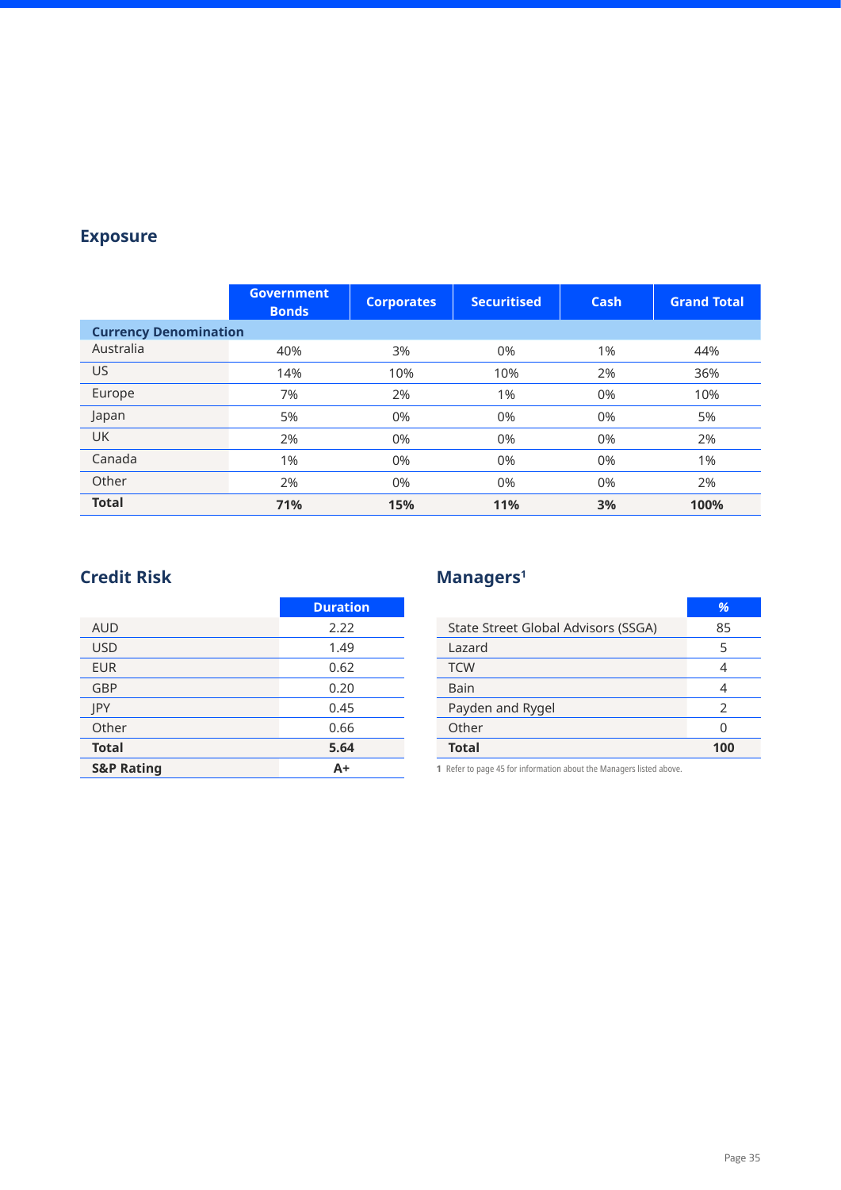## Exposure

| | Government Bonds | Corporates | Securitised | Cash | Grand Total |
|---|---|---|---|---|---|
| **Currency Denomination** | | | | | |
| Australia | 40% | 3% | 0% | 1% | 44% |
| US | 14% | 10% | 10% | 2% | 36% |
| Europe | 7% | 2% | 1% | 0% | 10% |
| Japan | 5% | 0% | 0% | 0% | 5% |
| UK | 2% | 0% | 0% | 0% | 2% |
| Canada | 1% | 0% | 0% | 0% | 1% |
| Other | 2% | 0% | 0% | 0% | 2% |
| **Total** | **71%** | **15%** | **11%** | **3%** | **100%** |

## Credit Risk

| | Duration |
|---|---|
| AUD | 2.22 |
| USD | 1.49 |
| EUR | 0.62 |
| GBP | 0.20 |
| JPY | 0.45 |
| Other | 0.66 |
| **Total** | **5.64** |
| **S&P Rating** | **A+** |

## Managers[1]

| | % |
|---|---|
| State Street Global Advisors (SSGA) | 85 |
| Lazard | 5 |
| TCW | 4 |
| Bain | 4 |
| Payden and Rygel | 2 |
| Other | 0 |
| **Total** | **100** |

**1** Refer to page 45 for information about the Managers listed above.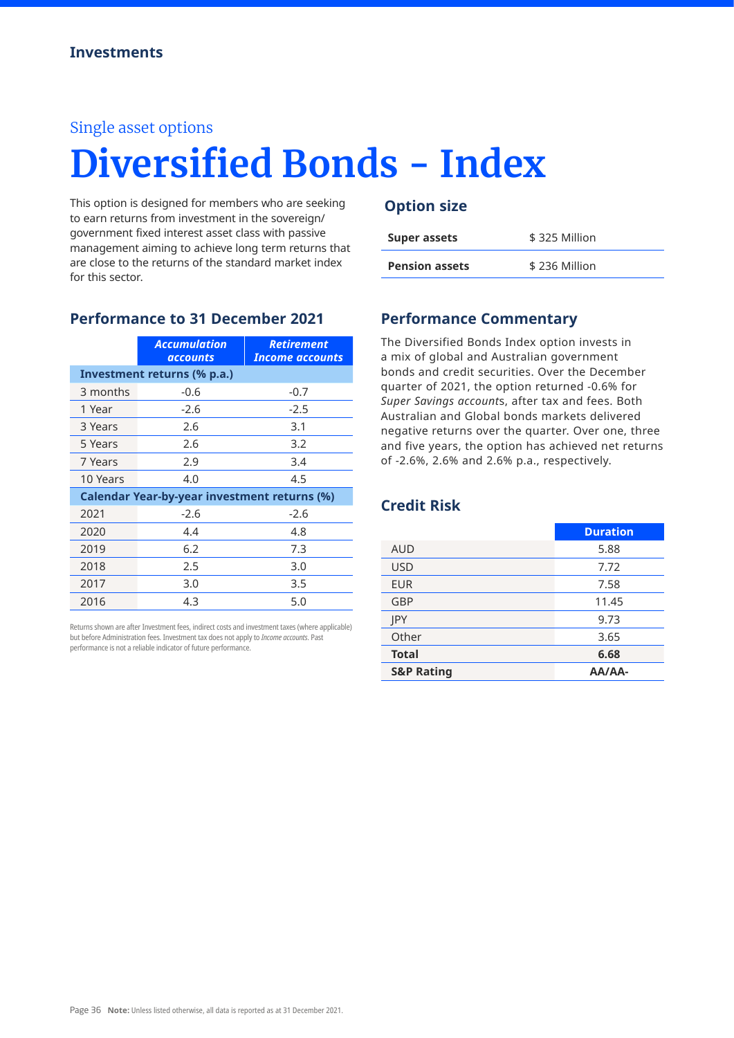Investments

Single asset options

# Diversified Bonds - Index

This option is designed for members who are seeking to earn returns from investment in the sovereign/government fixed interest asset class with passive management aiming to achieve long term returns that are close to the returns of the standard market index for this sector.

## Option size

| | |
|---|---|
| **Super assets** | $ 325 Million |
| **Pension assets** | $ 236 Million |

## Performance to 31 December 2021

| | *Accumulation accounts* | *Retirement Income accounts* |
|---|---|---|
| **Investment returns (% p.a.)** | | |
| 3 months | -0.6 | -0.7 |
| 1 Year | -2.6 | -2.5 |
| 3 Years | 2.6 | 3.1 |
| 5 Years | 2.6 | 3.2 |
| 7 Years | 2.9 | 3.4 |
| 10 Years | 4.0 | 4.5 |
| **Calendar Year-by-year investment returns (%)** | | |
| 2021 | -2.6 | -2.6 |
| 2020 | 4.4 | 4.8 |
| 2019 | 6.2 | 7.3 |
| 2018 | 2.5 | 3.0 |
| 2017 | 3.0 | 3.5 |
| 2016 | 4.3 | 5.0 |

Returns shown are after Investment fees, indirect costs and investment taxes (where applicable) but before Administration fees. Investment tax does not apply to *Income accounts*. Past performance is not a reliable indicator of future performance.

## Performance Commentary

The Diversified Bonds Index option invests in a mix of global and Australian government bonds and credit securities. Over the December quarter of 2021, the option returned -0.6% for *Super Savings account*s, after tax and fees. Both Australian and Global bonds markets delivered negative returns over the quarter. Over one, three and five years, the option has achieved net returns of -2.6%, 2.6% and 2.6% p.a., respectively.

## Credit Risk

| | **Duration** |
|---|---|
| AUD | 5.88 |
| USD | 7.72 |
| EUR | 7.58 |
| GBP | 11.45 |
| JPY | 9.73 |
| Other | 3.65 |
| **Total** | **6.68** |
| **S&P Rating** | **AA/AA-** |

**Note:** Unless listed otherwise, all data is reported as at 31 December 2021.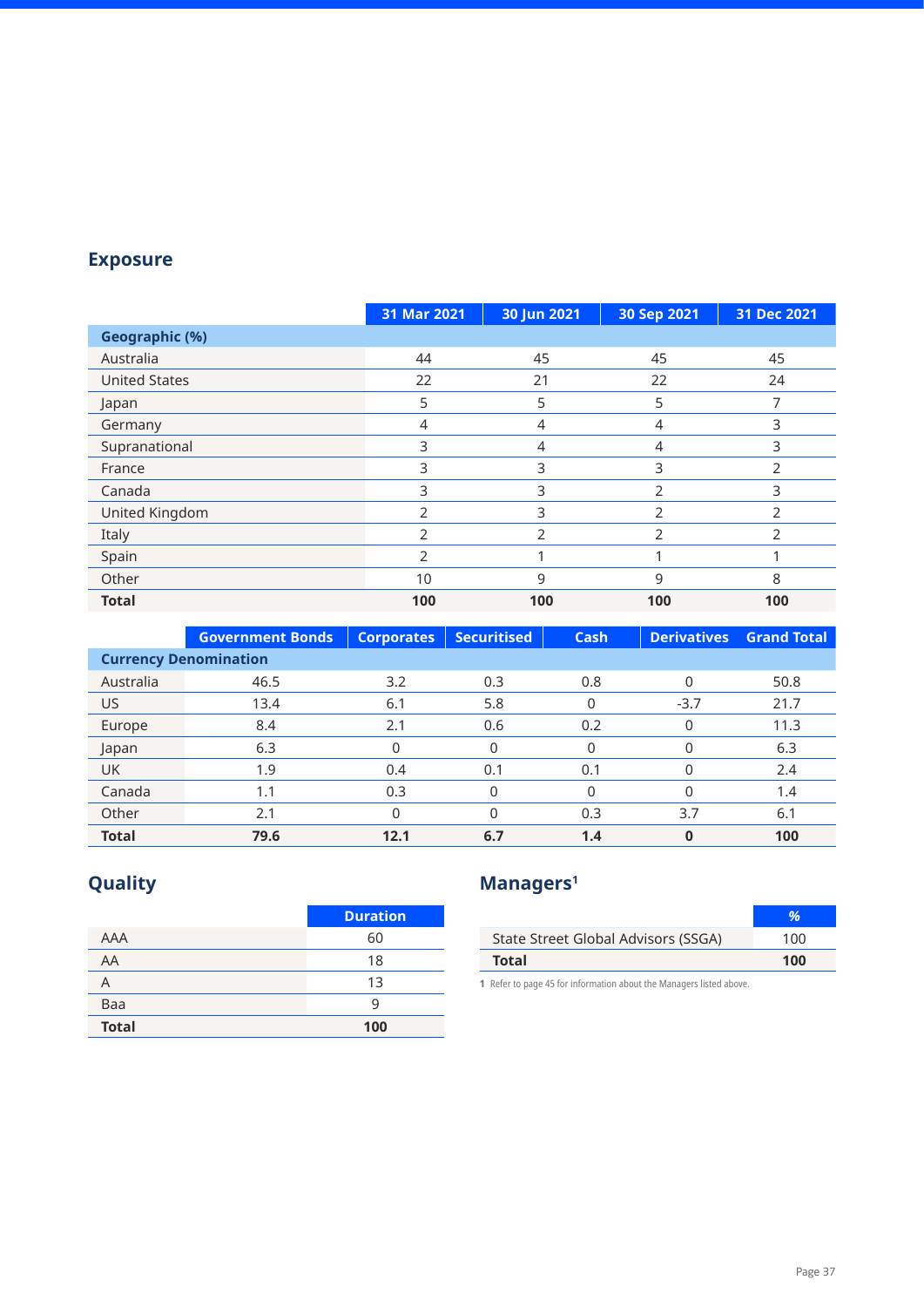## Exposure

| | 31 Mar 2021 | 30 Jun 2021 | 30 Sep 2021 | 31 Dec 2021 |
|---|---|---|---|---|
| **Geographic (%)** | | | | |
| Australia | 44 | 45 | 45 | 45 |
| United States | 22 | 21 | 22 | 24 |
| Japan | 5 | 5 | 5 | 7 |
| Germany | 4 | 4 | 4 | 3 |
| Supranational | 3 | 4 | 4 | 3 |
| France | 3 | 3 | 3 | 2 |
| Canada | 3 | 3 | 2 | 3 |
| United Kingdom | 2 | 3 | 2 | 2 |
| Italy | 2 | 2 | 2 | 2 |
| Spain | 2 | 1 | 1 | 1 |
| Other | 10 | 9 | 9 | 8 |
| **Total** | **100** | **100** | **100** | **100** |

| | Government Bonds | Corporates | Securitised | Cash | Derivatives | Grand Total |
|---|---|---|---|---|---|---|
| **Currency Denomination** | | | | | | |
| Australia | 46.5 | 3.2 | 0.3 | 0.8 | 0 | 50.8 |
| US | 13.4 | 6.1 | 5.8 | 0 | -3.7 | 21.7 |
| Europe | 8.4 | 2.1 | 0.6 | 0.2 | 0 | 11.3 |
| Japan | 6.3 | 0 | 0 | 0 | 0 | 6.3 |
| UK | 1.9 | 0.4 | 0.1 | 0.1 | 0 | 2.4 |
| Canada | 1.1 | 0.3 | 0 | 0 | 0 | 1.4 |
| Other | 2.1 | 0 | 0 | 0.3 | 3.7 | 6.1 |
| **Total** | **79.6** | **12.1** | **6.7** | **1.4** | **0** | **100** |

## Quality

| | Duration |
|---|---|
| AAA | 60 |
| AA | 18 |
| A | 13 |
| Baa | 9 |
| **Total** | **100** |

## Managers[1]

| | % |
|---|---|
| State Street Global Advisors (SSGA) | 100 |
| **Total** | **100** |

1 Refer to page 45 for information about the Managers listed above.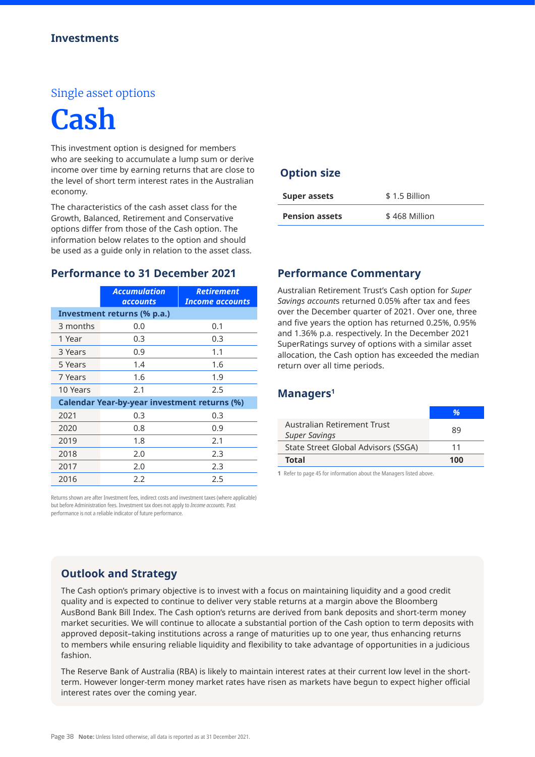Single asset options

# Cash

This investment option is designed for members who are seeking to accumulate a lump sum or derive income over time by earning returns that are close to the level of short term interest rates in the Australian economy.

The characteristics of the cash asset class for the Growth, Balanced, Retirement and Conservative options differ from those of the Cash option. The information below relates to the option and should be used as a guide only in relation to the asset class.

## Option size

| | |
|---|---|
| **Super assets** | $ 1.5 Billion |
| **Pension assets** | $ 468 Million |

## Performance to 31 December 2021

| | *Accumulation accounts* | *Retirement Income accounts* |
|---|---|---|
| **Investment returns (% p.a.)** | | |
| 3 months | 0.0 | 0.1 |
| 1 Year | 0.3 | 0.3 |
| 3 Years | 0.9 | 1.1 |
| 5 Years | 1.4 | 1.6 |
| 7 Years | 1.6 | 1.9 |
| 10 Years | 2.1 | 2.5 |
| **Calendar Year-by-year investment returns (%)** | | |
| 2021 | 0.3 | 0.3 |
| 2020 | 0.8 | 0.9 |
| 2019 | 1.8 | 2.1 |
| 2018 | 2.0 | 2.3 |
| 2017 | 2.0 | 2.3 |
| 2016 | 2.2 | 2.5 |

Returns shown are after Investment fees, indirect costs and investment taxes (where applicable) but before Administration fees. Investment tax does not apply to *Income accounts*. Past performance is not a reliable indicator of future performance.

## Performance Commentary

Australian Retirement Trust's Cash option for *Super Savings accounts* returned 0.05% after tax and fees over the December quarter of 2021. Over one, three and five years the option has returned 0.25%, 0.95% and 1.36% p.a. respectively. In the December 2021 SuperRatings survey of options with a similar asset allocation, the Cash option has exceeded the median return over all time periods.

## Managers[1]

| | % |
|---|---|
| Australian Retirement Trust *Super Savings* | 89 |
| State Street Global Advisors (SSGA) | 11 |
| **Total** | **100** |

**1** Refer to page 45 for information about the Managers listed above.

## Outlook and Strategy

The Cash option's primary objective is to invest with a focus on maintaining liquidity and a good credit quality and is expected to continue to deliver very stable returns at a margin above the Bloomberg AusBond Bank Bill Index. The Cash option's returns are derived from bank deposits and short-term money market securities. We will continue to allocate a substantial portion of the Cash option to term deposits with approved deposit–taking institutions across a range of maturities up to one year, thus enhancing returns to members while ensuring reliable liquidity and flexibility to take advantage of opportunities in a judicious fashion.

The Reserve Bank of Australia (RBA) is likely to maintain interest rates at their current low level in the short-term. However longer-term money market rates have risen as markets have begun to expect higher official interest rates over the coming year.

**Note:** Unless listed otherwise, all data is reported as at 31 December 2021.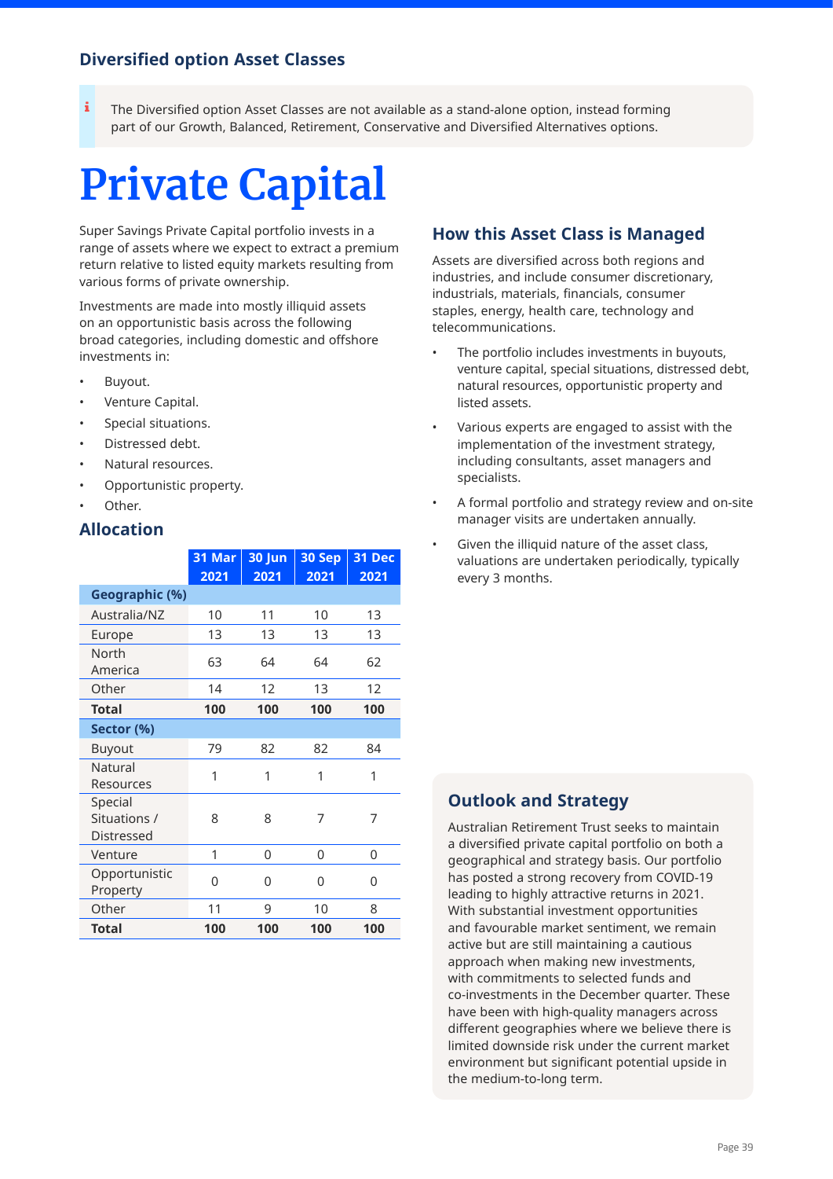## Diversified option Asset Classes

> The Diversified option Asset Classes are not available as a stand-alone option, instead forming part of our Growth, Balanced, Retirement, Conservative and Diversified Alternatives options.

# Private Capital

Super Savings Private Capital portfolio invests in a range of assets where we expect to extract a premium return relative to listed equity markets resulting from various forms of private ownership.

Investments are made into mostly illiquid assets on an opportunistic basis across the following broad categories, including domestic and offshore investments in:

- Buyout.
- Venture Capital.
- Special situations.
- Distressed debt.
- Natural resources.
- Opportunistic property.
- Other.

### Allocation

| | 31 Mar 2021 | 30 Jun 2021 | 30 Sep 2021 | 31 Dec 2021 |
|---|---|---|---|---|
| **Geographic (%)** | | | | |
| Australia/NZ | 10 | 11 | 10 | 13 |
| Europe | 13 | 13 | 13 | 13 |
| North America | 63 | 64 | 64 | 62 |
| Other | 14 | 12 | 13 | 12 |
| **Total** | **100** | **100** | **100** | **100** |
| **Sector (%)** | | | | |
| Buyout | 79 | 82 | 82 | 84 |
| Natural Resources | 1 | 1 | 1 | 1 |
| Special Situations / Distressed | 8 | 8 | 7 | 7 |
| Venture | 1 | 0 | 0 | 0 |
| Opportunistic Property | 0 | 0 | 0 | 0 |
| Other | 11 | 9 | 10 | 8 |
| **Total** | **100** | **100** | **100** | **100** |

### How this Asset Class is Managed

Assets are diversified across both regions and industries, and include consumer discretionary, industrials, materials, financials, consumer staples, energy, health care, technology and telecommunications.

- The portfolio includes investments in buyouts, venture capital, special situations, distressed debt, natural resources, opportunistic property and listed assets.
- Various experts are engaged to assist with the implementation of the investment strategy, including consultants, asset managers and specialists.
- A formal portfolio and strategy review and on-site manager visits are undertaken annually.
- Given the illiquid nature of the asset class, valuations are undertaken periodically, typically every 3 months.

### Outlook and Strategy

Australian Retirement Trust seeks to maintain a diversified private capital portfolio on both a geographical and strategy basis. Our portfolio has posted a strong recovery from COVID-19 leading to highly attractive returns in 2021. With substantial investment opportunities and favourable market sentiment, we remain active but are still maintaining a cautious approach when making new investments, with commitments to selected funds and co-investments in the December quarter. These have been with high-quality managers across different geographies where we believe there is limited downside risk under the current market environment but significant potential upside in the medium-to-long term.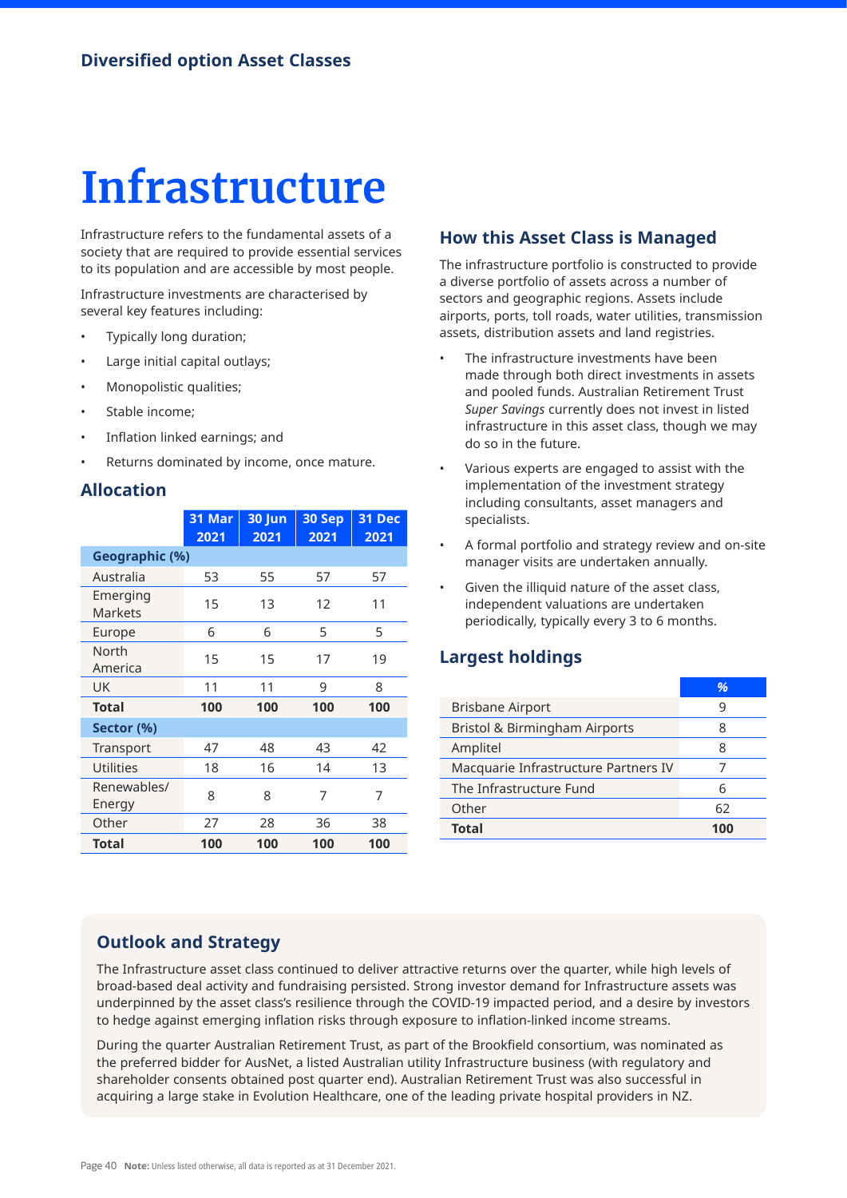## Diversified option Asset Classes

# Infrastructure

Infrastructure refers to the fundamental assets of a society that are required to provide essential services to its population and are accessible by most people.

Infrastructure investments are characterised by several key features including:

- Typically long duration;
- Large initial capital outlays;
- Monopolistic qualities;
- Stable income;
- Inflation linked earnings; and
- Returns dominated by income, once mature.

### Allocation

| | 31 Mar 2021 | 30 Jun 2021 | 30 Sep 2021 | 31 Dec 2021 |
|---|---|---|---|---|
| **Geographic (%)** | | | | |
| Australia | 53 | 55 | 57 | 57 |
| Emerging Markets | 15 | 13 | 12 | 11 |
| Europe | 6 | 6 | 5 | 5 |
| North America | 15 | 15 | 17 | 19 |
| UK | 11 | 11 | 9 | 8 |
| **Total** | **100** | **100** | **100** | **100** |
| **Sector (%)** | | | | |
| Transport | 47 | 48 | 43 | 42 |
| Utilities | 18 | 16 | 14 | 13 |
| Renewables/ Energy | 8 | 8 | 7 | 7 |
| Other | 27 | 28 | 36 | 38 |
| **Total** | **100** | **100** | **100** | **100** |

### How this Asset Class is Managed

The infrastructure portfolio is constructed to provide a diverse portfolio of assets across a number of sectors and geographic regions. Assets include airports, ports, toll roads, water utilities, transmission assets, distribution assets and land registries.

- The infrastructure investments have been made through both direct investments in assets and pooled funds. Australian Retirement Trust *Super Savings* currently does not invest in listed infrastructure in this asset class, though we may do so in the future.
- Various experts are engaged to assist with the implementation of the investment strategy including consultants, asset managers and specialists.
- A formal portfolio and strategy review and on-site manager visits are undertaken annually.
- Given the illiquid nature of the asset class, independent valuations are undertaken periodically, typically every 3 to 6 months.

### Largest holdings

| | % |
|---|---|
| Brisbane Airport | 9 |
| Bristol & Birmingham Airports | 8 |
| Amplitel | 8 |
| Macquarie Infrastructure Partners IV | 7 |
| The Infrastructure Fund | 6 |
| Other | 62 |
| **Total** | **100** |

### Outlook and Strategy

The Infrastructure asset class continued to deliver attractive returns over the quarter, while high levels of broad-based deal activity and fundraising persisted. Strong investor demand for Infrastructure assets was underpinned by the asset class's resilience through the COVID-19 impacted period, and a desire by investors to hedge against emerging inflation risks through exposure to inflation-linked income streams.

During the quarter Australian Retirement Trust, as part of the Brookfield consortium, was nominated as the preferred bidder for AusNet, a listed Australian utility Infrastructure business (with regulatory and shareholder consents obtained post quarter end). Australian Retirement Trust was also successful in acquiring a large stake in Evolution Healthcare, one of the leading private hospital providers in NZ.

**Note:** Unless listed otherwise, all data is reported as at 31 December 2021.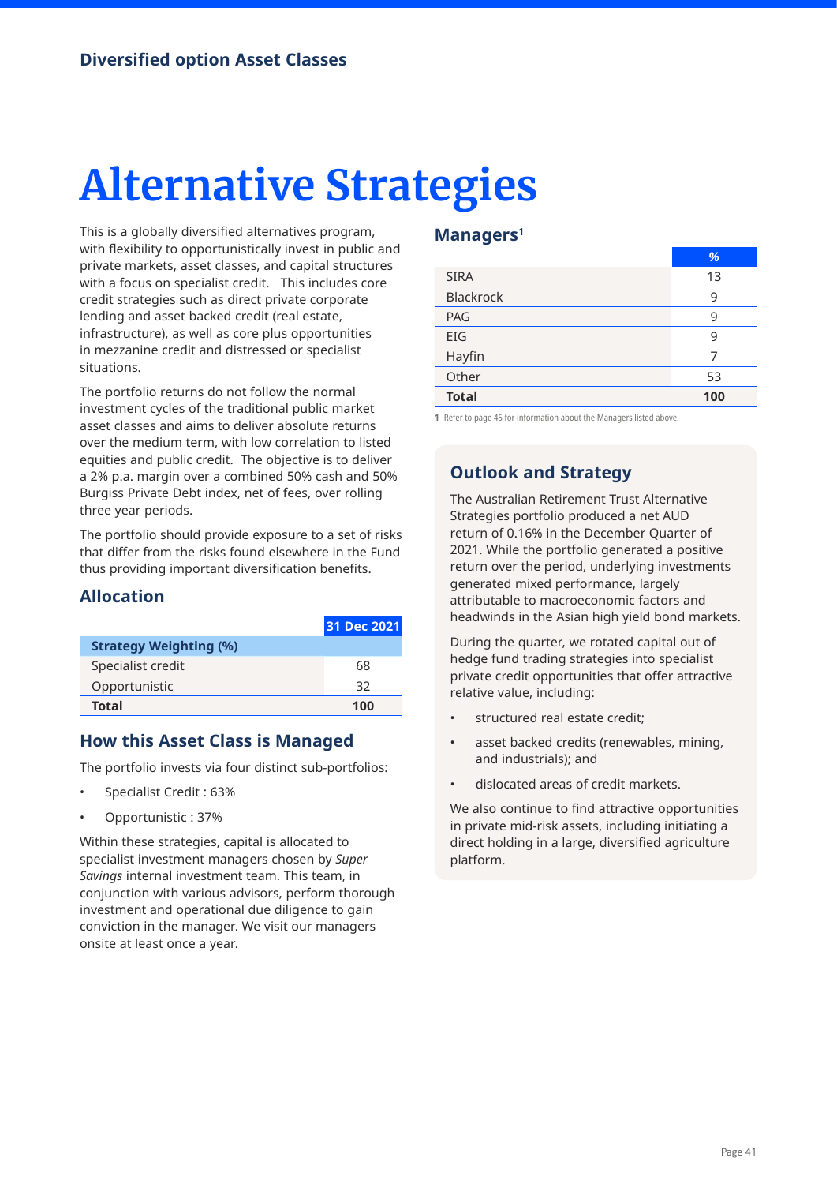Diversified option Asset Classes

# Alternative Strategies

This is a globally diversified alternatives program, with flexibility to opportunistically invest in public and private markets, asset classes, and capital structures with a focus on specialist credit. This includes core credit strategies such as direct private corporate lending and asset backed credit (real estate, infrastructure), as well as core plus opportunities in mezzanine credit and distressed or specialist situations.

The portfolio returns do not follow the normal investment cycles of the traditional public market asset classes and aims to deliver absolute returns over the medium term, with low correlation to listed equities and public credit. The objective is to deliver a 2% p.a. margin over a combined 50% cash and 50% Burgiss Private Debt index, net of fees, over rolling three year periods.

The portfolio should provide exposure to a set of risks that differ from the risks found elsewhere in the Fund thus providing important diversification benefits.

## Allocation

| | 31 Dec 2021 |
|---|---|
| **Strategy Weighting (%)** | |
| Specialist credit | 68 |
| Opportunistic | 32 |
| **Total** | **100** |

## How this Asset Class is Managed

The portfolio invests via four distinct sub-portfolios:

- Specialist Credit : 63%
- Opportunistic : 37%

Within these strategies, capital is allocated to specialist investment managers chosen by *Super Savings* internal investment team. This team, in conjunction with various advisors, perform thorough investment and operational due diligence to gain conviction in the manager. We visit our managers onsite at least once a year.

## Managers[1]

| | % |
|---|---|
| SIRA | 13 |
| Blackrock | 9 |
| PAG | 9 |
| EIG | 9 |
| Hayfin | 7 |
| Other | 53 |
| **Total** | **100** |

1 Refer to page 45 for information about the Managers listed above.

## Outlook and Strategy

The Australian Retirement Trust Alternative Strategies portfolio produced a net AUD return of 0.16% in the December Quarter of 2021. While the portfolio generated a positive return over the period, underlying investments generated mixed performance, largely attributable to macroeconomic factors and headwinds in the Asian high yield bond markets.

During the quarter, we rotated capital out of hedge fund trading strategies into specialist private credit opportunities that offer attractive relative value, including:

- structured real estate credit;
- asset backed credits (renewables, mining, and industrials); and
- dislocated areas of credit markets.

We also continue to find attractive opportunities in private mid-risk assets, including initiating a direct holding in a large, diversified agriculture platform.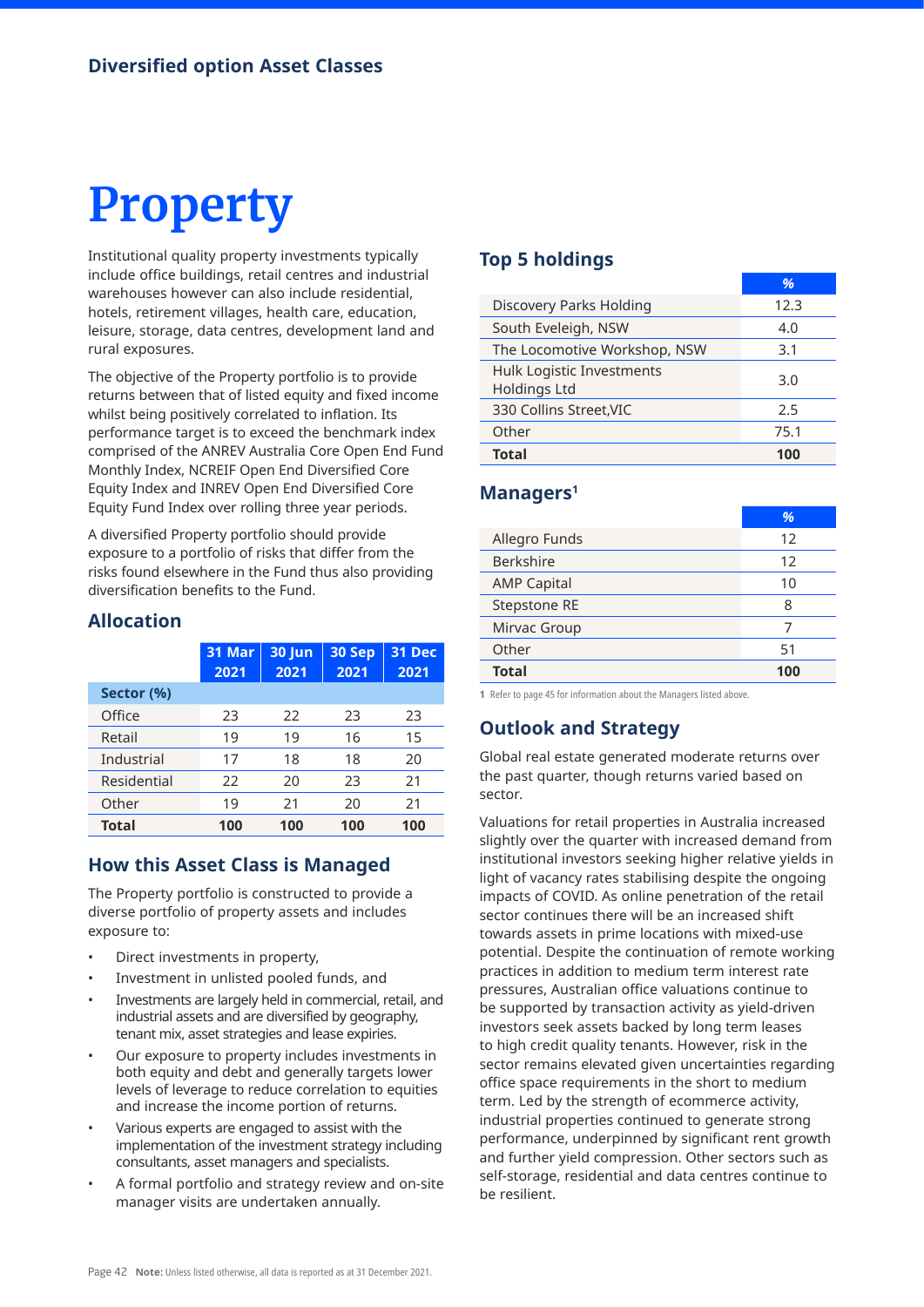## Diversified option Asset Classes

# Property

Institutional quality property investments typically include office buildings, retail centres and industrial warehouses however can also include residential, hotels, retirement villages, health care, education, leisure, storage, data centres, development land and rural exposures.

The objective of the Property portfolio is to provide returns between that of listed equity and fixed income whilst being positively correlated to inflation. Its performance target is to exceed the benchmark index comprised of the ANREV Australia Core Open End Fund Monthly Index, NCREIF Open End Diversified Core Equity Index and INREV Open End Diversified Core Equity Fund Index over rolling three year periods.

A diversified Property portfolio should provide exposure to a portfolio of risks that differ from the risks found elsewhere in the Fund thus also providing diversification benefits to the Fund.

### Allocation

| | 31 Mar 2021 | 30 Jun 2021 | 30 Sep 2021 | 31 Dec 2021 |
|---|---|---|---|---|
| **Sector (%)** | | | | |
| Office | 23 | 22 | 23 | 23 |
| Retail | 19 | 19 | 16 | 15 |
| Industrial | 17 | 18 | 18 | 20 |
| Residential | 22 | 20 | 23 | 21 |
| Other | 19 | 21 | 20 | 21 |
| **Total** | **100** | **100** | **100** | **100** |

### How this Asset Class is Managed

The Property portfolio is constructed to provide a diverse portfolio of property assets and includes exposure to:

- Direct investments in property,
- Investment in unlisted pooled funds, and
- Investments are largely held in commercial, retail, and industrial assets and are diversified by geography, tenant mix, asset strategies and lease expiries.
- Our exposure to property includes investments in both equity and debt and generally targets lower levels of leverage to reduce correlation to equities and increase the income portion of returns.
- Various experts are engaged to assist with the implementation of the investment strategy including consultants, asset managers and specialists.
- A formal portfolio and strategy review and on-site manager visits are undertaken annually.

### Top 5 holdings

| | % |
|---|---|
| Discovery Parks Holding | 12.3 |
| South Eveleigh, NSW | 4.0 |
| The Locomotive Workshop, NSW | 3.1 |
| Hulk Logistic Investments Holdings Ltd | 3.0 |
| 330 Collins Street,VIC | 2.5 |
| Other | 75.1 |
| **Total** | **100** |

### Managers[1]

| | % |
|---|---|
| Allegro Funds | 12 |
| Berkshire | 12 |
| AMP Capital | 10 |
| Stepstone RE | 8 |
| Mirvac Group | 7 |
| Other | 51 |
| **Total** | **100** |

1 Refer to page 45 for information about the Managers listed above.

### Outlook and Strategy

Global real estate generated moderate returns over the past quarter, though returns varied based on sector.

Valuations for retail properties in Australia increased slightly over the quarter with increased demand from institutional investors seeking higher relative yields in light of vacancy rates stabilising despite the ongoing impacts of COVID. As online penetration of the retail sector continues there will be an increased shift towards assets in prime locations with mixed-use potential. Despite the continuation of remote working practices in addition to medium term interest rate pressures, Australian office valuations continue to be supported by transaction activity as yield-driven investors seek assets backed by long term leases to high credit quality tenants. However, risk in the sector remains elevated given uncertainties regarding office space requirements in the short to medium term. Led by the strength of ecommerce activity, industrial properties continued to generate strong performance, underpinned by significant rent growth and further yield compression. Other sectors such as self-storage, residential and data centres continue to be resilient.

**Note:** Unless listed otherwise, all data is reported as at 31 December 2021.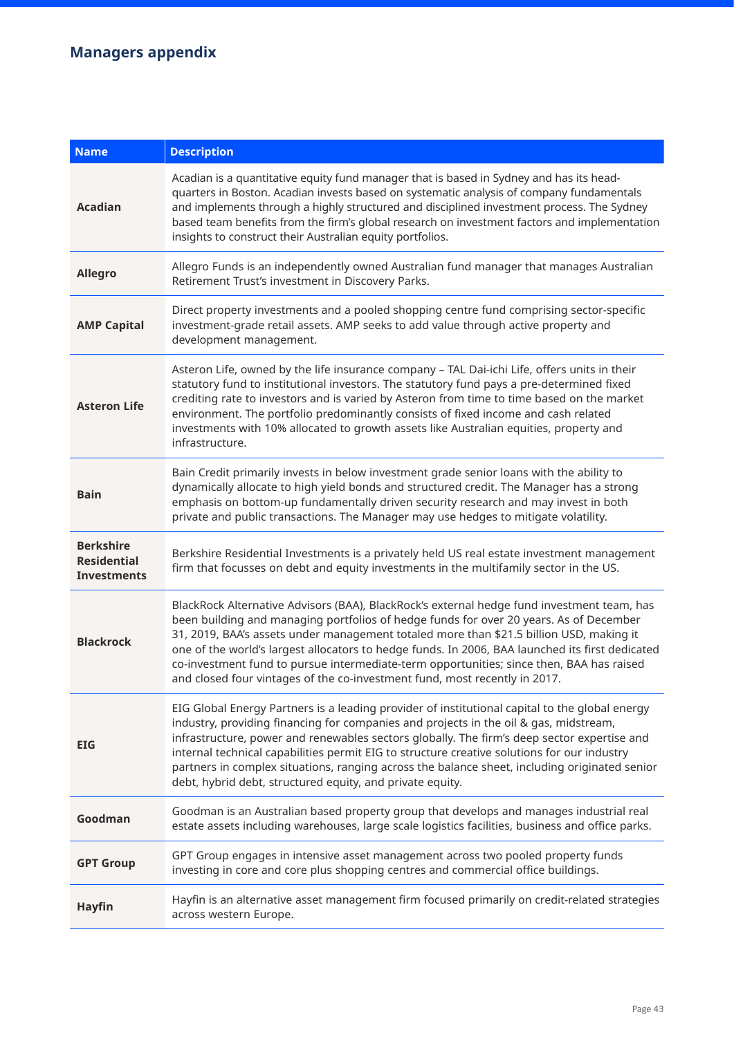## Managers appendix

| Name | Description |
|---|---|
| **Acadian** | Acadian is a quantitative equity fund manager that is based in Sydney and has its head-quarters in Boston. Acadian invests based on systematic analysis of company fundamentals and implements through a highly structured and disciplined investment process. The Sydney based team benefits from the firm's global research on investment factors and implementation insights to construct their Australian equity portfolios. |
| **Allegro** | Allegro Funds is an independently owned Australian fund manager that manages Australian Retirement Trust's investment in Discovery Parks. |
| **AMP Capital** | Direct property investments and a pooled shopping centre fund comprising sector-specific investment-grade retail assets. AMP seeks to add value through active property and development management. |
| **Asteron Life** | Asteron Life, owned by the life insurance company – TAL Dai-ichi Life, offers units in their statutory fund to institutional investors. The statutory fund pays a pre-determined fixed crediting rate to investors and is varied by Asteron from time to time based on the market environment. The portfolio predominantly consists of fixed income and cash related investments with 10% allocated to growth assets like Australian equities, property and infrastructure. |
| **Bain** | Bain Credit primarily invests in below investment grade senior loans with the ability to dynamically allocate to high yield bonds and structured credit. The Manager has a strong emphasis on bottom-up fundamentally driven security research and may invest in both private and public transactions. The Manager may use hedges to mitigate volatility. |
| **Berkshire Residential Investments** | Berkshire Residential Investments is a privately held US real estate investment management firm that focusses on debt and equity investments in the multifamily sector in the US. |
| **Blackrock** | BlackRock Alternative Advisors (BAA), BlackRock's external hedge fund investment team, has been building and managing portfolios of hedge funds for over 20 years. As of December 31, 2019, BAA's assets under management totaled more than $21.5 billion USD, making it one of the world's largest allocators to hedge funds. In 2006, BAA launched its first dedicated co-investment fund to pursue intermediate-term opportunities; since then, BAA has raised and closed four vintages of the co-investment fund, most recently in 2017. |
| **EIG** | EIG Global Energy Partners is a leading provider of institutional capital to the global energy industry, providing financing for companies and projects in the oil & gas, midstream, infrastructure, power and renewables sectors globally. The firm's deep sector expertise and internal technical capabilities permit EIG to structure creative solutions for our industry partners in complex situations, ranging across the balance sheet, including originated senior debt, hybrid debt, structured equity, and private equity. |
| **Goodman** | Goodman is an Australian based property group that develops and manages industrial real estate assets including warehouses, large scale logistics facilities, business and office parks. |
| **GPT Group** | GPT Group engages in intensive asset management across two pooled property funds investing in core and core plus shopping centres and commercial office buildings. |
| **Hayfin** | Hayfin is an alternative asset management firm focused primarily on credit-related strategies across western Europe. |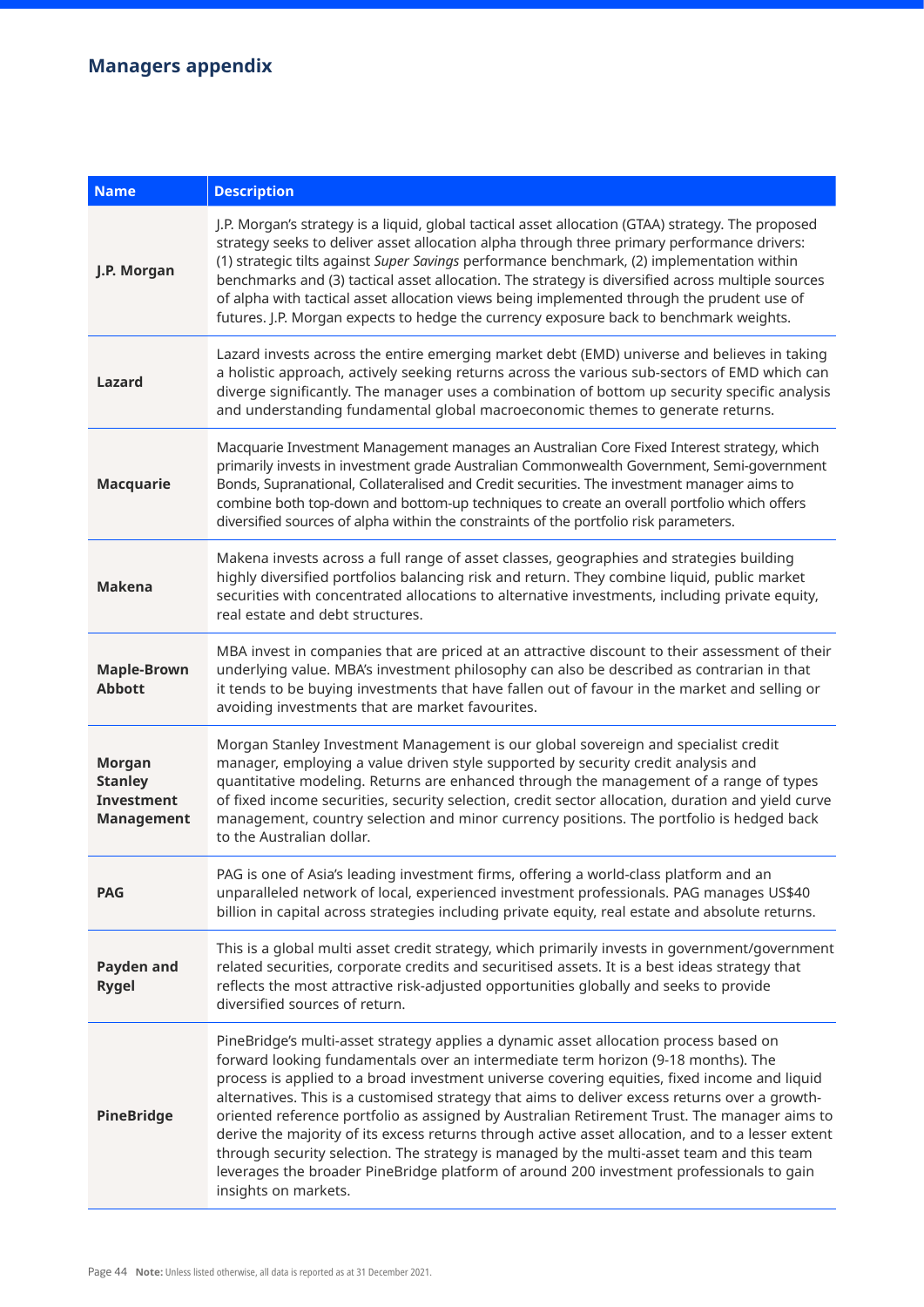## Managers appendix

| Name | Description |
|---|---|
| **J.P. Morgan** | J.P. Morgan's strategy is a liquid, global tactical asset allocation (GTAA) strategy. The proposed strategy seeks to deliver asset allocation alpha through three primary performance drivers: (1) strategic tilts against *Super Savings* performance benchmark, (2) implementation within benchmarks and (3) tactical asset allocation. The strategy is diversified across multiple sources of alpha with tactical asset allocation views being implemented through the prudent use of futures. J.P. Morgan expects to hedge the currency exposure back to benchmark weights. |
| **Lazard** | Lazard invests across the entire emerging market debt (EMD) universe and believes in taking a holistic approach, actively seeking returns across the various sub-sectors of EMD which can diverge significantly. The manager uses a combination of bottom up security specific analysis and understanding fundamental global macroeconomic themes to generate returns. |
| **Macquarie** | Macquarie Investment Management manages an Australian Core Fixed Interest strategy, which primarily invests in investment grade Australian Commonwealth Government, Semi-government Bonds, Supranational, Collateralised and Credit securities. The investment manager aims to combine both top-down and bottom-up techniques to create an overall portfolio which offers diversified sources of alpha within the constraints of the portfolio risk parameters. |
| **Makena** | Makena invests across a full range of asset classes, geographies and strategies building highly diversified portfolios balancing risk and return. They combine liquid, public market securities with concentrated allocations to alternative investments, including private equity, real estate and debt structures. |
| **Maple-Brown Abbott** | MBA invest in companies that are priced at an attractive discount to their assessment of their underlying value. MBA's investment philosophy can also be described as contrarian in that it tends to be buying investments that have fallen out of favour in the market and selling or avoiding investments that are market favourites. |
| **Morgan Stanley Investment Management** | Morgan Stanley Investment Management is our global sovereign and specialist credit manager, employing a value driven style supported by security credit analysis and quantitative modeling. Returns are enhanced through the management of a range of types of fixed income securities, security selection, credit sector allocation, duration and yield curve management, country selection and minor currency positions. The portfolio is hedged back to the Australian dollar. |
| **PAG** | PAG is one of Asia's leading investment firms, offering a world-class platform and an unparalleled network of local, experienced investment professionals. PAG manages US$40 billion in capital across strategies including private equity, real estate and absolute returns. |
| **Payden and Rygel** | This is a global multi asset credit strategy, which primarily invests in government/government related securities, corporate credits and securitised assets. It is a best ideas strategy that reflects the most attractive risk-adjusted opportunities globally and seeks to provide diversified sources of return. |
| **PineBridge** | PineBridge's multi-asset strategy applies a dynamic asset allocation process based on forward looking fundamentals over an intermediate term horizon (9-18 months). The process is applied to a broad investment universe covering equities, fixed income and liquid alternatives. This is a customised strategy that aims to deliver excess returns over a growth-oriented reference portfolio as assigned by Australian Retirement Trust. The manager aims to derive the majority of its excess returns through active asset allocation, and to a lesser extent through security selection. The strategy is managed by the multi-asset team and this team leverages the broader PineBridge platform of around 200 investment professionals to gain insights on markets. |

**Note:** Unless listed otherwise, all data is reported as at 31 December 2021.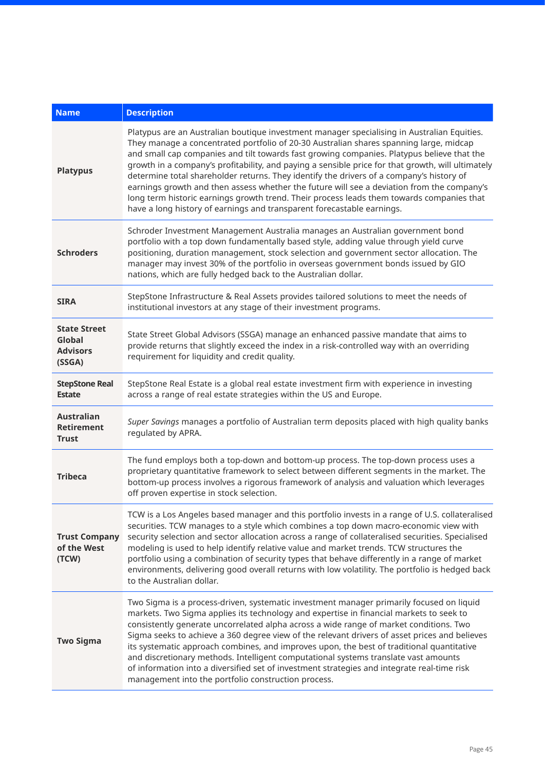| Name | Description |
| --- | --- |
| **Platypus** | Platypus are an Australian boutique investment manager specialising in Australian Equities. They manage a concentrated portfolio of 20-30 Australian shares spanning large, midcap and small cap companies and tilt towards fast growing companies. Platypus believe that the growth in a company's profitability, and paying a sensible price for that growth, will ultimately determine total shareholder returns. They identify the drivers of a company's history of earnings growth and then assess whether the future will see a deviation from the company's long term historic earnings growth trend. Their process leads them towards companies that have a long history of earnings and transparent forecastable earnings. |
| **Schroders** | Schroder Investment Management Australia manages an Australian government bond portfolio with a top down fundamentally based style, adding value through yield curve positioning, duration management, stock selection and government sector allocation. The manager may invest 30% of the portfolio in overseas government bonds issued by GIO nations, which are fully hedged back to the Australian dollar. |
| **SIRA** | StepStone Infrastructure & Real Assets provides tailored solutions to meet the needs of institutional investors at any stage of their investment programs. |
| **State Street Global Advisors (SSGA)** | State Street Global Advisors (SSGA) manage an enhanced passive mandate that aims to provide returns that slightly exceed the index in a risk-controlled way with an overriding requirement for liquidity and credit quality. |
| **StepStone Real Estate** | StepStone Real Estate is a global real estate investment firm with experience in investing across a range of real estate strategies within the US and Europe. |
| **Australian Retirement Trust** | *Super Savings* manages a portfolio of Australian term deposits placed with high quality banks regulated by APRA. |
| **Tribeca** | The fund employs both a top-down and bottom-up process. The top-down process uses a proprietary quantitative framework to select between different segments in the market. The bottom-up process involves a rigorous framework of analysis and valuation which leverages off proven expertise in stock selection. |
| **Trust Company of the West (TCW)** | TCW is a Los Angeles based manager and this portfolio invests in a range of U.S. collateralised securities. TCW manages to a style which combines a top down macro-economic view with security selection and sector allocation across a range of collateralised securities. Specialised modeling is used to help identify relative value and market trends. TCW structures the portfolio using a combination of security types that behave differently in a range of market environments, delivering good overall returns with low volatility. The portfolio is hedged back to the Australian dollar. |
| **Two Sigma** | Two Sigma is a process-driven, systematic investment manager primarily focused on liquid markets. Two Sigma applies its technology and expertise in financial markets to seek to consistently generate uncorrelated alpha across a wide range of market conditions. Two Sigma seeks to achieve a 360 degree view of the relevant drivers of asset prices and believes its systematic approach combines, and improves upon, the best of traditional quantitative and discretionary methods. Intelligent computational systems translate vast amounts of information into a diversified set of investment strategies and integrate real-time risk management into the portfolio construction process. |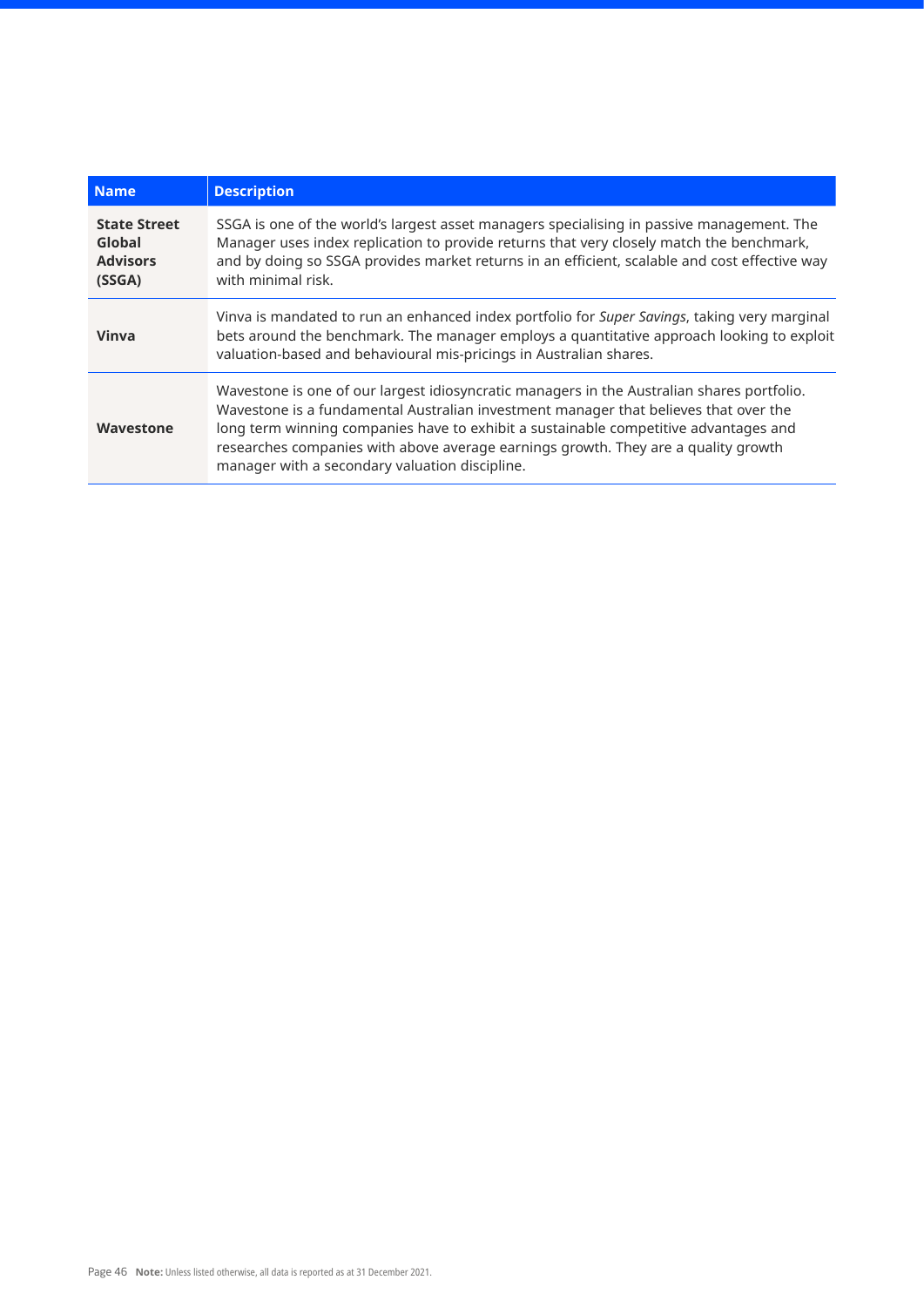| Name | Description |
|---|---|
| **State Street Global Advisors (SSGA)** | SSGA is one of the world's largest asset managers specialising in passive management. The Manager uses index replication to provide returns that very closely match the benchmark, and by doing so SSGA provides market returns in an efficient, scalable and cost effective way with minimal risk. |
| **Vinva** | Vinva is mandated to run an enhanced index portfolio for *Super Savings*, taking very marginal bets around the benchmark. The manager employs a quantitative approach looking to exploit valuation-based and behavioural mis-pricings in Australian shares. |
| **Wavestone** | Wavestone is one of our largest idiosyncratic managers in the Australian shares portfolio. Wavestone is a fundamental Australian investment manager that believes that over the long term winning companies have to exhibit a sustainable competitive advantages and researches companies with above average earnings growth. They are a quality growth manager with a secondary valuation discipline. |

**Note:** Unless listed otherwise, all data is reported as at 31 December 2021.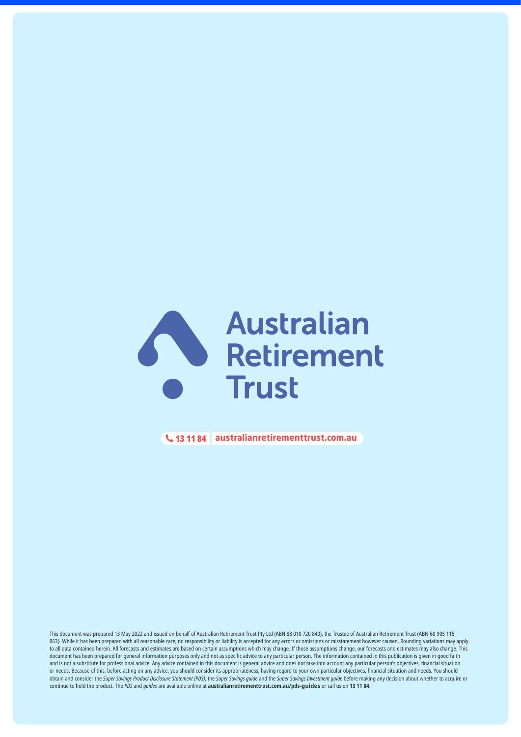Australian Retirement Trust

13 11 84 australianretirementtrust.com.au

This document was prepared 13 May 2022 and issued on behalf of Australian Retirement Trust Pty Ltd (ABN 88 010 720 840), the Trustee of Australian Retirement Trust (ABN 60 905 115 063). While it has been prepared with all reasonable care, no responsibility or liability is accepted for any errors or omissions or misstatement however caused. Rounding variations may apply to all data contained herein. All forecasts and estimates are based on certain assumptions which may change. If those assumptions change, our forecasts and estimates may also change. This document has been prepared for general information purposes only and not as specific advice to any particular person. The information contained in this publication is given in good faith and is not a substitute for professional advice. Any advice contained in this document is general advice and does not take into account any particular person's objectives, financial situation or needs. Because of this, before acting on any advice, you should consider its appropriateness, having regard to your own particular objectives, financial situation and needs. You should obtain and consider the *Super Savings Product Disclosure Statement (PDS)*, the *Super Savings guide* and the *Super Savings Investment guide* before making any decision about whether to acquire or continue to hold the product. The *PDS* and *guides* are available online at **australianretirementtrust.com.au/pds-guides** or call us on **13 11 84**.